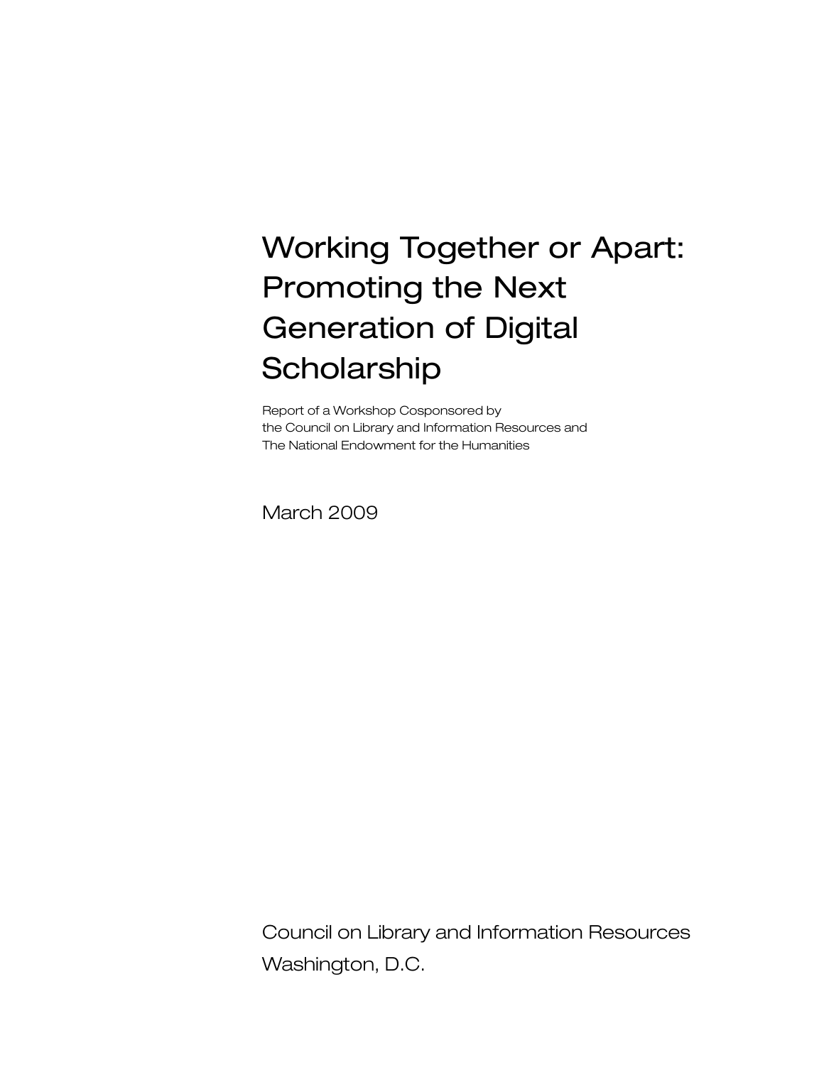# Working Together or Apart: Promoting the Next Generation of Digital Scholarship

Report of a Workshop Cosponsored by
the Council on Library and Information Resources and
The National Endowment for the Humanities

March 2009

Council on Library and Information Resources
Washington, D.C.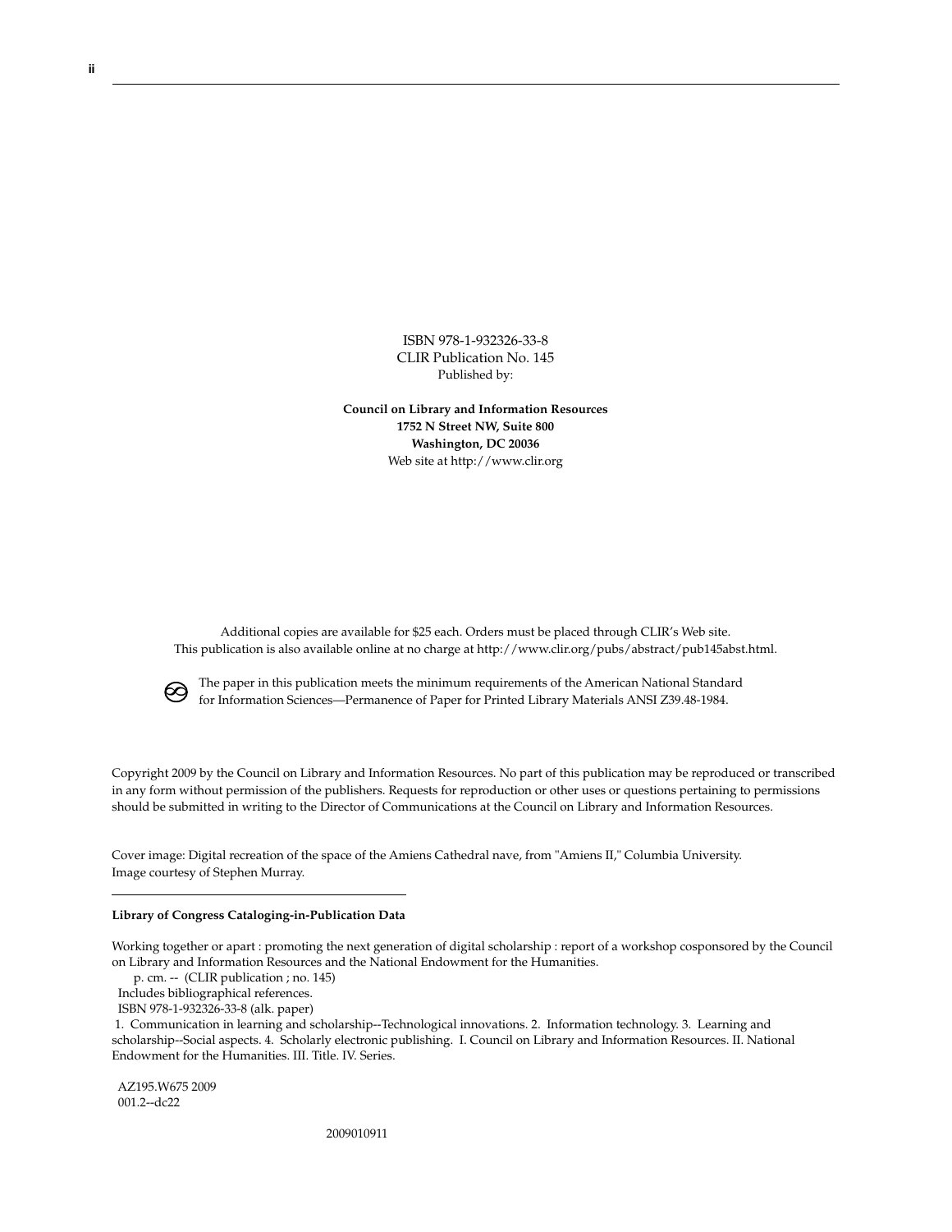ISBN 978-1-932326-33-8
CLIR Publication No. 145
Published by:

**Council on Library and Information Resources**
**1752 N Street NW, Suite 800**
**Washington, DC 20036**
Web site at http://www.clir.org

Additional copies are available for $25 each. Orders must be placed through CLIR's Web site.
This publication is also available online at no charge at http://www.clir.org/pubs/abstract/pub145abst.html.

The paper in this publication meets the minimum requirements of the American National Standard for Information Sciences—Permanence of Paper for Printed Library Materials ANSI Z39.48-1984.

Copyright 2009 by the Council on Library and Information Resources. No part of this publication may be reproduced or transcribed in any form without permission of the publishers. Requests for reproduction or other uses or questions pertaining to permissions should be submitted in writing to the Director of Communications at the Council on Library and Information Resources.

Cover image: Digital recreation of the space of the Amiens Cathedral nave, from "Amiens II," Columbia University. Image courtesy of Stephen Murray.

---

**Library of Congress Cataloging-in-Publication Data**

Working together or apart : promoting the next generation of digital scholarship : report of a workshop cosponsored by the Council on Library and Information Resources and the National Endowment for the Humanities.
p. cm. -- (CLIR publication ; no. 145)
Includes bibliographical references.
ISBN 978-1-932326-33-8 (alk. paper)
1. Communication in learning and scholarship--Technological innovations. 2. Information technology. 3. Learning and scholarship--Social aspects. 4. Scholarly electronic publishing. I. Council on Library and Information Resources. II. National Endowment for the Humanities. III. Title. IV. Series.

AZ195.W675 2009
001.2--dc22

2009010911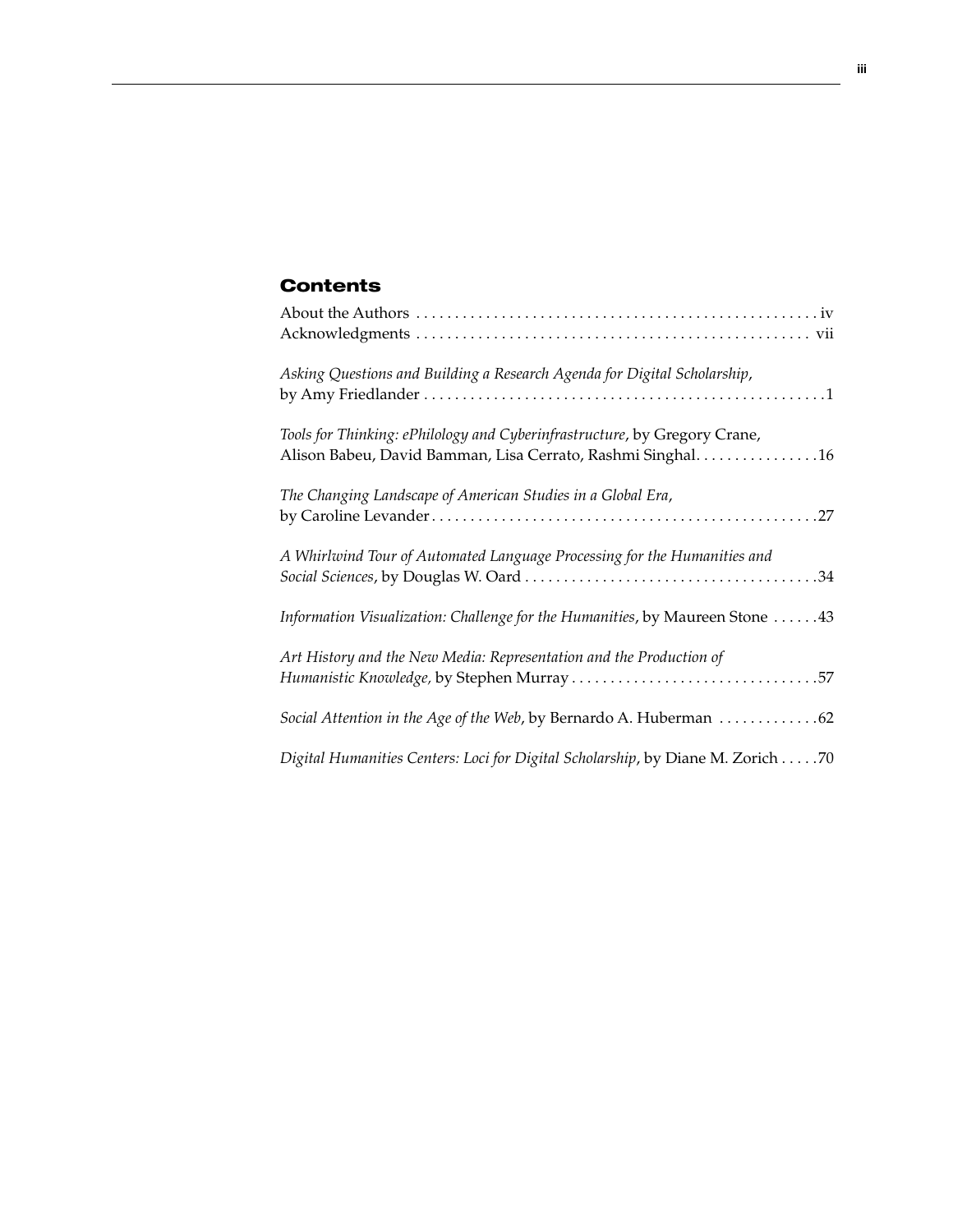## Contents

About the Authors .................................................. iv

Acknowledgments .................................................. vii

*Asking Questions and Building a Research Agenda for Digital Scholarship*, by Amy Friedlander .................................................. 1

*Tools for Thinking: ePhilology and Cyberinfrastructure*, by Gregory Crane, Alison Babeu, David Bamman, Lisa Cerrato, Rashmi Singhal................ 16

*The Changing Landscape of American Studies in a Global Era*, by Caroline Levander .................................................. 27

*A Whirlwind Tour of Automated Language Processing for the Humanities and Social Sciences*, by Douglas W. Oard .................................................. 34

*Information Visualization: Challenge for the Humanities*, by Maureen Stone ...... 43

*Art History and the New Media: Representation and the Production of Humanistic Knowledge,* by Stephen Murray .................................................. 57

*Social Attention in the Age of the Web*, by Bernardo A. Huberman ............. 62

*Digital Humanities Centers: Loci for Digital Scholarship*, by Diane M. Zorich ..... 70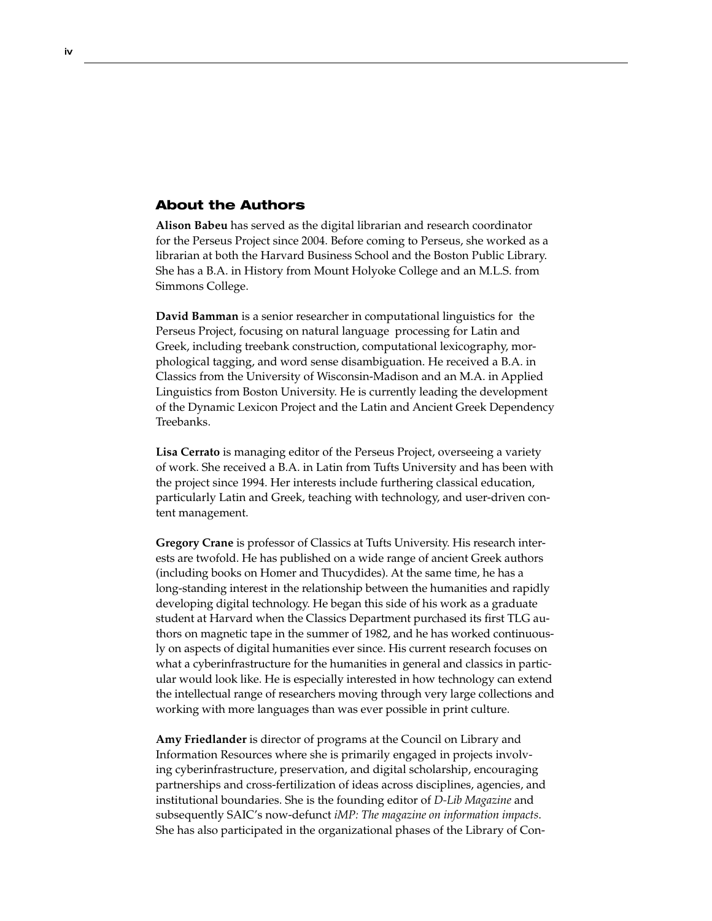## About the Authors

**Alison Babeu** has served as the digital librarian and research coordinator for the Perseus Project since 2004. Before coming to Perseus, she worked as a librarian at both the Harvard Business School and the Boston Public Library. She has a B.A. in History from Mount Holyoke College and an M.L.S. from Simmons College.

**David Bamman** is a senior researcher in computational linguistics for the Perseus Project, focusing on natural language processing for Latin and Greek, including treebank construction, computational lexicography, morphological tagging, and word sense disambiguation. He received a B.A. in Classics from the University of Wisconsin-Madison and an M.A. in Applied Linguistics from Boston University. He is currently leading the development of the Dynamic Lexicon Project and the Latin and Ancient Greek Dependency Treebanks.

**Lisa Cerrato** is managing editor of the Perseus Project, overseeing a variety of work. She received a B.A. in Latin from Tufts University and has been with the project since 1994. Her interests include furthering classical education, particularly Latin and Greek, teaching with technology, and user-driven content management.

**Gregory Crane** is professor of Classics at Tufts University. His research interests are twofold. He has published on a wide range of ancient Greek authors (including books on Homer and Thucydides). At the same time, he has a long-standing interest in the relationship between the humanities and rapidly developing digital technology. He began this side of his work as a graduate student at Harvard when the Classics Department purchased its first TLG authors on magnetic tape in the summer of 1982, and he has worked continuously on aspects of digital humanities ever since. His current research focuses on what a cyberinfrastructure for the humanities in general and classics in particular would look like. He is especially interested in how technology can extend the intellectual range of researchers moving through very large collections and working with more languages than was ever possible in print culture.

**Amy Friedlander** is director of programs at the Council on Library and Information Resources where she is primarily engaged in projects involving cyberinfrastructure, preservation, and digital scholarship, encouraging partnerships and cross-fertilization of ideas across disciplines, agencies, and institutional boundaries. She is the founding editor of *D-Lib Magazine* and subsequently SAIC's now-defunct *iMP: The magazine on information impacts*. She has also participated in the organizational phases of the Library of Con-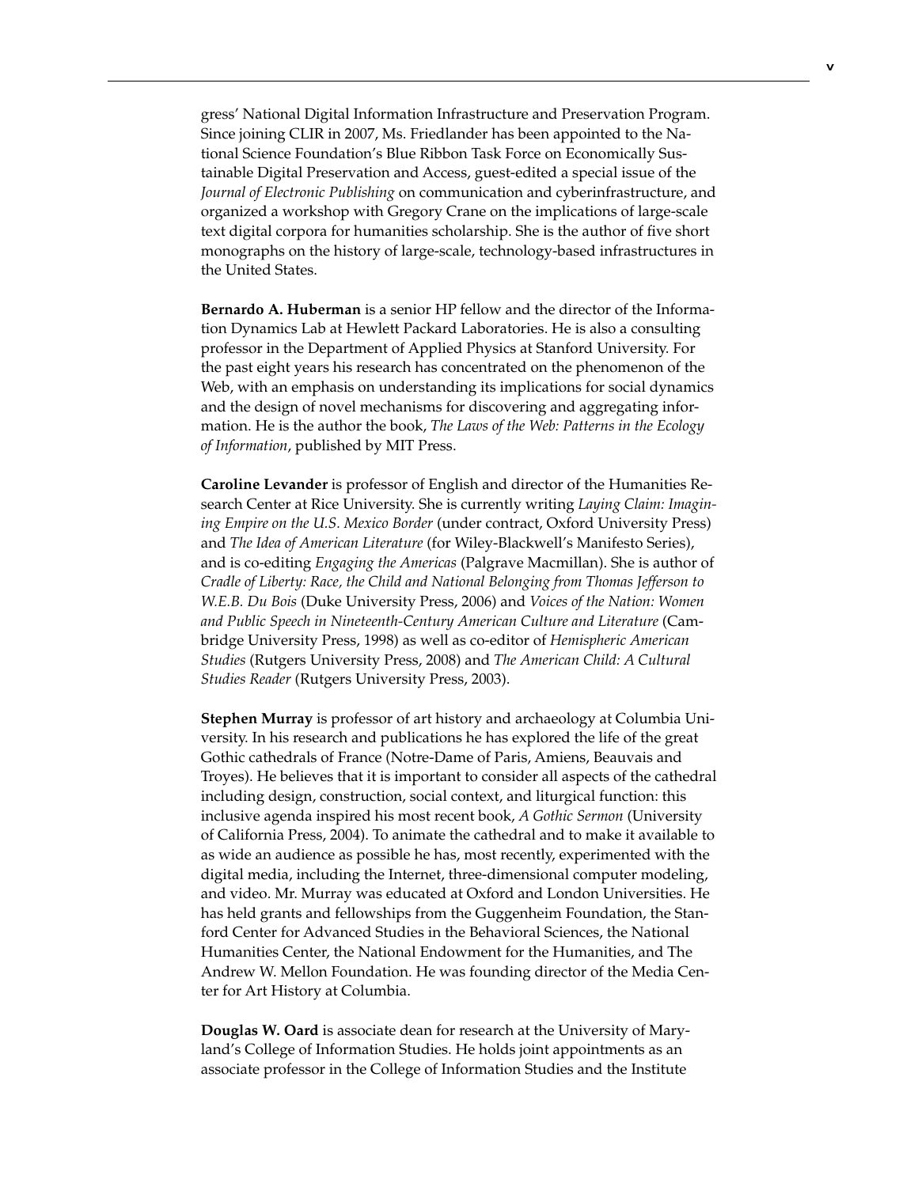gress' National Digital Information Infrastructure and Preservation Program. Since joining CLIR in 2007, Ms. Friedlander has been appointed to the National Science Foundation's Blue Ribbon Task Force on Economically Sustainable Digital Preservation and Access, guest-edited a special issue of the *Journal of Electronic Publishing* on communication and cyberinfrastructure, and organized a workshop with Gregory Crane on the implications of large-scale text digital corpora for humanities scholarship. She is the author of five short monographs on the history of large-scale, technology-based infrastructures in the United States.

**Bernardo A. Huberman** is a senior HP fellow and the director of the Information Dynamics Lab at Hewlett Packard Laboratories. He is also a consulting professor in the Department of Applied Physics at Stanford University. For the past eight years his research has concentrated on the phenomenon of the Web, with an emphasis on understanding its implications for social dynamics and the design of novel mechanisms for discovering and aggregating information. He is the author the book, *The Laws of the Web: Patterns in the Ecology of Information*, published by MIT Press.

**Caroline Levander** is professor of English and director of the Humanities Research Center at Rice University. She is currently writing *Laying Claim: Imagining Empire on the U.S. Mexico Border* (under contract, Oxford University Press) and *The Idea of American Literature* (for Wiley-Blackwell's Manifesto Series), and is co-editing *Engaging the Americas* (Palgrave Macmillan). She is author of *Cradle of Liberty: Race, the Child and National Belonging from Thomas Jefferson to W.E.B. Du Bois* (Duke University Press, 2006) and *Voices of the Nation: Women and Public Speech in Nineteenth-Century American Culture and Literature* (Cambridge University Press, 1998) as well as co-editor of *Hemispheric American Studies* (Rutgers University Press, 2008) and *The American Child: A Cultural Studies Reader* (Rutgers University Press, 2003).

**Stephen Murray** is professor of art history and archaeology at Columbia University. In his research and publications he has explored the life of the great Gothic cathedrals of France (Notre-Dame of Paris, Amiens, Beauvais and Troyes). He believes that it is important to consider all aspects of the cathedral including design, construction, social context, and liturgical function: this inclusive agenda inspired his most recent book, *A Gothic Sermon* (University of California Press, 2004). To animate the cathedral and to make it available to as wide an audience as possible he has, most recently, experimented with the digital media, including the Internet, three-dimensional computer modeling, and video. Mr. Murray was educated at Oxford and London Universities. He has held grants and fellowships from the Guggenheim Foundation, the Stanford Center for Advanced Studies in the Behavioral Sciences, the National Humanities Center, the National Endowment for the Humanities, and The Andrew W. Mellon Foundation. He was founding director of the Media Center for Art History at Columbia.

**Douglas W. Oard** is associate dean for research at the University of Maryland's College of Information Studies. He holds joint appointments as an associate professor in the College of Information Studies and the Institute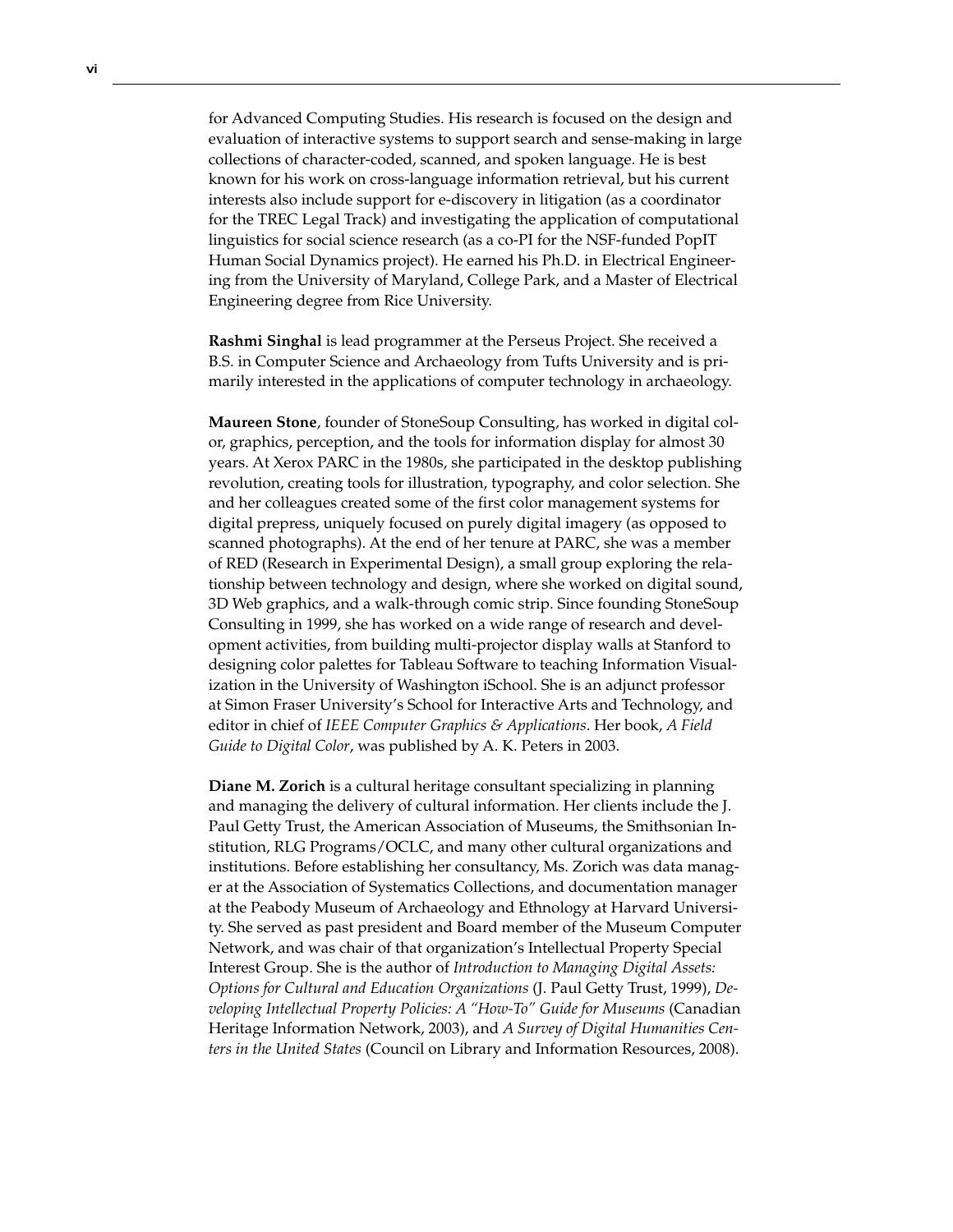for Advanced Computing Studies. His research is focused on the design and evaluation of interactive systems to support search and sense-making in large collections of character-coded, scanned, and spoken language. He is best known for his work on cross-language information retrieval, but his current interests also include support for e-discovery in litigation (as a coordinator for the TREC Legal Track) and investigating the application of computational linguistics for social science research (as a co-PI for the NSF-funded PopIT Human Social Dynamics project). He earned his Ph.D. in Electrical Engineering from the University of Maryland, College Park, and a Master of Electrical Engineering degree from Rice University.

**Rashmi Singhal** is lead programmer at the Perseus Project. She received a B.S. in Computer Science and Archaeology from Tufts University and is primarily interested in the applications of computer technology in archaeology.

**Maureen Stone**, founder of StoneSoup Consulting, has worked in digital color, graphics, perception, and the tools for information display for almost 30 years. At Xerox PARC in the 1980s, she participated in the desktop publishing revolution, creating tools for illustration, typography, and color selection. She and her colleagues created some of the first color management systems for digital prepress, uniquely focused on purely digital imagery (as opposed to scanned photographs). At the end of her tenure at PARC, she was a member of RED (Research in Experimental Design), a small group exploring the relationship between technology and design, where she worked on digital sound, 3D Web graphics, and a walk-through comic strip. Since founding StoneSoup Consulting in 1999, she has worked on a wide range of research and development activities, from building multi-projector display walls at Stanford to designing color palettes for Tableau Software to teaching Information Visualization in the University of Washington iSchool. She is an adjunct professor at Simon Fraser University's School for Interactive Arts and Technology, and editor in chief of *IEEE Computer Graphics & Applications*. Her book, *A Field Guide to Digital Color*, was published by A. K. Peters in 2003.

**Diane M. Zorich** is a cultural heritage consultant specializing in planning and managing the delivery of cultural information. Her clients include the J. Paul Getty Trust, the American Association of Museums, the Smithsonian Institution, RLG Programs/OCLC, and many other cultural organizations and institutions. Before establishing her consultancy, Ms. Zorich was data manager at the Association of Systematics Collections, and documentation manager at the Peabody Museum of Archaeology and Ethnology at Harvard University. She served as past president and Board member of the Museum Computer Network, and was chair of that organization's Intellectual Property Special Interest Group. She is the author of *Introduction to Managing Digital Assets: Options for Cultural and Education Organizations* (J. Paul Getty Trust, 1999), *Developing Intellectual Property Policies: A "How-To" Guide for Museums* (Canadian Heritage Information Network, 2003), and *A Survey of Digital Humanities Centers in the United States* (Council on Library and Information Resources, 2008).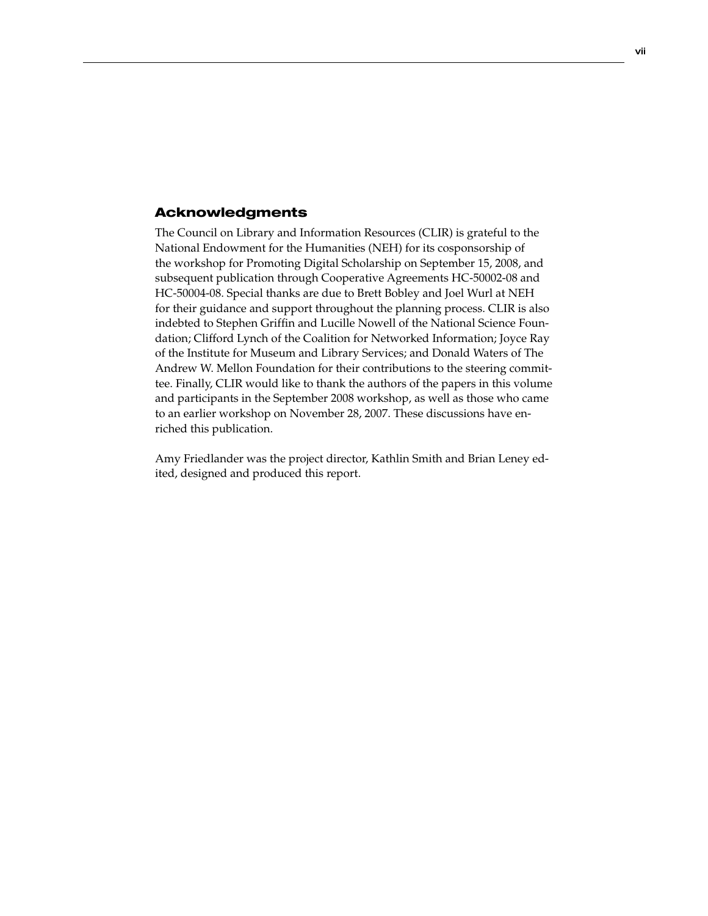## Acknowledgments

The Council on Library and Information Resources (CLIR) is grateful to the National Endowment for the Humanities (NEH) for its cosponsorship of the workshop for Promoting Digital Scholarship on September 15, 2008, and subsequent publication through Cooperative Agreements HC-50002-08 and HC-50004-08. Special thanks are due to Brett Bobley and Joel Wurl at NEH for their guidance and support throughout the planning process. CLIR is also indebted to Stephen Griffin and Lucille Nowell of the National Science Foundation; Clifford Lynch of the Coalition for Networked Information; Joyce Ray of the Institute for Museum and Library Services; and Donald Waters of The Andrew W. Mellon Foundation for their contributions to the steering committee. Finally, CLIR would like to thank the authors of the papers in this volume and participants in the September 2008 workshop, as well as those who came to an earlier workshop on November 28, 2007. These discussions have enriched this publication.

Amy Friedlander was the project director, Kathlin Smith and Brian Leney edited, designed and produced this report.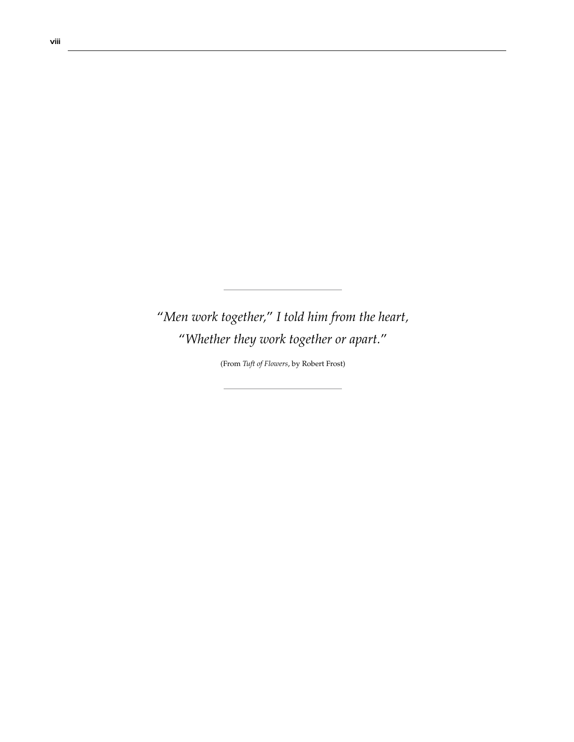---

*"Men work together," I told him from the heart,*
*"Whether they work together or apart."*

(From *Tuft of Flowers*, by Robert Frost)

---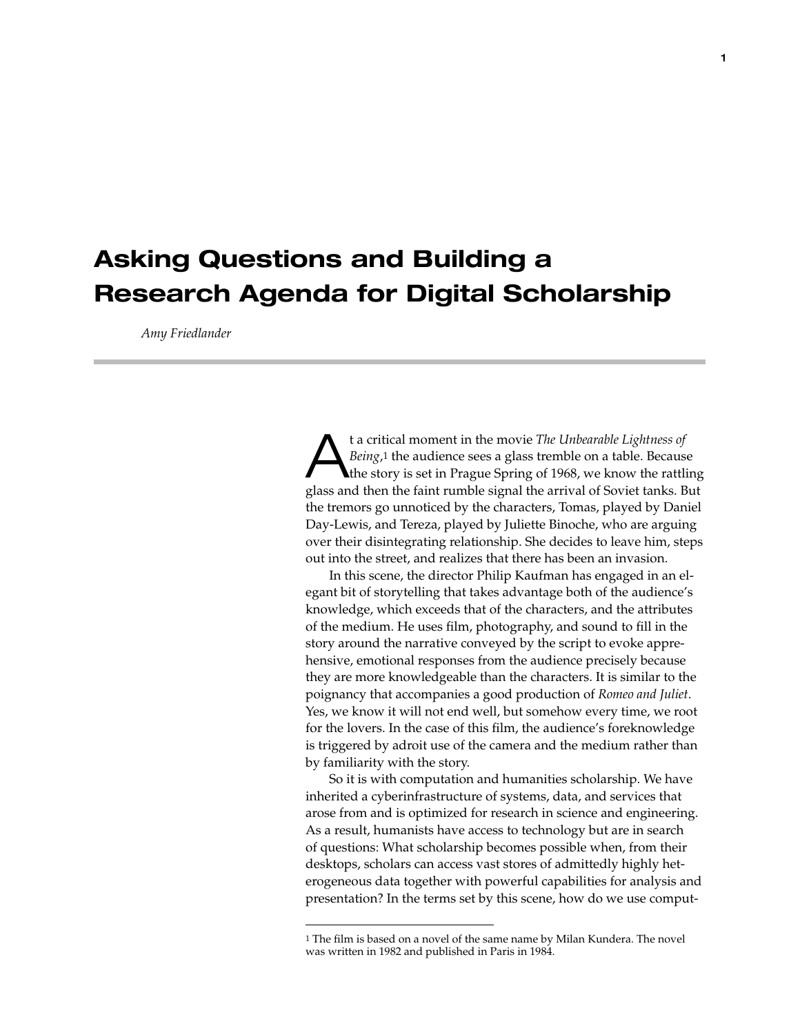# Asking Questions and Building a Research Agenda for Digital Scholarship

*Amy Friedlander*

At a critical moment in the movie *The Unbearable Lightness of Being*,[1] the audience sees a glass tremble on a table. Because the story is set in Prague Spring of 1968, we know the rattling glass and then the faint rumble signal the arrival of Soviet tanks. But the tremors go unnoticed by the characters, Tomas, played by Daniel Day-Lewis, and Tereza, played by Juliette Binoche, who are arguing over their disintegrating relationship. She decides to leave him, steps out into the street, and realizes that there has been an invasion.

In this scene, the director Philip Kaufman has engaged in an elegant bit of storytelling that takes advantage both of the audience's knowledge, which exceeds that of the characters, and the attributes of the medium. He uses film, photography, and sound to fill in the story around the narrative conveyed by the script to evoke apprehensive, emotional responses from the audience precisely because they are more knowledgeable than the characters. It is similar to the poignancy that accompanies a good production of *Romeo and Juliet*. Yes, we know it will not end well, but somehow every time, we root for the lovers. In the case of this film, the audience's foreknowledge is triggered by adroit use of the camera and the medium rather than by familiarity with the story.

So it is with computation and humanities scholarship. We have inherited a cyberinfrastructure of systems, data, and services that arose from and is optimized for research in science and engineering. As a result, humanists have access to technology but are in search of questions: What scholarship becomes possible when, from their desktops, scholars can access vast stores of admittedly highly heterogeneous data together with powerful capabilities for analysis and presentation? In the terms set by this scene, how do we use comput-

[1] The film is based on a novel of the same name by Milan Kundera. The novel was written in 1982 and published in Paris in 1984.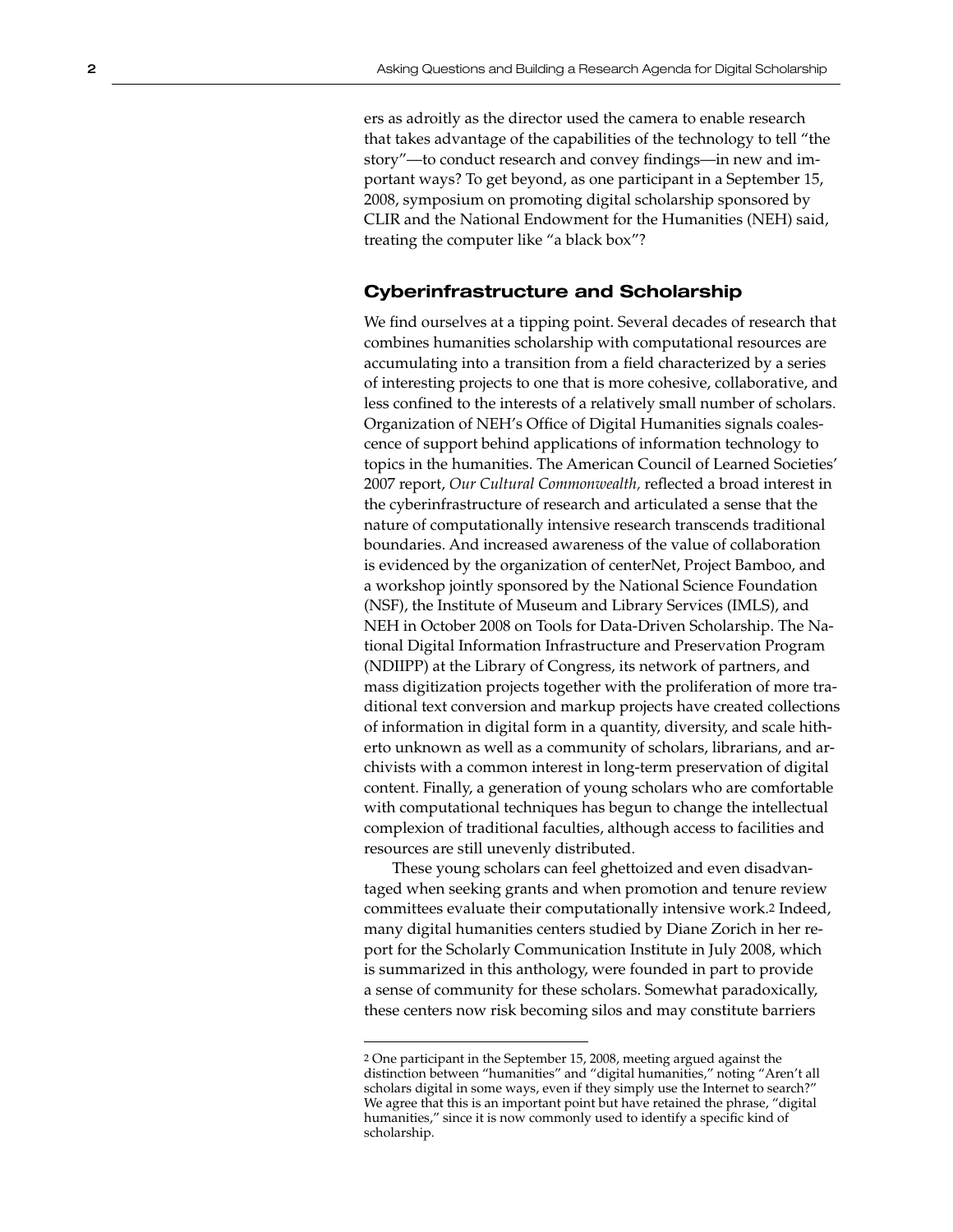ers as adroitly as the director used the camera to enable research that takes advantage of the capabilities of the technology to tell "the story"—to conduct research and convey findings—in new and important ways? To get beyond, as one participant in a September 15, 2008, symposium on promoting digital scholarship sponsored by CLIR and the National Endowment for the Humanities (NEH) said, treating the computer like "a black box"?

## Cyberinfrastructure and Scholarship

We find ourselves at a tipping point. Several decades of research that combines humanities scholarship with computational resources are accumulating into a transition from a field characterized by a series of interesting projects to one that is more cohesive, collaborative, and less confined to the interests of a relatively small number of scholars. Organization of NEH's Office of Digital Humanities signals coalescence of support behind applications of information technology to topics in the humanities. The American Council of Learned Societies' 2007 report, *Our Cultural Commonwealth,* reflected a broad interest in the cyberinfrastructure of research and articulated a sense that the nature of computationally intensive research transcends traditional boundaries. And increased awareness of the value of collaboration is evidenced by the organization of centerNet, Project Bamboo, and a workshop jointly sponsored by the National Science Foundation (NSF), the Institute of Museum and Library Services (IMLS), and NEH in October 2008 on Tools for Data-Driven Scholarship. The National Digital Information Infrastructure and Preservation Program (NDIIPP) at the Library of Congress, its network of partners, and mass digitization projects together with the proliferation of more traditional text conversion and markup projects have created collections of information in digital form in a quantity, diversity, and scale hitherto unknown as well as a community of scholars, librarians, and archivists with a common interest in long-term preservation of digital content. Finally, a generation of young scholars who are comfortable with computational techniques has begun to change the intellectual complexion of traditional faculties, although access to facilities and resources are still unevenly distributed.

These young scholars can feel ghettoized and even disadvantaged when seeking grants and when promotion and tenure review committees evaluate their computationally intensive work.[2] Indeed, many digital humanities centers studied by Diane Zorich in her report for the Scholarly Communication Institute in July 2008, which is summarized in this anthology, were founded in part to provide a sense of community for these scholars. Somewhat paradoxically, these centers now risk becoming silos and may constitute barriers

---

[2] One participant in the September 15, 2008, meeting argued against the distinction between "humanities" and "digital humanities," noting "Aren't all scholars digital in some ways, even if they simply use the Internet to search?" We agree that this is an important point but have retained the phrase, "digital humanities," since it is now commonly used to identify a specific kind of scholarship.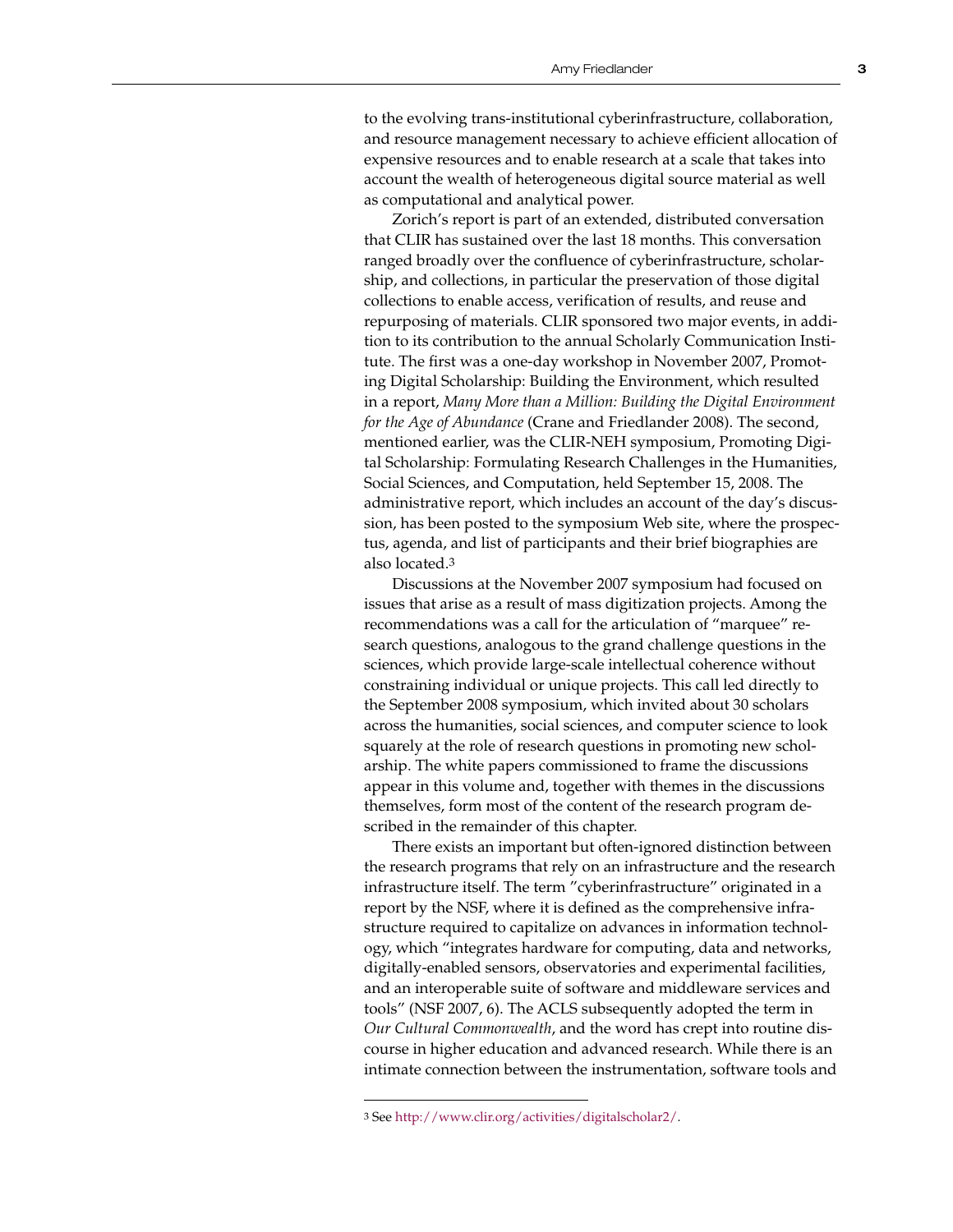to the evolving trans-institutional cyberinfrastructure, collaboration, and resource management necessary to achieve efficient allocation of expensive resources and to enable research at a scale that takes into account the wealth of heterogeneous digital source material as well as computational and analytical power.

Zorich's report is part of an extended, distributed conversation that CLIR has sustained over the last 18 months. This conversation ranged broadly over the confluence of cyberinfrastructure, scholarship, and collections, in particular the preservation of those digital collections to enable access, verification of results, and reuse and repurposing of materials. CLIR sponsored two major events, in addition to its contribution to the annual Scholarly Communication Institute. The first was a one-day workshop in November 2007, Promoting Digital Scholarship: Building the Environment, which resulted in a report, *Many More than a Million: Building the Digital Environment for the Age of Abundance* (Crane and Friedlander 2008). The second, mentioned earlier, was the CLIR-NEH symposium, Promoting Digital Scholarship: Formulating Research Challenges in the Humanities, Social Sciences, and Computation, held September 15, 2008. The administrative report, which includes an account of the day's discussion, has been posted to the symposium Web site, where the prospectus, agenda, and list of participants and their brief biographies are also located.[3]

Discussions at the November 2007 symposium had focused on issues that arise as a result of mass digitization projects. Among the recommendations was a call for the articulation of "marquee" research questions, analogous to the grand challenge questions in the sciences, which provide large-scale intellectual coherence without constraining individual or unique projects. This call led directly to the September 2008 symposium, which invited about 30 scholars across the humanities, social sciences, and computer science to look squarely at the role of research questions in promoting new scholarship. The white papers commissioned to frame the discussions appear in this volume and, together with themes in the discussions themselves, form most of the content of the research program described in the remainder of this chapter.

There exists an important but often-ignored distinction between the research programs that rely on an infrastructure and the research infrastructure itself. The term "cyberinfrastructure" originated in a report by the NSF, where it is defined as the comprehensive infrastructure required to capitalize on advances in information technology, which "integrates hardware for computing, data and networks, digitally-enabled sensors, observatories and experimental facilities, and an interoperable suite of software and middleware services and tools" (NSF 2007, 6). The ACLS subsequently adopted the term in *Our Cultural Commonwealth*, and the word has crept into routine discourse in higher education and advanced research. While there is an intimate connection between the instrumentation, software tools and

---

[3] See http://www.clir.org/activities/digitalscholar2/.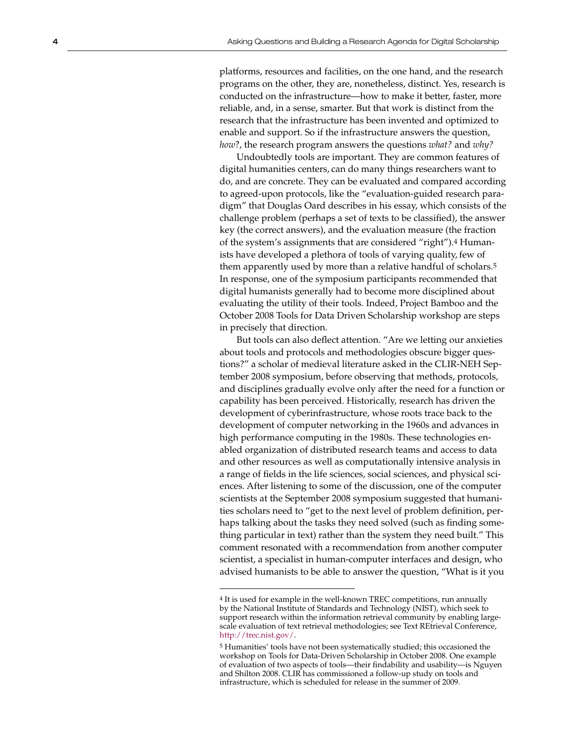platforms, resources and facilities, on the one hand, and the research programs on the other, they are, nonetheless, distinct. Yes, research is conducted on the infrastructure—how to make it better, faster, more reliable, and, in a sense, smarter. But that work is distinct from the research that the infrastructure has been invented and optimized to enable and support. So if the infrastructure answers the question, *how*?, the research program answers the questions *what?* and *why?*

Undoubtedly tools are important. They are common features of digital humanities centers, can do many things researchers want to do, and are concrete. They can be evaluated and compared according to agreed-upon protocols, like the "evaluation-guided research paradigm" that Douglas Oard describes in his essay, which consists of the challenge problem (perhaps a set of texts to be classified), the answer key (the correct answers), and the evaluation measure (the fraction of the system's assignments that are considered "right").[4] Humanists have developed a plethora of tools of varying quality, few of them apparently used by more than a relative handful of scholars.[5] In response, one of the symposium participants recommended that digital humanists generally had to become more disciplined about evaluating the utility of their tools. Indeed, Project Bamboo and the October 2008 Tools for Data Driven Scholarship workshop are steps in precisely that direction.

But tools can also deflect attention. "Are we letting our anxieties about tools and protocols and methodologies obscure bigger questions?" a scholar of medieval literature asked in the CLIR-NEH September 2008 symposium, before observing that methods, protocols, and disciplines gradually evolve only after the need for a function or capability has been perceived. Historically, research has driven the development of cyberinfrastructure, whose roots trace back to the development of computer networking in the 1960s and advances in high performance computing in the 1980s. These technologies enabled organization of distributed research teams and access to data and other resources as well as computationally intensive analysis in a range of fields in the life sciences, social sciences, and physical sciences. After listening to some of the discussion, one of the computer scientists at the September 2008 symposium suggested that humanities scholars need to "get to the next level of problem definition, perhaps talking about the tasks they need solved (such as finding something particular in text) rather than the system they need built." This comment resonated with a recommendation from another computer scientist, a specialist in human-computer interfaces and design, who advised humanists to be able to answer the question, "What is it you

---

[4] It is used for example in the well-known TREC competitions, run annually by the National Institute of Standards and Technology (NIST), which seek to support research within the information retrieval community by enabling large-scale evaluation of text retrieval methodologies; see Text REtrieval Conference, http://trec.nist.gov/.

[5] Humanities' tools have not been systematically studied; this occasioned the workshop on Tools for Data-Driven Scholarship in October 2008. One example of evaluation of two aspects of tools—their findability and usability—is Nguyen and Shilton 2008. CLIR has commissioned a follow-up study on tools and infrastructure, which is scheduled for release in the summer of 2009.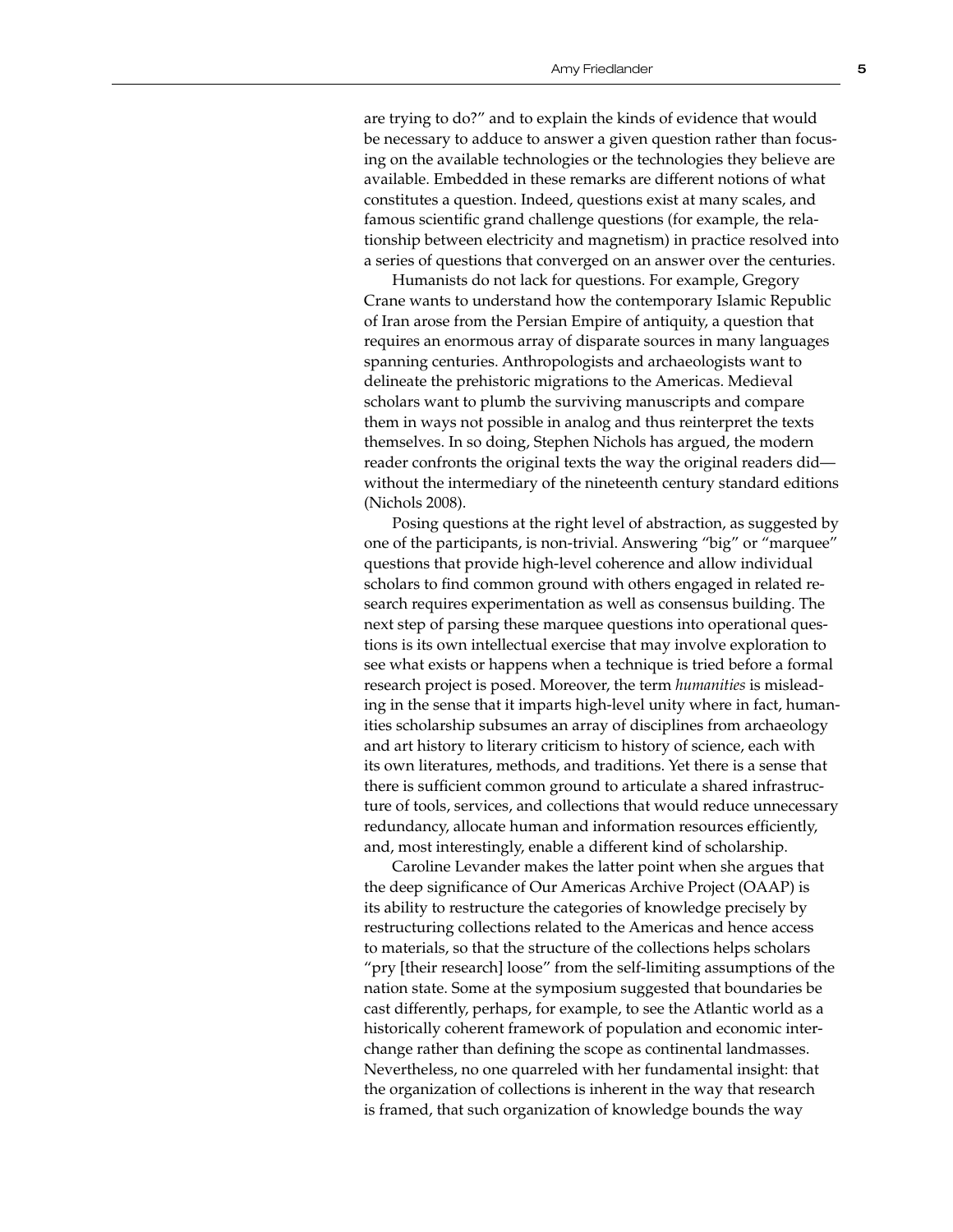are trying to do?" and to explain the kinds of evidence that would be necessary to adduce to answer a given question rather than focusing on the available technologies or the technologies they believe are available. Embedded in these remarks are different notions of what constitutes a question. Indeed, questions exist at many scales, and famous scientific grand challenge questions (for example, the relationship between electricity and magnetism) in practice resolved into a series of questions that converged on an answer over the centuries.

Humanists do not lack for questions. For example, Gregory Crane wants to understand how the contemporary Islamic Republic of Iran arose from the Persian Empire of antiquity, a question that requires an enormous array of disparate sources in many languages spanning centuries. Anthropologists and archaeologists want to delineate the prehistoric migrations to the Americas. Medieval scholars want to plumb the surviving manuscripts and compare them in ways not possible in analog and thus reinterpret the texts themselves. In so doing, Stephen Nichols has argued, the modern reader confronts the original texts the way the original readers did—without the intermediary of the nineteenth century standard editions (Nichols 2008).

Posing questions at the right level of abstraction, as suggested by one of the participants, is non-trivial. Answering "big" or "marquee" questions that provide high-level coherence and allow individual scholars to find common ground with others engaged in related research requires experimentation as well as consensus building. The next step of parsing these marquee questions into operational questions is its own intellectual exercise that may involve exploration to see what exists or happens when a technique is tried before a formal research project is posed. Moreover, the term *humanities* is misleading in the sense that it imparts high-level unity where in fact, humanities scholarship subsumes an array of disciplines from archaeology and art history to literary criticism to history of science, each with its own literatures, methods, and traditions. Yet there is a sense that there is sufficient common ground to articulate a shared infrastructure of tools, services, and collections that would reduce unnecessary redundancy, allocate human and information resources efficiently, and, most interestingly, enable a different kind of scholarship.

Caroline Levander makes the latter point when she argues that the deep significance of Our Americas Archive Project (OAAP) is its ability to restructure the categories of knowledge precisely by restructuring collections related to the Americas and hence access to materials, so that the structure of the collections helps scholars "pry [their research] loose" from the self-limiting assumptions of the nation state. Some at the symposium suggested that boundaries be cast differently, perhaps, for example, to see the Atlantic world as a historically coherent framework of population and economic interchange rather than defining the scope as continental landmasses. Nevertheless, no one quarreled with her fundamental insight: that the organization of collections is inherent in the way that research is framed, that such organization of knowledge bounds the way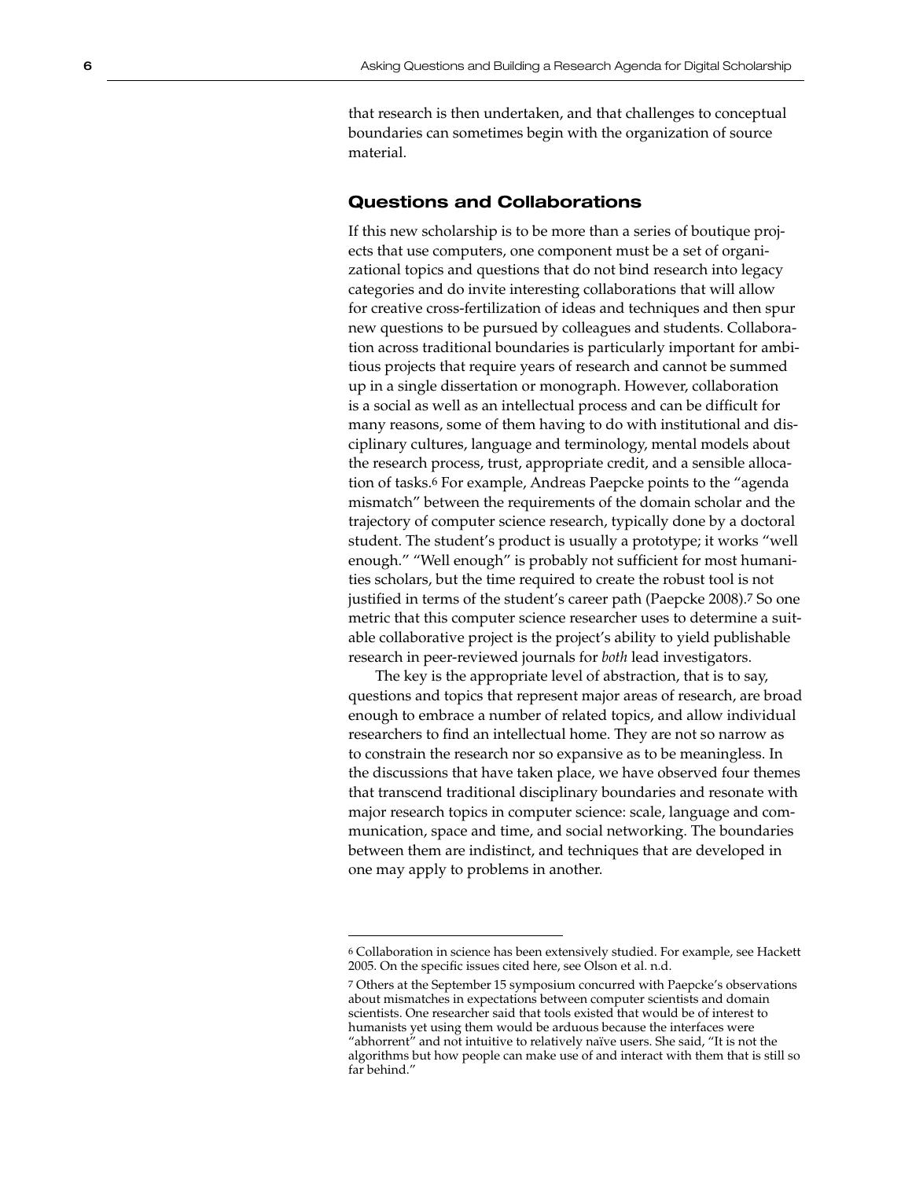that research is then undertaken, and that challenges to conceptual boundaries can sometimes begin with the organization of source material.

## Questions and Collaborations

If this new scholarship is to be more than a series of boutique projects that use computers, one component must be a set of organizational topics and questions that do not bind research into legacy categories and do invite interesting collaborations that will allow for creative cross-fertilization of ideas and techniques and then spur new questions to be pursued by colleagues and students. Collaboration across traditional boundaries is particularly important for ambitious projects that require years of research and cannot be summed up in a single dissertation or monograph. However, collaboration is a social as well as an intellectual process and can be difficult for many reasons, some of them having to do with institutional and disciplinary cultures, language and terminology, mental models about the research process, trust, appropriate credit, and a sensible allocation of tasks.[6] For example, Andreas Paepcke points to the "agenda mismatch" between the requirements of the domain scholar and the trajectory of computer science research, typically done by a doctoral student. The student's product is usually a prototype; it works "well enough." "Well enough" is probably not sufficient for most humanities scholars, but the time required to create the robust tool is not justified in terms of the student's career path (Paepcke 2008).[7] So one metric that this computer science researcher uses to determine a suitable collaborative project is the project's ability to yield publishable research in peer-reviewed journals for *both* lead investigators.

The key is the appropriate level of abstraction, that is to say, questions and topics that represent major areas of research, are broad enough to embrace a number of related topics, and allow individual researchers to find an intellectual home. They are not so narrow as to constrain the research nor so expansive as to be meaningless. In the discussions that have taken place, we have observed four themes that transcend traditional disciplinary boundaries and resonate with major research topics in computer science: scale, language and communication, space and time, and social networking. The boundaries between them are indistinct, and techniques that are developed in one may apply to problems in another.

---

[6] Collaboration in science has been extensively studied. For example, see Hackett 2005. On the specific issues cited here, see Olson et al. n.d.

[7] Others at the September 15 symposium concurred with Paepcke's observations about mismatches in expectations between computer scientists and domain scientists. One researcher said that tools existed that would be of interest to humanists yet using them would be arduous because the interfaces were "abhorrent" and not intuitive to relatively naïve users. She said, "It is not the algorithms but how people can make use of and interact with them that is still so far behind."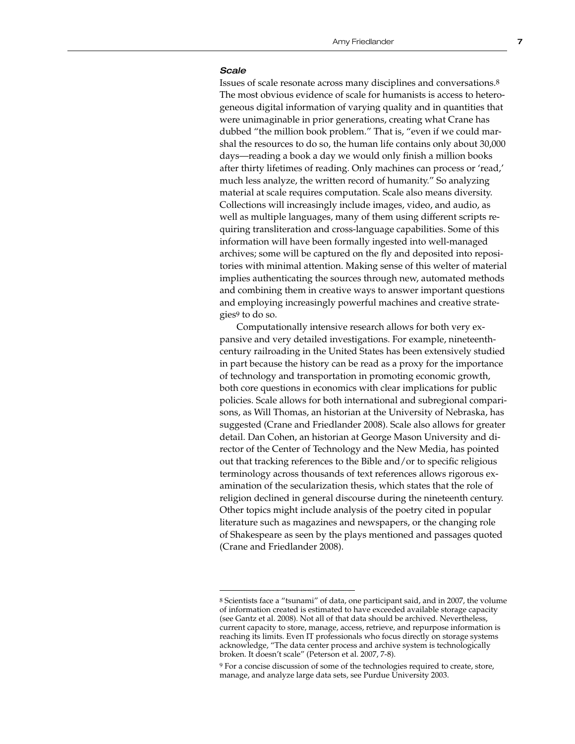### *Scale*

Issues of scale resonate across many disciplines and conversations.[8] The most obvious evidence of scale for humanists is access to heterogeneous digital information of varying quality and in quantities that were unimaginable in prior generations, creating what Crane has dubbed "the million book problem." That is, "even if we could marshal the resources to do so, the human life contains only about 30,000 days—reading a book a day we would only finish a million books after thirty lifetimes of reading. Only machines can process or 'read,' much less analyze, the written record of humanity." So analyzing material at scale requires computation. Scale also means diversity. Collections will increasingly include images, video, and audio, as well as multiple languages, many of them using different scripts requiring transliteration and cross-language capabilities. Some of this information will have been formally ingested into well-managed archives; some will be captured on the fly and deposited into repositories with minimal attention. Making sense of this welter of material implies authenticating the sources through new, automated methods and combining them in creative ways to answer important questions and employing increasingly powerful machines and creative strategies[9] to do so.

Computationally intensive research allows for both very expansive and very detailed investigations. For example, nineteenth-century railroading in the United States has been extensively studied in part because the history can be read as a proxy for the importance of technology and transportation in promoting economic growth, both core questions in economics with clear implications for public policies. Scale allows for both international and subregional comparisons, as Will Thomas, an historian at the University of Nebraska, has suggested (Crane and Friedlander 2008). Scale also allows for greater detail. Dan Cohen, an historian at George Mason University and director of the Center of Technology and the New Media, has pointed out that tracking references to the Bible and/or to specific religious terminology across thousands of text references allows rigorous examination of the secularization thesis, which states that the role of religion declined in general discourse during the nineteenth century. Other topics might include analysis of the poetry cited in popular literature such as magazines and newspapers, or the changing role of Shakespeare as seen by the plays mentioned and passages quoted (Crane and Friedlander 2008).

---

[8] Scientists face a "tsunami" of data, one participant said, and in 2007, the volume of information created is estimated to have exceeded available storage capacity (see Gantz et al. 2008). Not all of that data should be archived. Nevertheless, current capacity to store, manage, access, retrieve, and repurpose information is reaching its limits. Even IT professionals who focus directly on storage systems acknowledge, "The data center process and archive system is technologically broken. It doesn't scale" (Peterson et al. 2007, 7-8).

[9] For a concise discussion of some of the technologies required to create, store, manage, and analyze large data sets, see Purdue University 2003.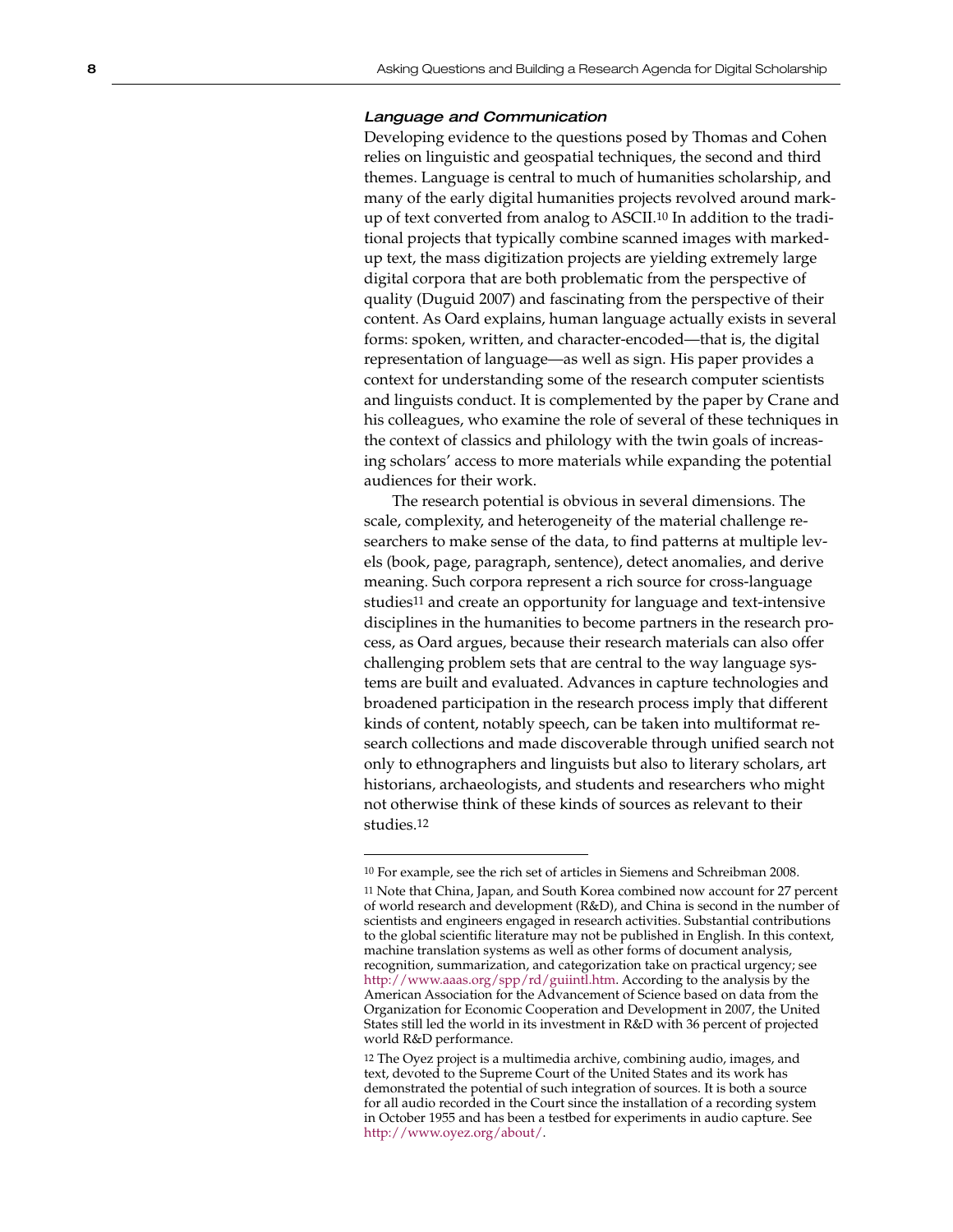### *Language and Communication*

Developing evidence to the questions posed by Thomas and Cohen relies on linguistic and geospatial techniques, the second and third themes. Language is central to much of humanities scholarship, and many of the early digital humanities projects revolved around markup of text converted from analog to ASCII.[10] In addition to the traditional projects that typically combine scanned images with marked-up text, the mass digitization projects are yielding extremely large digital corpora that are both problematic from the perspective of quality (Duguid 2007) and fascinating from the perspective of their content. As Oard explains, human language actually exists in several forms: spoken, written, and character-encoded—that is, the digital representation of language—as well as sign. His paper provides a context for understanding some of the research computer scientists and linguists conduct. It is complemented by the paper by Crane and his colleagues, who examine the role of several of these techniques in the context of classics and philology with the twin goals of increasing scholars' access to more materials while expanding the potential audiences for their work.

The research potential is obvious in several dimensions. The scale, complexity, and heterogeneity of the material challenge researchers to make sense of the data, to find patterns at multiple levels (book, page, paragraph, sentence), detect anomalies, and derive meaning. Such corpora represent a rich source for cross-language studies[11] and create an opportunity for language and text-intensive disciplines in the humanities to become partners in the research process, as Oard argues, because their research materials can also offer challenging problem sets that are central to the way language systems are built and evaluated. Advances in capture technologies and broadened participation in the research process imply that different kinds of content, notably speech, can be taken into multiformat research collections and made discoverable through unified search not only to ethnographers and linguists but also to literary scholars, art historians, archaeologists, and students and researchers who might not otherwise think of these kinds of sources as relevant to their studies.[12]

---

[10] For example, see the rich set of articles in Siemens and Schreibman 2008.

[11] Note that China, Japan, and South Korea combined now account for 27 percent of world research and development (R&D), and China is second in the number of scientists and engineers engaged in research activities. Substantial contributions to the global scientific literature may not be published in English. In this context, machine translation systems as well as other forms of document analysis, recognition, summarization, and categorization take on practical urgency; see http://www.aaas.org/spp/rd/guiintl.htm. According to the analysis by the American Association for the Advancement of Science based on data from the Organization for Economic Cooperation and Development in 2007, the United States still led the world in its investment in R&D with 36 percent of projected world R&D performance.

[12] The Oyez project is a multimedia archive, combining audio, images, and text, devoted to the Supreme Court of the United States and its work has demonstrated the potential of such integration of sources. It is both a source for all audio recorded in the Court since the installation of a recording system in October 1955 and has been a testbed for experiments in audio capture. See http://www.oyez.org/about/.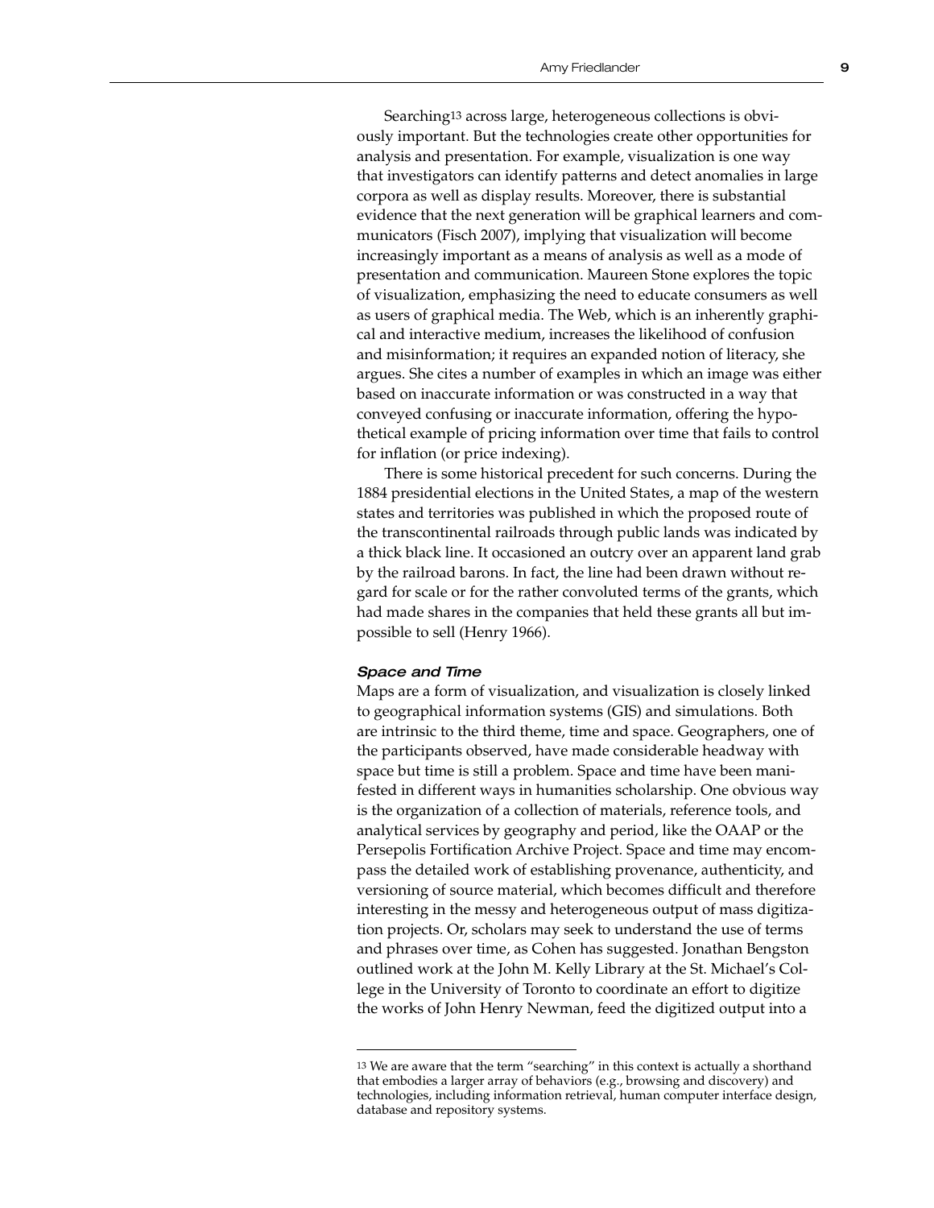Searching[13] across large, heterogeneous collections is obviously important. But the technologies create other opportunities for analysis and presentation. For example, visualization is one way that investigators can identify patterns and detect anomalies in large corpora as well as display results. Moreover, there is substantial evidence that the next generation will be graphical learners and communicators (Fisch 2007), implying that visualization will become increasingly important as a means of analysis as well as a mode of presentation and communication. Maureen Stone explores the topic of visualization, emphasizing the need to educate consumers as well as users of graphical media. The Web, which is an inherently graphical and interactive medium, increases the likelihood of confusion and misinformation; it requires an expanded notion of literacy, she argues. She cites a number of examples in which an image was either based on inaccurate information or was constructed in a way that conveyed confusing or inaccurate information, offering the hypothetical example of pricing information over time that fails to control for inflation (or price indexing).

There is some historical precedent for such concerns. During the 1884 presidential elections in the United States, a map of the western states and territories was published in which the proposed route of the transcontinental railroads through public lands was indicated by a thick black line. It occasioned an outcry over an apparent land grab by the railroad barons. In fact, the line had been drawn without regard for scale or for the rather convoluted terms of the grants, which had made shares in the companies that held these grants all but impossible to sell (Henry 1966).

### *Space and Time*

Maps are a form of visualization, and visualization is closely linked to geographical information systems (GIS) and simulations. Both are intrinsic to the third theme, time and space. Geographers, one of the participants observed, have made considerable headway with space but time is still a problem. Space and time have been manifested in different ways in humanities scholarship. One obvious way is the organization of a collection of materials, reference tools, and analytical services by geography and period, like the OAAP or the Persepolis Fortification Archive Project. Space and time may encompass the detailed work of establishing provenance, authenticity, and versioning of source material, which becomes difficult and therefore interesting in the messy and heterogeneous output of mass digitization projects. Or, scholars may seek to understand the use of terms and phrases over time, as Cohen has suggested. Jonathan Bengston outlined work at the John M. Kelly Library at the St. Michael's College in the University of Toronto to coordinate an effort to digitize the works of John Henry Newman, feed the digitized output into a

---

[13] We are aware that the term "searching" in this context is actually a shorthand that embodies a larger array of behaviors (e.g., browsing and discovery) and technologies, including information retrieval, human computer interface design, database and repository systems.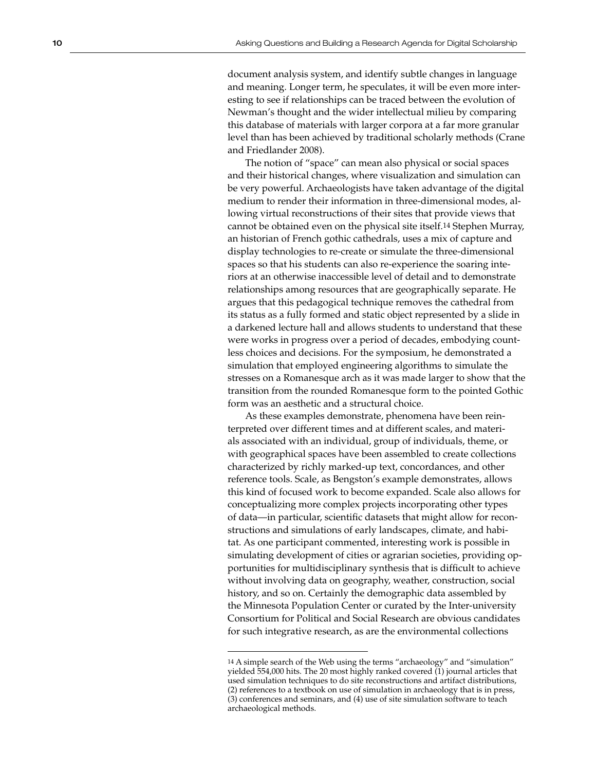document analysis system, and identify subtle changes in language and meaning. Longer term, he speculates, it will be even more interesting to see if relationships can be traced between the evolution of Newman's thought and the wider intellectual milieu by comparing this database of materials with larger corpora at a far more granular level than has been achieved by traditional scholarly methods (Crane and Friedlander 2008).

The notion of "space" can mean also physical or social spaces and their historical changes, where visualization and simulation can be very powerful. Archaeologists have taken advantage of the digital medium to render their information in three-dimensional modes, allowing virtual reconstructions of their sites that provide views that cannot be obtained even on the physical site itself.[14] Stephen Murray, an historian of French gothic cathedrals, uses a mix of capture and display technologies to re-create or simulate the three-dimensional spaces so that his students can also re-experience the soaring interiors at an otherwise inaccessible level of detail and to demonstrate relationships among resources that are geographically separate. He argues that this pedagogical technique removes the cathedral from its status as a fully formed and static object represented by a slide in a darkened lecture hall and allows students to understand that these were works in progress over a period of decades, embodying countless choices and decisions. For the symposium, he demonstrated a simulation that employed engineering algorithms to simulate the stresses on a Romanesque arch as it was made larger to show that the transition from the rounded Romanesque form to the pointed Gothic form was an aesthetic and a structural choice.

As these examples demonstrate, phenomena have been reinterpreted over different times and at different scales, and materials associated with an individual, group of individuals, theme, or with geographical spaces have been assembled to create collections characterized by richly marked-up text, concordances, and other reference tools. Scale, as Bengston's example demonstrates, allows this kind of focused work to become expanded. Scale also allows for conceptualizing more complex projects incorporating other types of data—in particular, scientific datasets that might allow for reconstructions and simulations of early landscapes, climate, and habitat. As one participant commented, interesting work is possible in simulating development of cities or agrarian societies, providing opportunities for multidisciplinary synthesis that is difficult to achieve without involving data on geography, weather, construction, social history, and so on. Certainly the demographic data assembled by the Minnesota Population Center or curated by the Inter-university Consortium for Political and Social Research are obvious candidates for such integrative research, as are the environmental collections

[14] A simple search of the Web using the terms "archaeology" and "simulation" yielded 554,000 hits. The 20 most highly ranked covered (1) journal articles that used simulation techniques to do site reconstructions and artifact distributions, (2) references to a textbook on use of simulation in archaeology that is in press, (3) conferences and seminars, and (4) use of site simulation software to teach archaeological methods.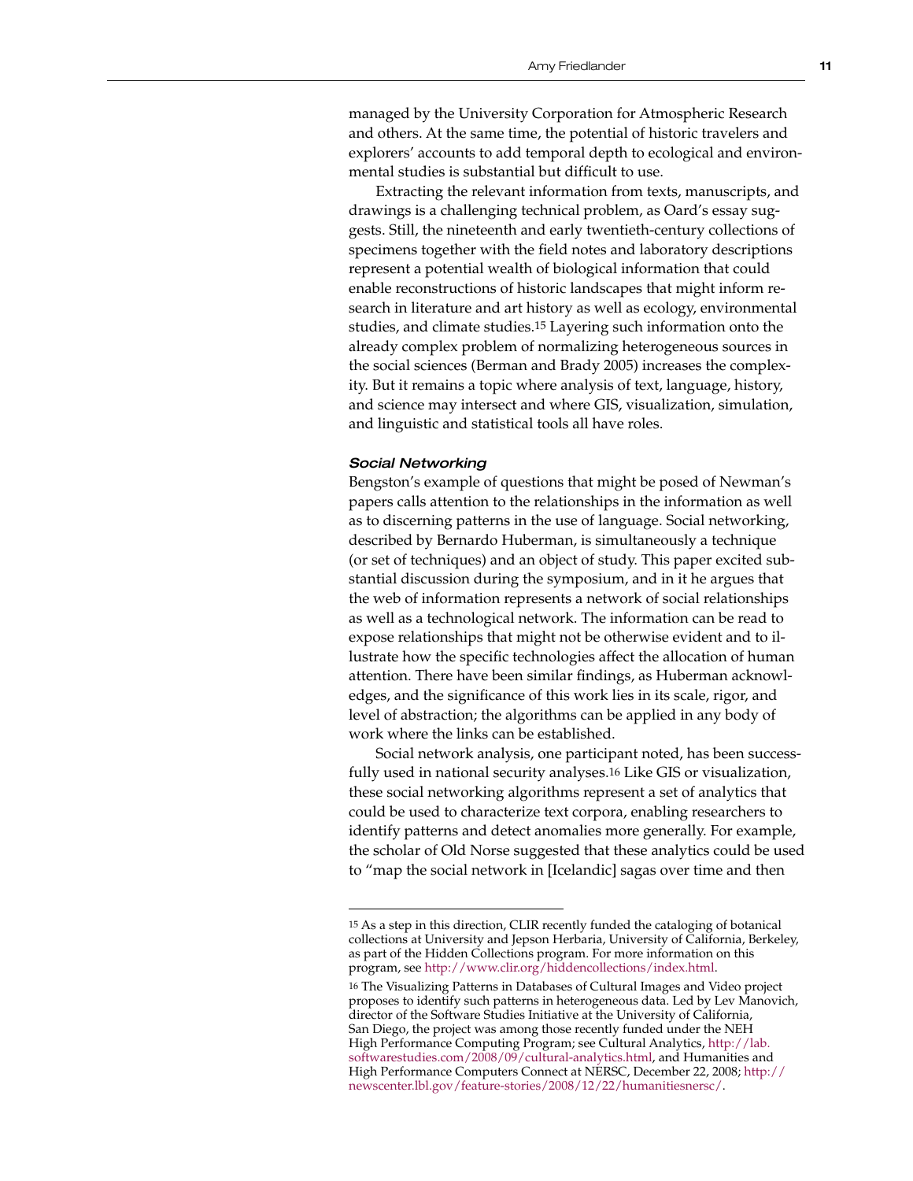managed by the University Corporation for Atmospheric Research and others. At the same time, the potential of historic travelers and explorers' accounts to add temporal depth to ecological and environmental studies is substantial but difficult to use.

Extracting the relevant information from texts, manuscripts, and drawings is a challenging technical problem, as Oard's essay suggests. Still, the nineteenth and early twentieth-century collections of specimens together with the field notes and laboratory descriptions represent a potential wealth of biological information that could enable reconstructions of historic landscapes that might inform research in literature and art history as well as ecology, environmental studies, and climate studies.[15] Layering such information onto the already complex problem of normalizing heterogeneous sources in the social sciences (Berman and Brady 2005) increases the complexity. But it remains a topic where analysis of text, language, history, and science may intersect and where GIS, visualization, simulation, and linguistic and statistical tools all have roles.

#### *Social Networking*

Bengston's example of questions that might be posed of Newman's papers calls attention to the relationships in the information as well as to discerning patterns in the use of language. Social networking, described by Bernardo Huberman, is simultaneously a technique (or set of techniques) and an object of study. This paper excited substantial discussion during the symposium, and in it he argues that the web of information represents a network of social relationships as well as a technological network. The information can be read to expose relationships that might not be otherwise evident and to illustrate how the specific technologies affect the allocation of human attention. There have been similar findings, as Huberman acknowledges, and the significance of this work lies in its scale, rigor, and level of abstraction; the algorithms can be applied in any body of work where the links can be established.

Social network analysis, one participant noted, has been successfully used in national security analyses.[16] Like GIS or visualization, these social networking algorithms represent a set of analytics that could be used to characterize text corpora, enabling researchers to identify patterns and detect anomalies more generally. For example, the scholar of Old Norse suggested that these analytics could be used to "map the social network in [Icelandic] sagas over time and then

---

[15] As a step in this direction, CLIR recently funded the cataloging of botanical collections at University and Jepson Herbaria, University of California, Berkeley, as part of the Hidden Collections program. For more information on this program, see http://www.clir.org/hiddencollections/index.html.

[16] The Visualizing Patterns in Databases of Cultural Images and Video project proposes to identify such patterns in heterogeneous data. Led by Lev Manovich, director of the Software Studies Initiative at the University of California, San Diego, the project was among those recently funded under the NEH High Performance Computing Program; see Cultural Analytics, http://lab.softwarestudies.com/2008/09/cultural-analytics.html, and Humanities and High Performance Computers Connect at NERSC, December 22, 2008; http://newscenter.lbl.gov/feature-stories/2008/12/22/humanitiesnersc/.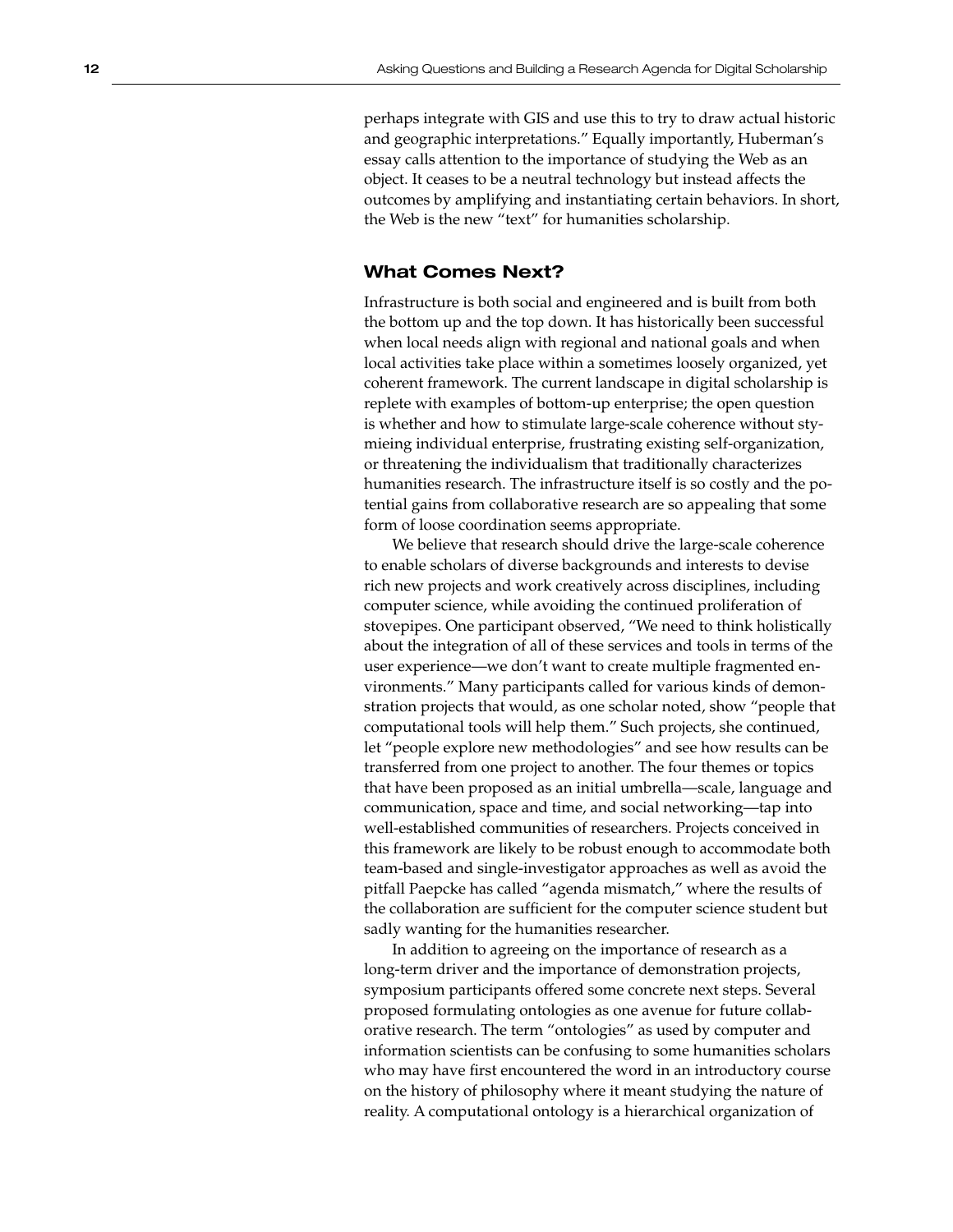perhaps integrate with GIS and use this to try to draw actual historic and geographic interpretations." Equally importantly, Huberman's essay calls attention to the importance of studying the Web as an object. It ceases to be a neutral technology but instead affects the outcomes by amplifying and instantiating certain behaviors. In short, the Web is the new "text" for humanities scholarship.

## What Comes Next?

Infrastructure is both social and engineered and is built from both the bottom up and the top down. It has historically been successful when local needs align with regional and national goals and when local activities take place within a sometimes loosely organized, yet coherent framework. The current landscape in digital scholarship is replete with examples of bottom-up enterprise; the open question is whether and how to stimulate large-scale coherence without stymieing individual enterprise, frustrating existing self-organization, or threatening the individualism that traditionally characterizes humanities research. The infrastructure itself is so costly and the potential gains from collaborative research are so appealing that some form of loose coordination seems appropriate.

We believe that research should drive the large-scale coherence to enable scholars of diverse backgrounds and interests to devise rich new projects and work creatively across disciplines, including computer science, while avoiding the continued proliferation of stovepipes. One participant observed, "We need to think holistically about the integration of all of these services and tools in terms of the user experience—we don't want to create multiple fragmented environments." Many participants called for various kinds of demonstration projects that would, as one scholar noted, show "people that computational tools will help them." Such projects, she continued, let "people explore new methodologies" and see how results can be transferred from one project to another. The four themes or topics that have been proposed as an initial umbrella—scale, language and communication, space and time, and social networking—tap into well-established communities of researchers. Projects conceived in this framework are likely to be robust enough to accommodate both team-based and single-investigator approaches as well as avoid the pitfall Paepcke has called "agenda mismatch," where the results of the collaboration are sufficient for the computer science student but sadly wanting for the humanities researcher.

In addition to agreeing on the importance of research as a long-term driver and the importance of demonstration projects, symposium participants offered some concrete next steps. Several proposed formulating ontologies as one avenue for future collaborative research. The term "ontologies" as used by computer and information scientists can be confusing to some humanities scholars who may have first encountered the word in an introductory course on the history of philosophy where it meant studying the nature of reality. A computational ontology is a hierarchical organization of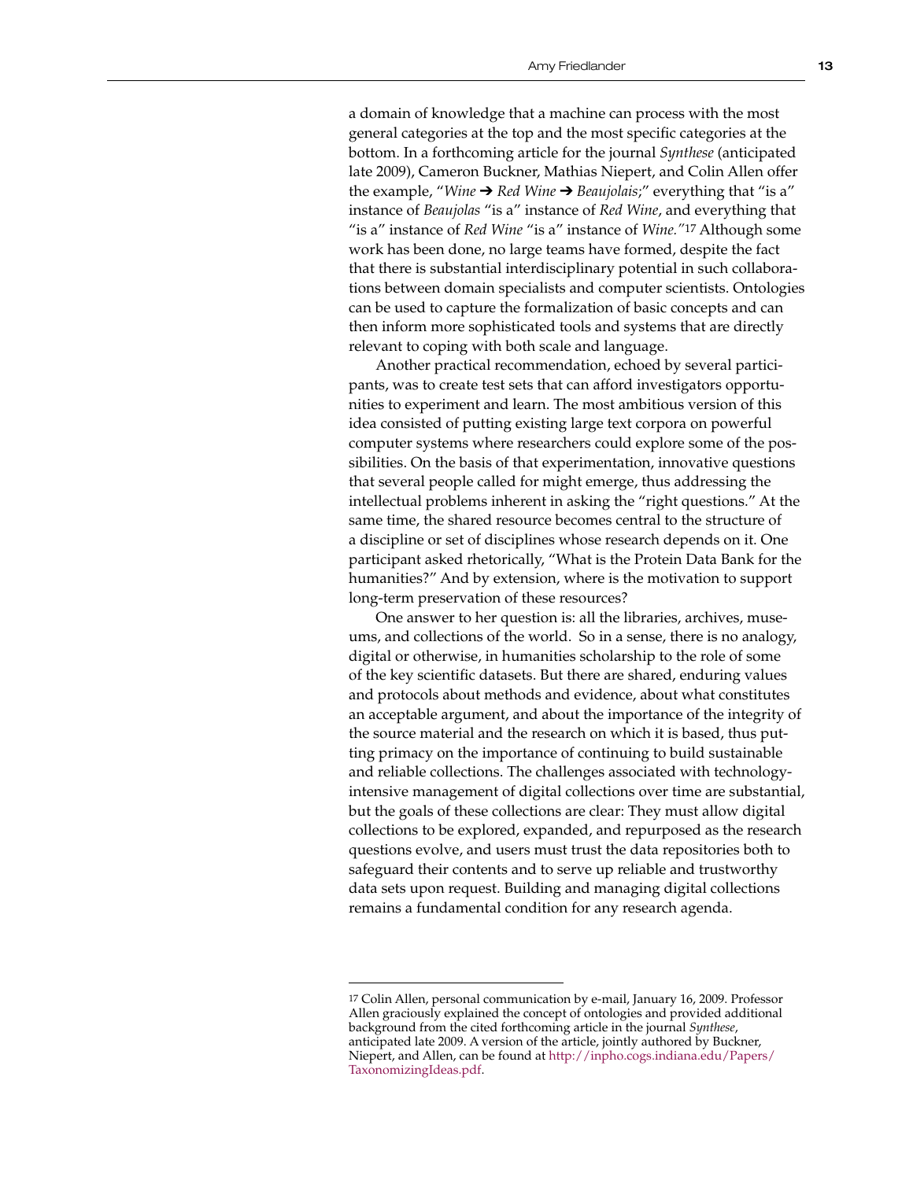a domain of knowledge that a machine can process with the most general categories at the top and the most specific categories at the bottom. In a forthcoming article for the journal *Synthese* (anticipated late 2009), Cameron Buckner, Mathias Niepert, and Colin Allen offer the example, "*Wine* ➔ *Red Wine* ➔ *Beaujolais*;" everything that "is a" instance of *Beaujolas* "is a" instance of *Red Wine*, and everything that "is a" instance of *Red Wine* "is a" instance of *Wine*."[17] Although some work has been done, no large teams have formed, despite the fact that there is substantial interdisciplinary potential in such collaborations between domain specialists and computer scientists. Ontologies can be used to capture the formalization of basic concepts and can then inform more sophisticated tools and systems that are directly relevant to coping with both scale and language.

Another practical recommendation, echoed by several participants, was to create test sets that can afford investigators opportunities to experiment and learn. The most ambitious version of this idea consisted of putting existing large text corpora on powerful computer systems where researchers could explore some of the possibilities. On the basis of that experimentation, innovative questions that several people called for might emerge, thus addressing the intellectual problems inherent in asking the "right questions." At the same time, the shared resource becomes central to the structure of a discipline or set of disciplines whose research depends on it. One participant asked rhetorically, "What is the Protein Data Bank for the humanities?" And by extension, where is the motivation to support long-term preservation of these resources?

One answer to her question is: all the libraries, archives, museums, and collections of the world. So in a sense, there is no analogy, digital or otherwise, in humanities scholarship to the role of some of the key scientific datasets. But there are shared, enduring values and protocols about methods and evidence, about what constitutes an acceptable argument, and about the importance of the integrity of the source material and the research on which it is based, thus putting primacy on the importance of continuing to build sustainable and reliable collections. The challenges associated with technology-intensive management of digital collections over time are substantial, but the goals of these collections are clear: They must allow digital collections to be explored, expanded, and repurposed as the research questions evolve, and users must trust the data repositories both to safeguard their contents and to serve up reliable and trustworthy data sets upon request. Building and managing digital collections remains a fundamental condition for any research agenda.

---

[17] Colin Allen, personal communication by e-mail, January 16, 2009. Professor Allen graciously explained the concept of ontologies and provided additional background from the cited forthcoming article in the journal *Synthese*, anticipated late 2009. A version of the article, jointly authored by Buckner, Niepert, and Allen, can be found at http://inpho.cogs.indiana.edu/Papers/TaxonomizingIdeas.pdf.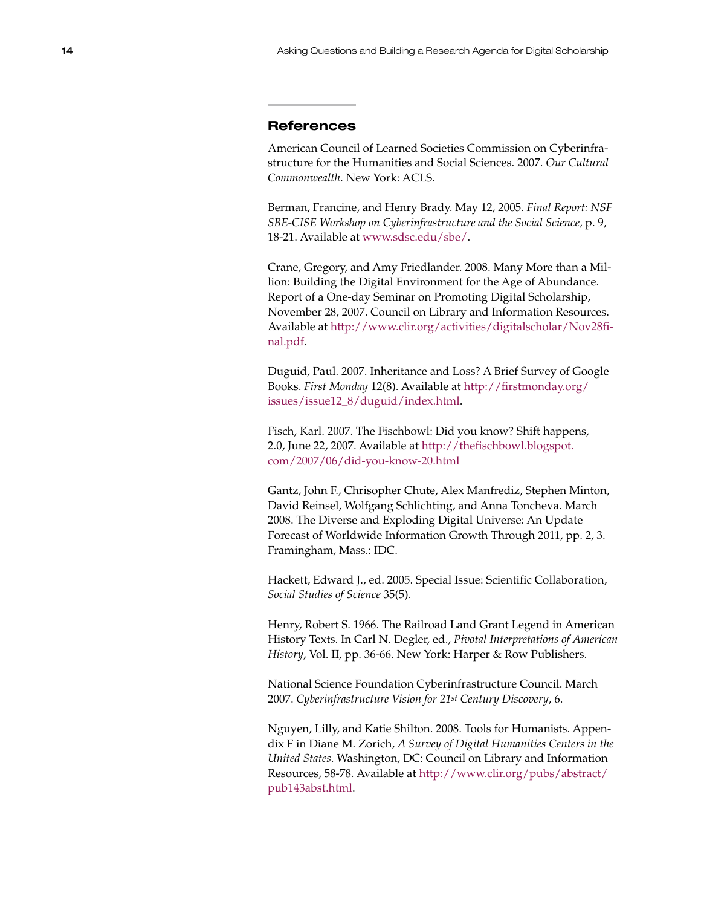## References

American Council of Learned Societies Commission on Cyberinfrastructure for the Humanities and Social Sciences. 2007. *Our Cultural Commonwealth*. New York: ACLS.

Berman, Francine, and Henry Brady. May 12, 2005. *Final Report: NSF SBE-CISE Workshop on Cyberinfrastructure and the Social Science,* p. 9, 18-21. Available at www.sdsc.edu/sbe/.

Crane, Gregory, and Amy Friedlander. 2008. Many More than a Million: Building the Digital Environment for the Age of Abundance. Report of a One-day Seminar on Promoting Digital Scholarship, November 28, 2007. Council on Library and Information Resources. Available at http://www.clir.org/activities/digitalscholar/Nov28final.pdf.

Duguid, Paul. 2007. Inheritance and Loss? A Brief Survey of Google Books. *First Monday* 12(8). Available at http://firstmonday.org/issues/issue12_8/duguid/index.html.

Fisch, Karl. 2007. The Fischbowl: Did you know? Shift happens, 2.0, June 22, 2007. Available at http://thefischbowl.blogspot.com/2007/06/did-you-know-20.html

Gantz, John F., Chrisopher Chute, Alex Manfrediz, Stephen Minton, David Reinsel, Wolfgang Schlichting, and Anna Toncheva. March 2008. The Diverse and Exploding Digital Universe: An Update Forecast of Worldwide Information Growth Through 2011, pp. 2, 3. Framingham, Mass.: IDC.

Hackett, Edward J., ed. 2005. Special Issue: Scientific Collaboration, *Social Studies of Science* 35(5).

Henry, Robert S. 1966. The Railroad Land Grant Legend in American History Texts. In Carl N. Degler, ed., *Pivotal Interpretations of American History*, Vol. II, pp. 36-66. New York: Harper & Row Publishers.

National Science Foundation Cyberinfrastructure Council. March 2007. *Cyberinfrastructure Vision for 21st Century Discovery*, 6.

Nguyen, Lilly, and Katie Shilton. 2008. Tools for Humanists. Appendix F in Diane M. Zorich, *A Survey of Digital Humanities Centers in the United States*. Washington, DC: Council on Library and Information Resources, 58-78. Available at http://www.clir.org/pubs/abstract/pub143abst.html.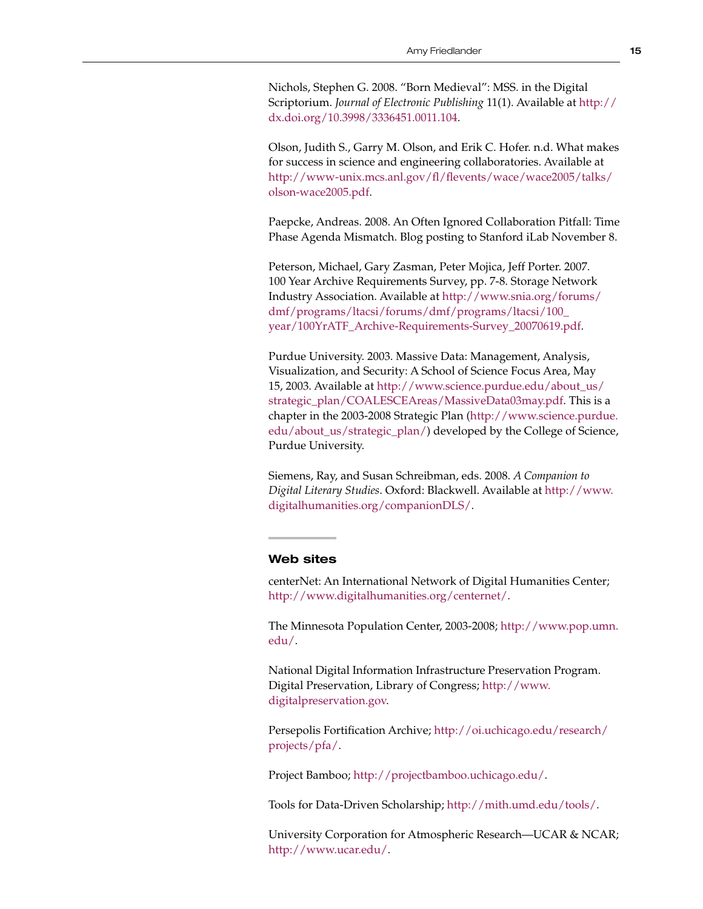Nichols, Stephen G. 2008. "Born Medieval": MSS. in the Digital Scriptorium. *Journal of Electronic Publishing* 11(1). Available at http://dx.doi.org/10.3998/3336451.0011.104.

Olson, Judith S., Garry M. Olson, and Erik C. Hofer. n.d. What makes for success in science and engineering collaboratories. Available at http://www-unix.mcs.anl.gov/fl/flevents/wace/wace2005/talks/olson-wace2005.pdf.

Paepcke, Andreas. 2008. An Often Ignored Collaboration Pitfall: Time Phase Agenda Mismatch. Blog posting to Stanford iLab November 8.

Peterson, Michael, Gary Zasman, Peter Mojica, Jeff Porter. 2007. 100 Year Archive Requirements Survey, pp. 7-8. Storage Network Industry Association. Available at http://www.snia.org/forums/dmf/programs/ltacsi/forums/dmf/programs/ltacsi/100_year/100YrATF_Archive-Requirements-Survey_20070619.pdf.

Purdue University. 2003. Massive Data: Management, Analysis, Visualization, and Security: A School of Science Focus Area, May 15, 2003. Available at http://www.science.purdue.edu/about_us/strategic_plan/COALESCEAreas/MassiveData03may.pdf. This is a chapter in the 2003-2008 Strategic Plan (http://www.science.purdue.edu/about_us/strategic_plan/) developed by the College of Science, Purdue University.

Siemens, Ray, and Susan Schreibman, eds. 2008. *A Companion to Digital Literary Studies*. Oxford: Blackwell. Available at http://www.digitalhumanities.org/companionDLS/.

## Web sites

centerNet: An International Network of Digital Humanities Center; http://www.digitalhumanities.org/centernet/.

The Minnesota Population Center, 2003-2008; http://www.pop.umn.edu/.

National Digital Information Infrastructure Preservation Program. Digital Preservation, Library of Congress; http://www.digitalpreservation.gov.

Persepolis Fortification Archive; http://oi.uchicago.edu/research/projects/pfa/.

Project Bamboo; http://projectbamboo.uchicago.edu/.

Tools for Data-Driven Scholarship; http://mith.umd.edu/tools/.

University Corporation for Atmospheric Research—UCAR & NCAR; http://www.ucar.edu/.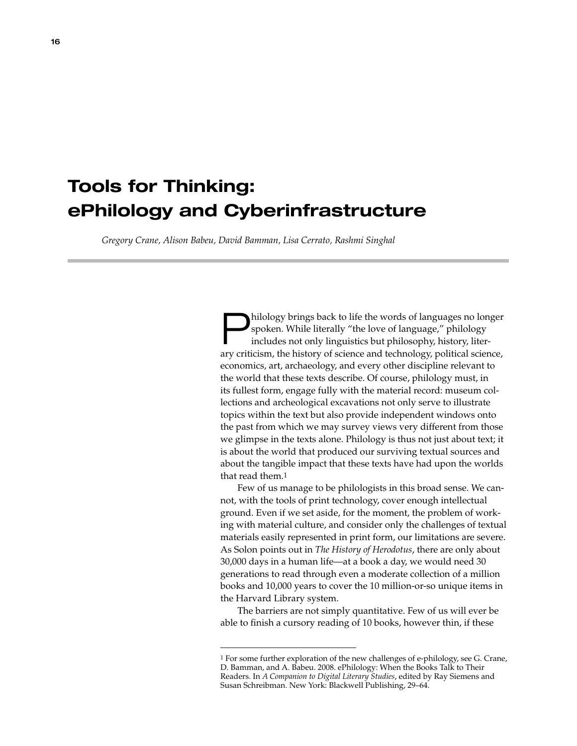# Tools for Thinking: ePhilology and Cyberinfrastructure

*Gregory Crane, Alison Babeu, David Bamman, Lisa Cerrato, Rashmi Singhal*

Philology brings back to life the words of languages no longer spoken. While literally "the love of language," philology includes not only linguistics but philosophy, history, literary criticism, the history of science and technology, political science, economics, art, archaeology, and every other discipline relevant to the world that these texts describe. Of course, philology must, in its fullest form, engage fully with the material record: museum collections and archeological excavations not only serve to illustrate topics within the text but also provide independent windows onto the past from which we may survey views very different from those we glimpse in the texts alone. Philology is thus not just about text; it is about the world that produced our surviving textual sources and about the tangible impact that these texts have had upon the worlds that read them.[1]

Few of us manage to be philologists in this broad sense. We cannot, with the tools of print technology, cover enough intellectual ground. Even if we set aside, for the moment, the problem of working with material culture, and consider only the challenges of textual materials easily represented in print form, our limitations are severe. As Solon points out in *The History of Herodotus*, there are only about 30,000 days in a human life—at a book a day, we would need 30 generations to read through even a moderate collection of a million books and 10,000 years to cover the 10 million-or-so unique items in the Harvard Library system.

The barriers are not simply quantitative. Few of us will ever be able to finish a cursory reading of 10 books, however thin, if these

---

[1] For some further exploration of the new challenges of e-philology, see G. Crane, D. Bamman, and A. Babeu. 2008. ePhilology: When the Books Talk to Their Readers. In *A Companion to Digital Literary Studies*, edited by Ray Siemens and Susan Schreibman. New York: Blackwell Publishing, 29–64.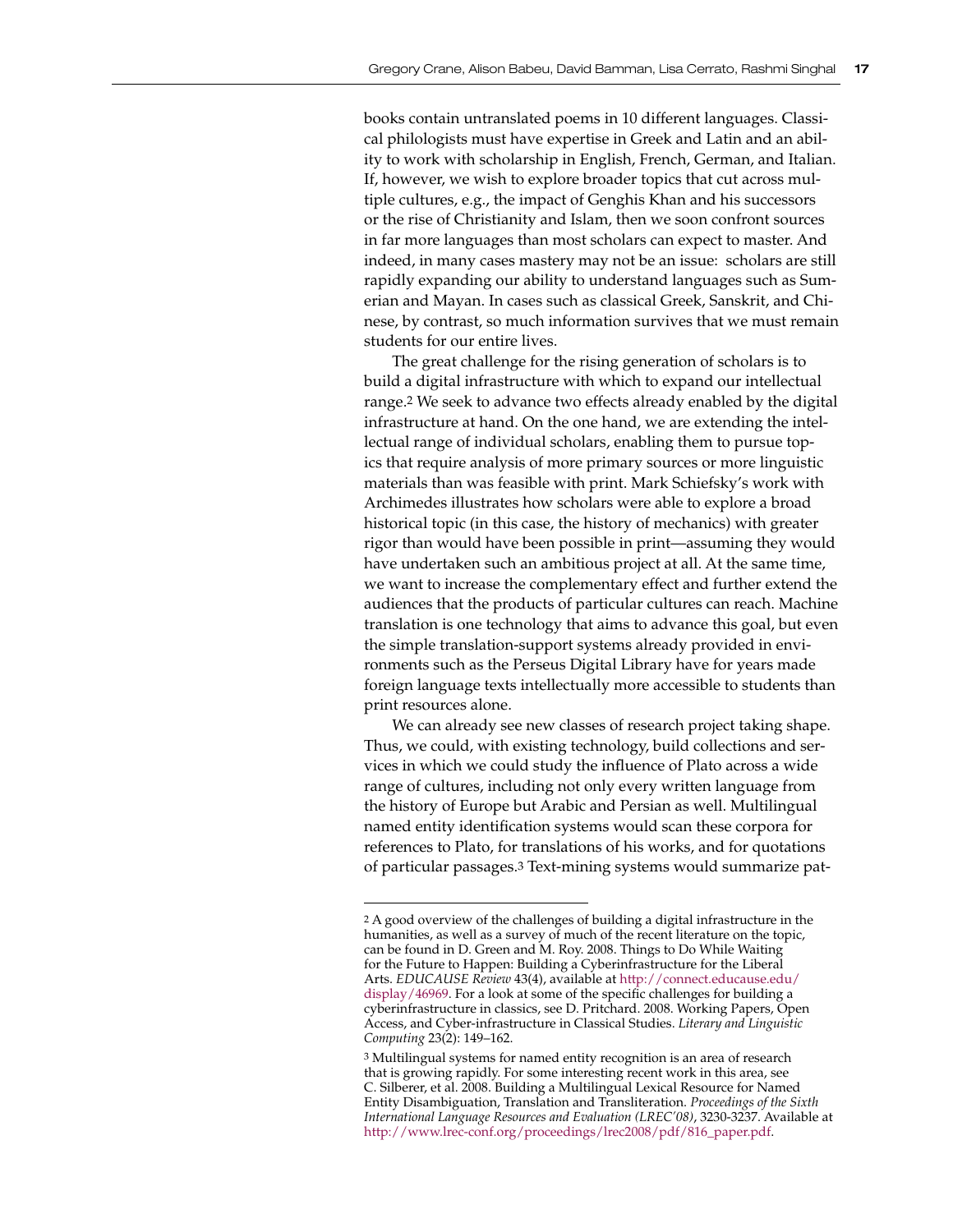books contain untranslated poems in 10 different languages. Classical philologists must have expertise in Greek and Latin and an ability to work with scholarship in English, French, German, and Italian. If, however, we wish to explore broader topics that cut across multiple cultures, e.g., the impact of Genghis Khan and his successors or the rise of Christianity and Islam, then we soon confront sources in far more languages than most scholars can expect to master. And indeed, in many cases mastery may not be an issue: scholars are still rapidly expanding our ability to understand languages such as Sumerian and Mayan. In cases such as classical Greek, Sanskrit, and Chinese, by contrast, so much information survives that we must remain students for our entire lives.

The great challenge for the rising generation of scholars is to build a digital infrastructure with which to expand our intellectual range.[2] We seek to advance two effects already enabled by the digital infrastructure at hand. On the one hand, we are extending the intellectual range of individual scholars, enabling them to pursue topics that require analysis of more primary sources or more linguistic materials than was feasible with print. Mark Schiefsky's work with Archimedes illustrates how scholars were able to explore a broad historical topic (in this case, the history of mechanics) with greater rigor than would have been possible in print—assuming they would have undertaken such an ambitious project at all. At the same time, we want to increase the complementary effect and further extend the audiences that the products of particular cultures can reach. Machine translation is one technology that aims to advance this goal, but even the simple translation-support systems already provided in environments such as the Perseus Digital Library have for years made foreign language texts intellectually more accessible to students than print resources alone.

We can already see new classes of research project taking shape. Thus, we could, with existing technology, build collections and services in which we could study the influence of Plato across a wide range of cultures, including not only every written language from the history of Europe but Arabic and Persian as well. Multilingual named entity identification systems would scan these corpora for references to Plato, for translations of his works, and for quotations of particular passages.[3] Text-mining systems would summarize pat-

---

[2] A good overview of the challenges of building a digital infrastructure in the humanities, as well as a survey of much of the recent literature on the topic, can be found in D. Green and M. Roy. 2008. Things to Do While Waiting for the Future to Happen: Building a Cyberinfrastructure for the Liberal Arts. *EDUCAUSE Review* 43(4), available at http://connect.educause.edu/display/46969. For a look at some of the specific challenges for building a cyberinfrastructure in classics, see D. Pritchard. 2008. Working Papers, Open Access, and Cyber-infrastructure in Classical Studies. *Literary and Linguistic Computing* 23(2): 149–162.

[3] Multilingual systems for named entity recognition is an area of research that is growing rapidly. For some interesting recent work in this area, see C. Silberer, et al. 2008. Building a Multilingual Lexical Resource for Named Entity Disambiguation, Translation and Transliteration. *Proceedings of the Sixth International Language Resources and Evaluation (LREC'08)*, 3230-3237. Available at http://www.lrec-conf.org/proceedings/lrec2008/pdf/816_paper.pdf.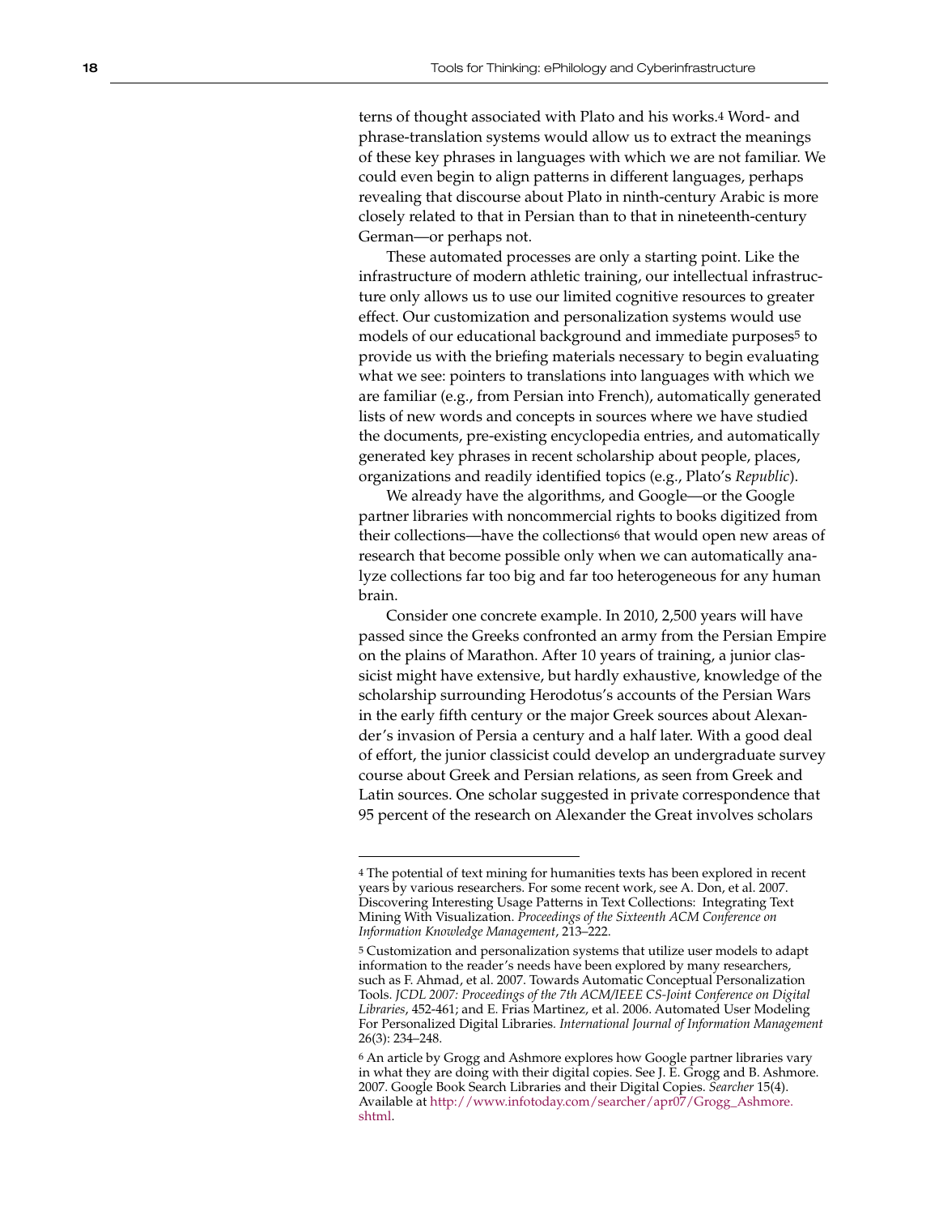terns of thought associated with Plato and his works.[4] Word- and phrase-translation systems would allow us to extract the meanings of these key phrases in languages with which we are not familiar. We could even begin to align patterns in different languages, perhaps revealing that discourse about Plato in ninth-century Arabic is more closely related to that in Persian than to that in nineteenth-century German—or perhaps not.

These automated processes are only a starting point. Like the infrastructure of modern athletic training, our intellectual infrastructure only allows us to use our limited cognitive resources to greater effect. Our customization and personalization systems would use models of our educational background and immediate purposes[5] to provide us with the briefing materials necessary to begin evaluating what we see: pointers to translations into languages with which we are familiar (e.g., from Persian into French), automatically generated lists of new words and concepts in sources where we have studied the documents, pre-existing encyclopedia entries, and automatically generated key phrases in recent scholarship about people, places, organizations and readily identified topics (e.g., Plato's *Republic*).

We already have the algorithms, and Google—or the Google partner libraries with noncommercial rights to books digitized from their collections—have the collections[6] that would open new areas of research that become possible only when we can automatically analyze collections far too big and far too heterogeneous for any human brain.

Consider one concrete example. In 2010, 2,500 years will have passed since the Greeks confronted an army from the Persian Empire on the plains of Marathon. After 10 years of training, a junior classicist might have extensive, but hardly exhaustive, knowledge of the scholarship surrounding Herodotus's accounts of the Persian Wars in the early fifth century or the major Greek sources about Alexander's invasion of Persia a century and a half later. With a good deal of effort, the junior classicist could develop an undergraduate survey course about Greek and Persian relations, as seen from Greek and Latin sources. One scholar suggested in private correspondence that 95 percent of the research on Alexander the Great involves scholars

---

[4] The potential of text mining for humanities texts has been explored in recent years by various researchers. For some recent work, see A. Don, et al. 2007. Discovering Interesting Usage Patterns in Text Collections: Integrating Text Mining With Visualization. *Proceedings of the Sixteenth ACM Conference on Information Knowledge Management*, 213–222.

[5] Customization and personalization systems that utilize user models to adapt information to the reader's needs have been explored by many researchers, such as F. Ahmad, et al. 2007. Towards Automatic Conceptual Personalization Tools. *JCDL 2007: Proceedings of the 7th ACM/IEEE CS-Joint Conference on Digital Libraries*, 452-461; and E. Frias Martinez, et al. 2006. Automated User Modeling For Personalized Digital Libraries. *International Journal of Information Management* 26(3): 234–248.

[6] An article by Grogg and Ashmore explores how Google partner libraries vary in what they are doing with their digital copies. See J. E. Grogg and B. Ashmore. 2007. Google Book Search Libraries and their Digital Copies. *Searcher* 15(4). Available at http://www.infotoday.com/searcher/apr07/Grogg_Ashmore.shtml.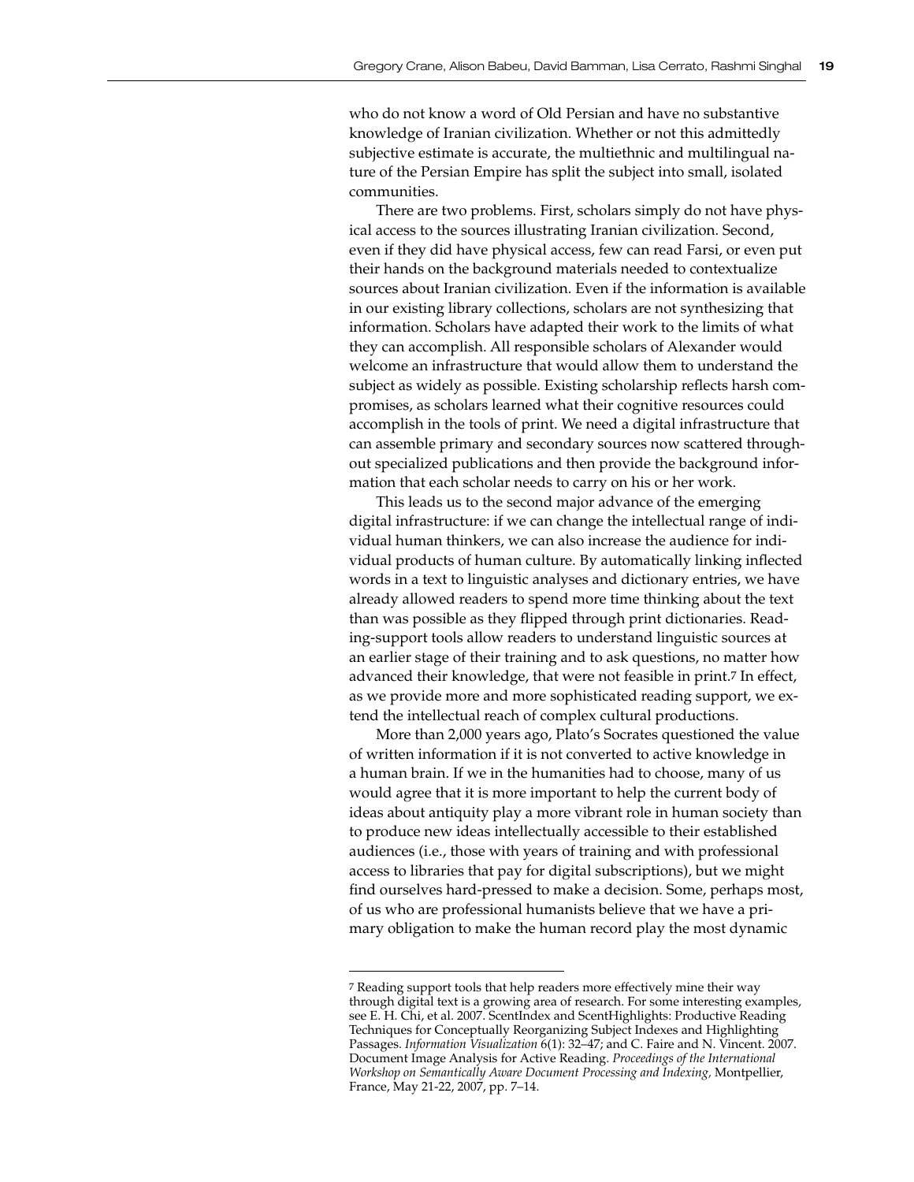who do not know a word of Old Persian and have no substantive knowledge of Iranian civilization. Whether or not this admittedly subjective estimate is accurate, the multiethnic and multilingual nature of the Persian Empire has split the subject into small, isolated communities.

There are two problems. First, scholars simply do not have physical access to the sources illustrating Iranian civilization. Second, even if they did have physical access, few can read Farsi, or even put their hands on the background materials needed to contextualize sources about Iranian civilization. Even if the information is available in our existing library collections, scholars are not synthesizing that information. Scholars have adapted their work to the limits of what they can accomplish. All responsible scholars of Alexander would welcome an infrastructure that would allow them to understand the subject as widely as possible. Existing scholarship reflects harsh compromises, as scholars learned what their cognitive resources could accomplish in the tools of print. We need a digital infrastructure that can assemble primary and secondary sources now scattered throughout specialized publications and then provide the background information that each scholar needs to carry on his or her work.

This leads us to the second major advance of the emerging digital infrastructure: if we can change the intellectual range of individual human thinkers, we can also increase the audience for individual products of human culture. By automatically linking inflected words in a text to linguistic analyses and dictionary entries, we have already allowed readers to spend more time thinking about the text than was possible as they flipped through print dictionaries. Reading-support tools allow readers to understand linguistic sources at an earlier stage of their training and to ask questions, no matter how advanced their knowledge, that were not feasible in print.[7] In effect, as we provide more and more sophisticated reading support, we extend the intellectual reach of complex cultural productions.

More than 2,000 years ago, Plato's Socrates questioned the value of written information if it is not converted to active knowledge in a human brain. If we in the humanities had to choose, many of us would agree that it is more important to help the current body of ideas about antiquity play a more vibrant role in human society than to produce new ideas intellectually accessible to their established audiences (i.e., those with years of training and with professional access to libraries that pay for digital subscriptions), but we might find ourselves hard-pressed to make a decision. Some, perhaps most, of us who are professional humanists believe that we have a primary obligation to make the human record play the most dynamic

---

[7] Reading support tools that help readers more effectively mine their way through digital text is a growing area of research. For some interesting examples, see E. H. Chi, et al. 2007. ScentIndex and ScentHighlights: Productive Reading Techniques for Conceptually Reorganizing Subject Indexes and Highlighting Passages. *Information Visualization* 6(1): 32–47; and C. Faire and N. Vincent. 2007. Document Image Analysis for Active Reading. *Proceedings of the International Workshop on Semantically Aware Document Processing and Indexing,* Montpellier, France, May 21-22, 2007, pp. 7–14.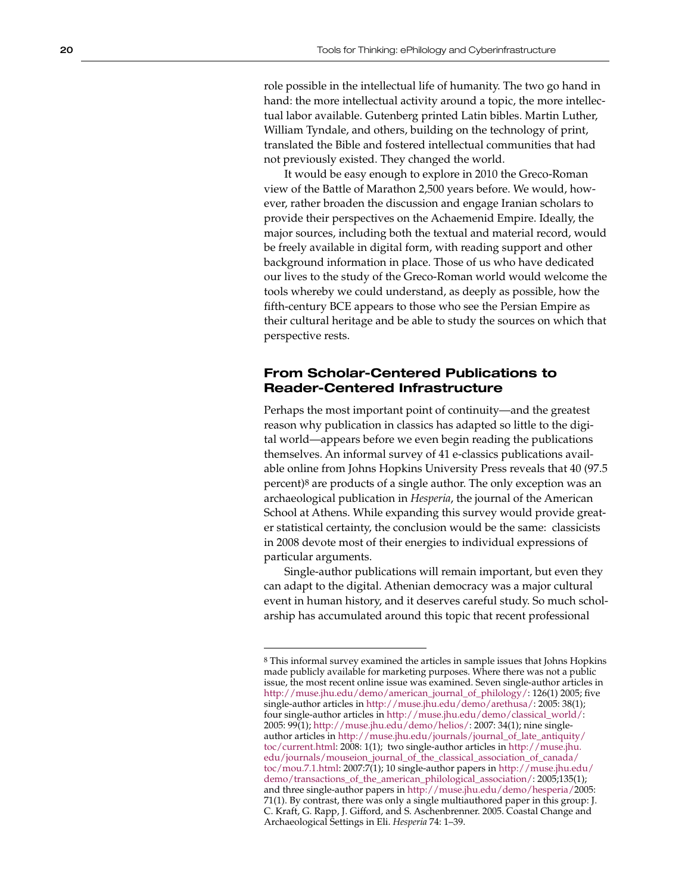role possible in the intellectual life of humanity. The two go hand in hand: the more intellectual activity around a topic, the more intellectual labor available. Gutenberg printed Latin bibles. Martin Luther, William Tyndale, and others, building on the technology of print, translated the Bible and fostered intellectual communities that had not previously existed. They changed the world.

It would be easy enough to explore in 2010 the Greco-Roman view of the Battle of Marathon 2,500 years before. We would, however, rather broaden the discussion and engage Iranian scholars to provide their perspectives on the Achaemenid Empire. Ideally, the major sources, including both the textual and material record, would be freely available in digital form, with reading support and other background information in place. Those of us who have dedicated our lives to the study of the Greco-Roman world would welcome the tools whereby we could understand, as deeply as possible, how the fifth-century BCE appears to those who see the Persian Empire as their cultural heritage and be able to study the sources on which that perspective rests.

## From Scholar-Centered Publications to Reader-Centered Infrastructure

Perhaps the most important point of continuity—and the greatest reason why publication in classics has adapted so little to the digital world—appears before we even begin reading the publications themselves. An informal survey of 41 e-classics publications available online from Johns Hopkins University Press reveals that 40 (97.5 percent)[8] are products of a single author. The only exception was an archaeological publication in *Hesperia*, the journal of the American School at Athens. While expanding this survey would provide greater statistical certainty, the conclusion would be the same: classicists in 2008 devote most of their energies to individual expressions of particular arguments.

Single-author publications will remain important, but even they can adapt to the digital. Athenian democracy was a major cultural event in human history, and it deserves careful study. So much scholarship has accumulated around this topic that recent professional

---

[8] This informal survey examined the articles in sample issues that Johns Hopkins made publicly available for marketing purposes. Where there was not a public issue, the most recent online issue was examined. Seven single-author articles in http://muse.jhu.edu/demo/american_journal_of_philology/: 126(1) 2005; five single-author articles in http://muse.jhu.edu/demo/arethusa/: 2005: 38(1); four single-author articles in http://muse.jhu.edu/demo/classical_world/: 2005: 99(1); http://muse.jhu.edu/demo/helios/: 2007: 34(1); nine single-author articles in http://muse.jhu.edu/journals/journal_of_late_antiquity/toc/current.html: 2008: 1(1); two single-author articles in http://muse.jhu.edu/journals/mouseion_journal_of_the_classical_association_of_canada/toc/mou.7.1.html: 2007:7(1); 10 single-author papers in http://muse.jhu.edu/demo/transactions_of_the_american_philological_association/: 2005;135(1); and three single-author papers in http://muse.jhu.edu/demo/hesperia/2005: 71(1). By contrast, there was only a single multiauthored paper in this group: J. C. Kraft, G. Rapp, J. Gifford, and S. Aschenbrenner. 2005. Coastal Change and Archaeological Settings in Eli. *Hesperia* 74: 1–39.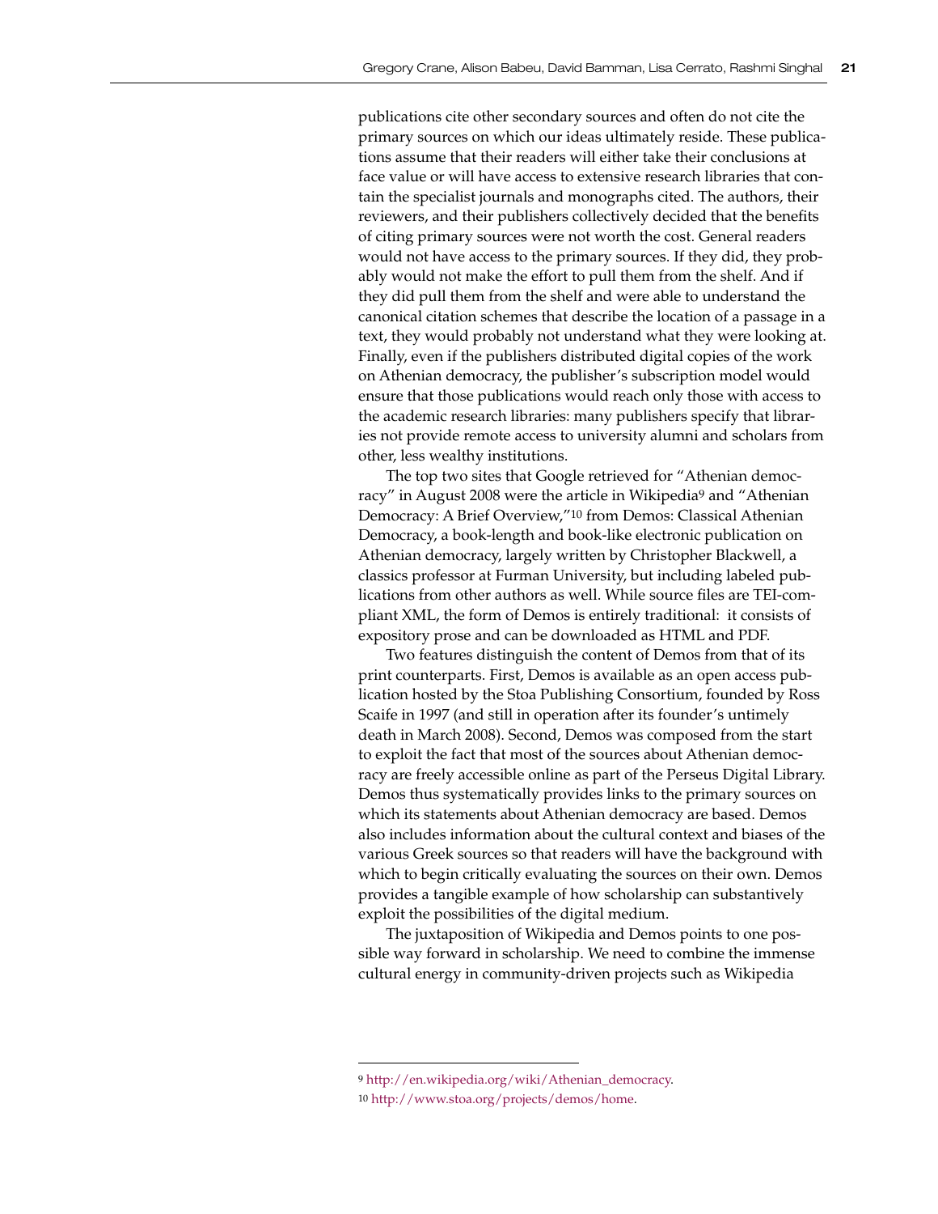publications cite other secondary sources and often do not cite the primary sources on which our ideas ultimately reside. These publications assume that their readers will either take their conclusions at face value or will have access to extensive research libraries that contain the specialist journals and monographs cited. The authors, their reviewers, and their publishers collectively decided that the benefits of citing primary sources were not worth the cost. General readers would not have access to the primary sources. If they did, they probably would not make the effort to pull them from the shelf. And if they did pull them from the shelf and were able to understand the canonical citation schemes that describe the location of a passage in a text, they would probably not understand what they were looking at. Finally, even if the publishers distributed digital copies of the work on Athenian democracy, the publisher's subscription model would ensure that those publications would reach only those with access to the academic research libraries: many publishers specify that libraries not provide remote access to university alumni and scholars from other, less wealthy institutions.

The top two sites that Google retrieved for "Athenian democracy" in August 2008 were the article in Wikipedia[9] and "Athenian Democracy: A Brief Overview,"[10] from Demos: Classical Athenian Democracy, a book-length and book-like electronic publication on Athenian democracy, largely written by Christopher Blackwell, a classics professor at Furman University, but including labeled publications from other authors as well. While source files are TEI-compliant XML, the form of Demos is entirely traditional: it consists of expository prose and can be downloaded as HTML and PDF.

Two features distinguish the content of Demos from that of its print counterparts. First, Demos is available as an open access publication hosted by the Stoa Publishing Consortium, founded by Ross Scaife in 1997 (and still in operation after its founder's untimely death in March 2008). Second, Demos was composed from the start to exploit the fact that most of the sources about Athenian democracy are freely accessible online as part of the Perseus Digital Library. Demos thus systematically provides links to the primary sources on which its statements about Athenian democracy are based. Demos also includes information about the cultural context and biases of the various Greek sources so that readers will have the background with which to begin critically evaluating the sources on their own. Demos provides a tangible example of how scholarship can substantively exploit the possibilities of the digital medium.

The juxtaposition of Wikipedia and Demos points to one possible way forward in scholarship. We need to combine the immense cultural energy in community-driven projects such as Wikipedia

---

9 http://en.wikipedia.org/wiki/Athenian_democracy.

10 http://www.stoa.org/projects/demos/home.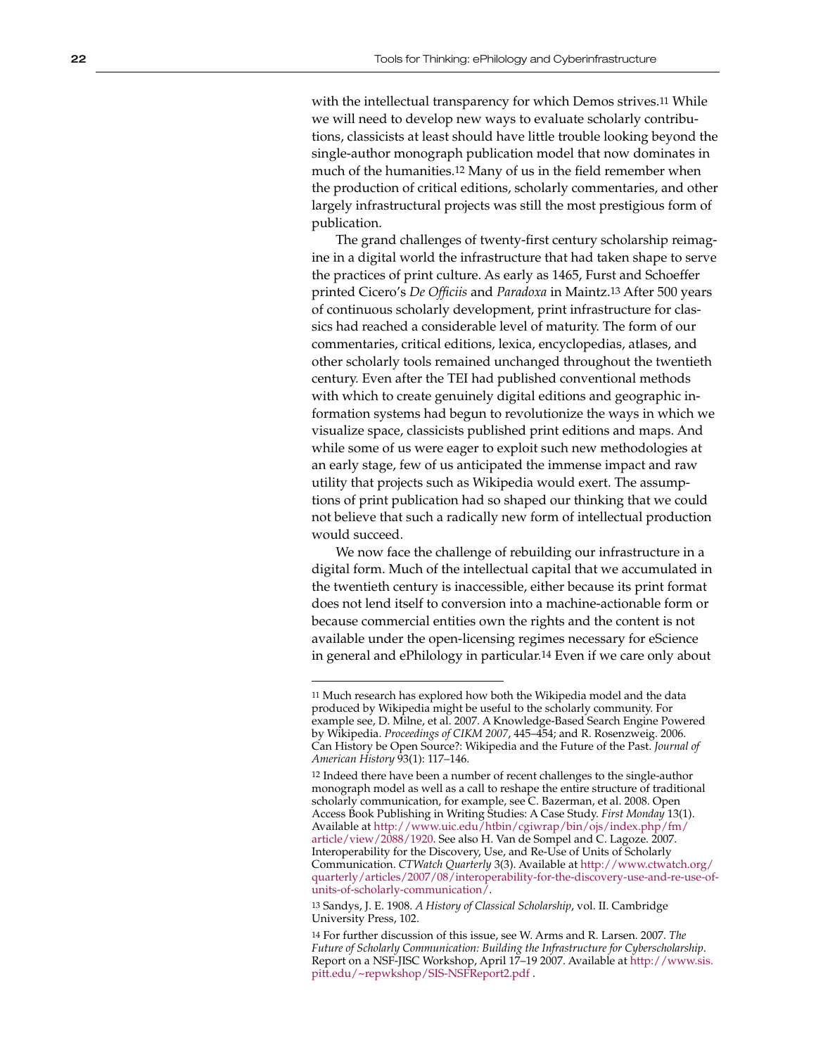with the intellectual transparency for which Demos strives.[11] While we will need to develop new ways to evaluate scholarly contributions, classicists at least should have little trouble looking beyond the single-author monograph publication model that now dominates in much of the humanities.[12] Many of us in the field remember when the production of critical editions, scholarly commentaries, and other largely infrastructural projects was still the most prestigious form of publication.

The grand challenges of twenty-first century scholarship reimagine in a digital world the infrastructure that had taken shape to serve the practices of print culture. As early as 1465, Furst and Schoeffer printed Cicero's *De Officiis* and *Paradoxa* in Maintz.[13] After 500 years of continuous scholarly development, print infrastructure for classics had reached a considerable level of maturity. The form of our commentaries, critical editions, lexica, encyclopedias, atlases, and other scholarly tools remained unchanged throughout the twentieth century. Even after the TEI had published conventional methods with which to create genuinely digital editions and geographic information systems had begun to revolutionize the ways in which we visualize space, classicists published print editions and maps. And while some of us were eager to exploit such new methodologies at an early stage, few of us anticipated the immense impact and raw utility that projects such as Wikipedia would exert. The assumptions of print publication had so shaped our thinking that we could not believe that such a radically new form of intellectual production would succeed.

We now face the challenge of rebuilding our infrastructure in a digital form. Much of the intellectual capital that we accumulated in the twentieth century is inaccessible, either because its print format does not lend itself to conversion into a machine-actionable form or because commercial entities own the rights and the content is not available under the open-licensing regimes necessary for eScience in general and ePhilology in particular.[14] Even if we care only about

---

[11] Much research has explored how both the Wikipedia model and the data produced by Wikipedia might be useful to the scholarly community. For example see, D. Milne, et al. 2007. A Knowledge-Based Search Engine Powered by Wikipedia. *Proceedings of CIKM 2007*, 445–454; and R. Rosenzweig. 2006. Can History be Open Source?: Wikipedia and the Future of the Past. *Journal of American History* 93(1): 117–146.

[12] Indeed there have been a number of recent challenges to the single-author monograph model as well as a call to reshape the entire structure of traditional scholarly communication, for example, see C. Bazerman, et al. 2008. Open Access Book Publishing in Writing Studies: A Case Study. *First Monday* 13(1). Available at http://www.uic.edu/htbin/cgiwrap/bin/ojs/index.php/fm/article/view/2088/1920. See also H. Van de Sompel and C. Lagoze. 2007. Interoperability for the Discovery, Use, and Re-Use of Units of Scholarly Communication. *CTWatch Quarterly* 3(3). Available at http://www.ctwatch.org/quarterly/articles/2007/08/interoperability-for-the-discovery-use-and-re-use-of-units-of-scholarly-communication/.

[13] Sandys, J. E. 1908. *A History of Classical Scholarship*, vol. II. Cambridge University Press, 102.

[14] For further discussion of this issue, see W. Arms and R. Larsen. 2007. *The Future of Scholarly Communication: Building the Infrastructure for Cyberscholarship*. Report on a NSF-JISC Workshop, April 17–19 2007. Available at http://www.sis.pitt.edu/~repwkshop/SIS-NSFReport2.pdf .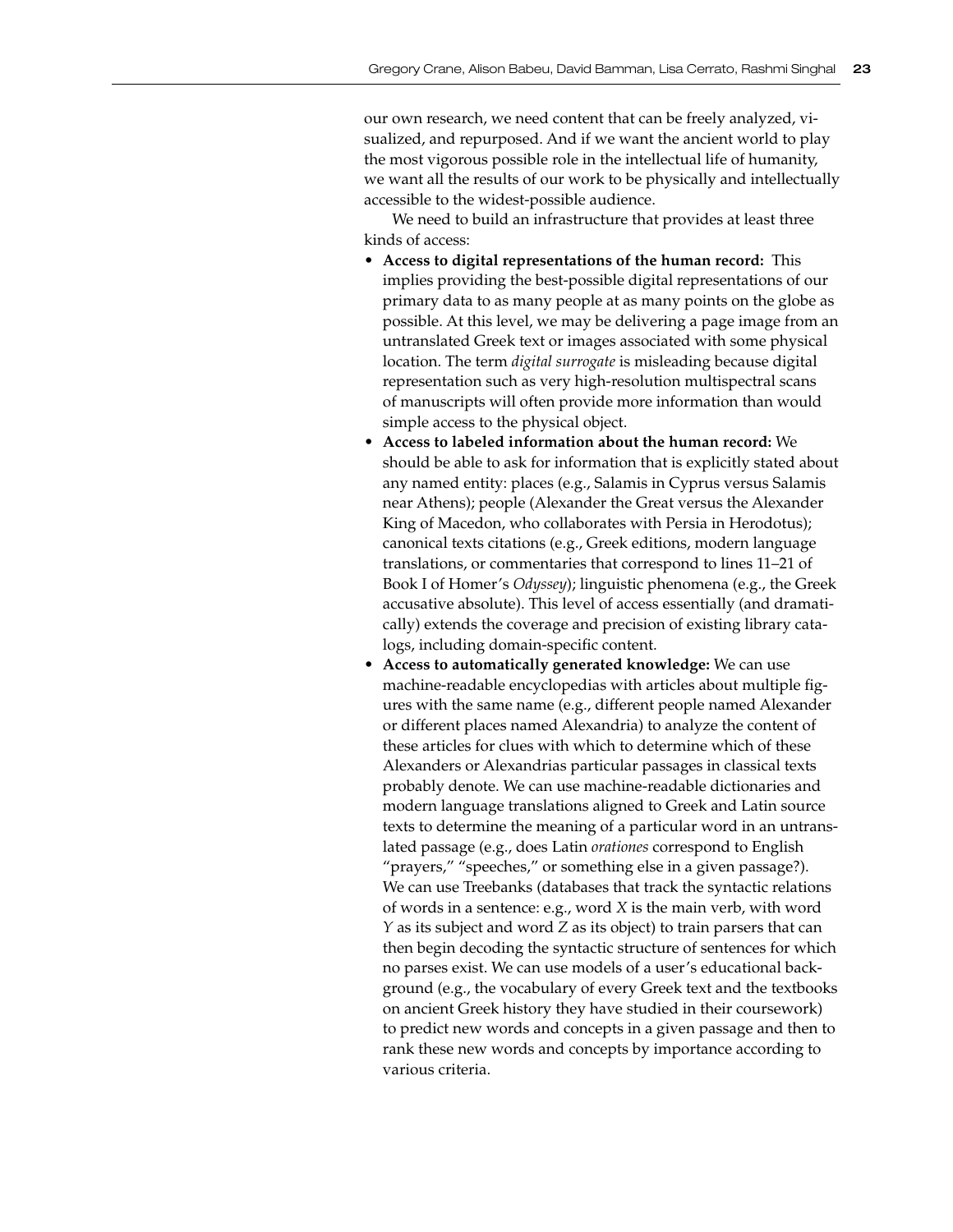our own research, we need content that can be freely analyzed, visualized, and repurposed. And if we want the ancient world to play the most vigorous possible role in the intellectual life of humanity, we want all the results of our work to be physically and intellectually accessible to the widest-possible audience.

We need to build an infrastructure that provides at least three kinds of access:

- **Access to digital representations of the human record:** This implies providing the best-possible digital representations of our primary data to as many people at as many points on the globe as possible. At this level, we may be delivering a page image from an untranslated Greek text or images associated with some physical location. The term *digital surrogate* is misleading because digital representation such as very high-resolution multispectral scans of manuscripts will often provide more information than would simple access to the physical object.
- **Access to labeled information about the human record:** We should be able to ask for information that is explicitly stated about any named entity: places (e.g., Salamis in Cyprus versus Salamis near Athens); people (Alexander the Great versus the Alexander King of Macedon, who collaborates with Persia in Herodotus); canonical texts citations (e.g., Greek editions, modern language translations, or commentaries that correspond to lines 11–21 of Book I of Homer's *Odyssey*); linguistic phenomena (e.g., the Greek accusative absolute). This level of access essentially (and dramatically) extends the coverage and precision of existing library catalogs, including domain-specific content.
- **Access to automatically generated knowledge:** We can use machine-readable encyclopedias with articles about multiple figures with the same name (e.g., different people named Alexander or different places named Alexandria) to analyze the content of these articles for clues with which to determine which of these Alexanders or Alexandrias particular passages in classical texts probably denote. We can use machine-readable dictionaries and modern language translations aligned to Greek and Latin source texts to determine the meaning of a particular word in an untranslated passage (e.g., does Latin *orationes* correspond to English "prayers," "speeches," or something else in a given passage?). We can use Treebanks (databases that track the syntactic relations of words in a sentence: e.g., word *X* is the main verb, with word *Y* as its subject and word *Z* as its object) to train parsers that can then begin decoding the syntactic structure of sentences for which no parses exist. We can use models of a user's educational background (e.g., the vocabulary of every Greek text and the textbooks on ancient Greek history they have studied in their coursework) to predict new words and concepts in a given passage and then to rank these new words and concepts by importance according to various criteria.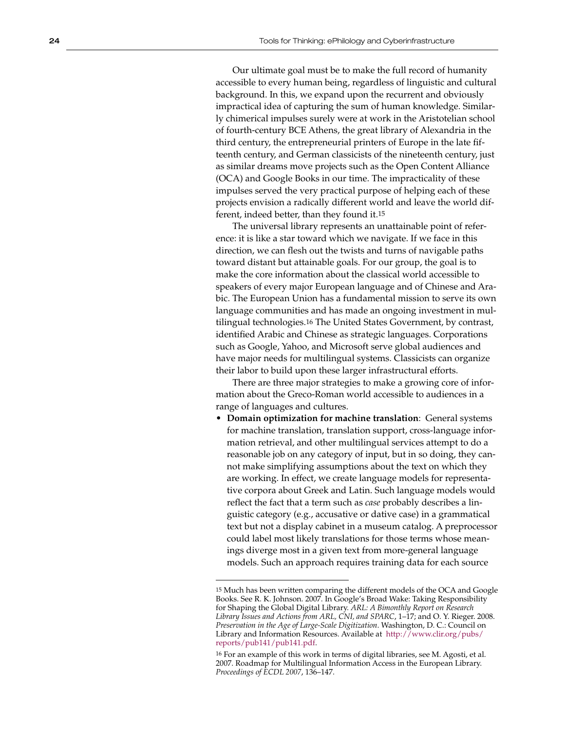Our ultimate goal must be to make the full record of humanity accessible to every human being, regardless of linguistic and cultural background. In this, we expand upon the recurrent and obviously impractical idea of capturing the sum of human knowledge. Similarly chimerical impulses surely were at work in the Aristotelian school of fourth-century BCE Athens, the great library of Alexandria in the third century, the entrepreneurial printers of Europe in the late fifteenth century, and German classicists of the nineteenth century, just as similar dreams move projects such as the Open Content Alliance (OCA) and Google Books in our time. The impracticality of these impulses served the very practical purpose of helping each of these projects envision a radically different world and leave the world different, indeed better, than they found it.[15]

The universal library represents an unattainable point of reference: it is like a star toward which we navigate. If we face in this direction, we can flesh out the twists and turns of navigable paths toward distant but attainable goals. For our group, the goal is to make the core information about the classical world accessible to speakers of every major European language and of Chinese and Arabic. The European Union has a fundamental mission to serve its own language communities and has made an ongoing investment in multilingual technologies.[16] The United States Government, by contrast, identified Arabic and Chinese as strategic languages. Corporations such as Google, Yahoo, and Microsoft serve global audiences and have major needs for multilingual systems. Classicists can organize their labor to build upon these larger infrastructural efforts.

There are three major strategies to make a growing core of information about the Greco-Roman world accessible to audiences in a range of languages and cultures.

- **Domain optimization for machine translation**: General systems for machine translation, translation support, cross-language information retrieval, and other multilingual services attempt to do a reasonable job on any category of input, but in so doing, they cannot make simplifying assumptions about the text on which they are working. In effect, we create language models for representative corpora about Greek and Latin. Such language models would reflect the fact that a term such as *case* probably describes a linguistic category (e.g., accusative or dative case) in a grammatical text but not a display cabinet in a museum catalog. A preprocessor could label most likely translations for those terms whose meanings diverge most in a given text from more-general language models. Such an approach requires training data for each source

---

[15] Much has been written comparing the different models of the OCA and Google Books. See R. K. Johnson. 2007. In Google's Broad Wake: Taking Responsibility for Shaping the Global Digital Library. *ARL: A Bimonthly Report on Research Library Issues and Actions from ARL, CNI, and SPARC*, 1–17; and O. Y. Rieger. 2008. *Preservation in the Age of Large-Scale Digitization*. Washington, D. C.: Council on Library and Information Resources. Available at http://www.clir.org/pubs/reports/pub141/pub141.pdf.

[16] For an example of this work in terms of digital libraries, see M. Agosti, et al. 2007. Roadmap for Multilingual Information Access in the European Library. *Proceedings of ECDL 2007*, 136–147.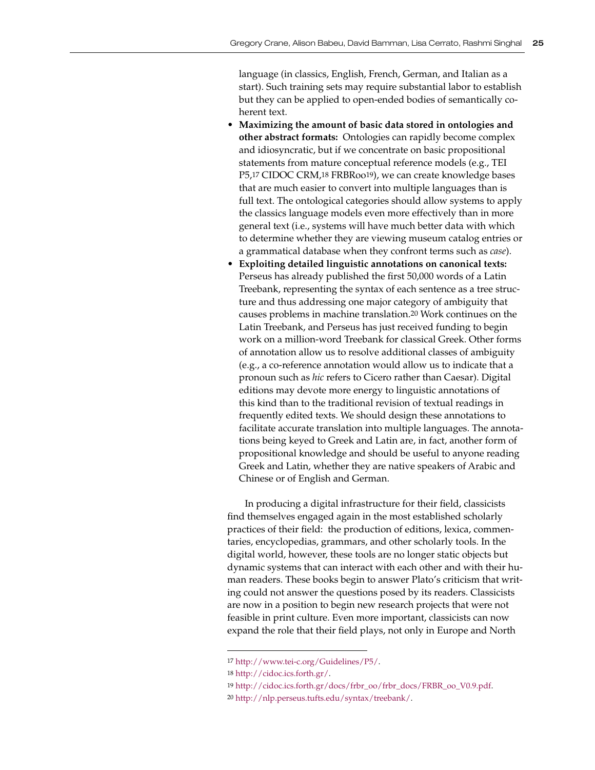language (in classics, English, French, German, and Italian as a start). Such training sets may require substantial labor to establish but they can be applied to open-ended bodies of semantically coherent text.

- **Maximizing the amount of basic data stored in ontologies and other abstract formats:** Ontologies can rapidly become complex and idiosyncratic, but if we concentrate on basic propositional statements from mature conceptual reference models (e.g., TEI P5,[17] CIDOC CRM,[18] FRBRoo[19]), we can create knowledge bases that are much easier to convert into multiple languages than is full text. The ontological categories should allow systems to apply the classics language models even more effectively than in more general text (i.e., systems will have much better data with which to determine whether they are viewing museum catalog entries or a grammatical database when they confront terms such as *case*).
- **Exploiting detailed linguistic annotations on canonical texts:** Perseus has already published the first 50,000 words of a Latin Treebank, representing the syntax of each sentence as a tree structure and thus addressing one major category of ambiguity that causes problems in machine translation.[20] Work continues on the Latin Treebank, and Perseus has just received funding to begin work on a million-word Treebank for classical Greek. Other forms of annotation allow us to resolve additional classes of ambiguity (e.g., a co-reference annotation would allow us to indicate that a pronoun such as *hic* refers to Cicero rather than Caesar). Digital editions may devote more energy to linguistic annotations of this kind than to the traditional revision of textual readings in frequently edited texts. We should design these annotations to facilitate accurate translation into multiple languages. The annotations being keyed to Greek and Latin are, in fact, another form of propositional knowledge and should be useful to anyone reading Greek and Latin, whether they are native speakers of Arabic and Chinese or of English and German.

In producing a digital infrastructure for their field, classicists find themselves engaged again in the most established scholarly practices of their field: the production of editions, lexica, commentaries, encyclopedias, grammars, and other scholarly tools. In the digital world, however, these tools are no longer static objects but dynamic systems that can interact with each other and with their human readers. These books begin to answer Plato's criticism that writing could not answer the questions posed by its readers. Classicists are now in a position to begin new research projects that were not feasible in print culture. Even more important, classicists can now expand the role that their field plays, not only in Europe and North

---

17 http://www.tei-c.org/Guidelines/P5/.

18 http://cidoc.ics.forth.gr/.

19 http://cidoc.ics.forth.gr/docs/frbr_oo/frbr_docs/FRBR_oo_V0.9.pdf.

20 http://nlp.perseus.tufts.edu/syntax/treebank/.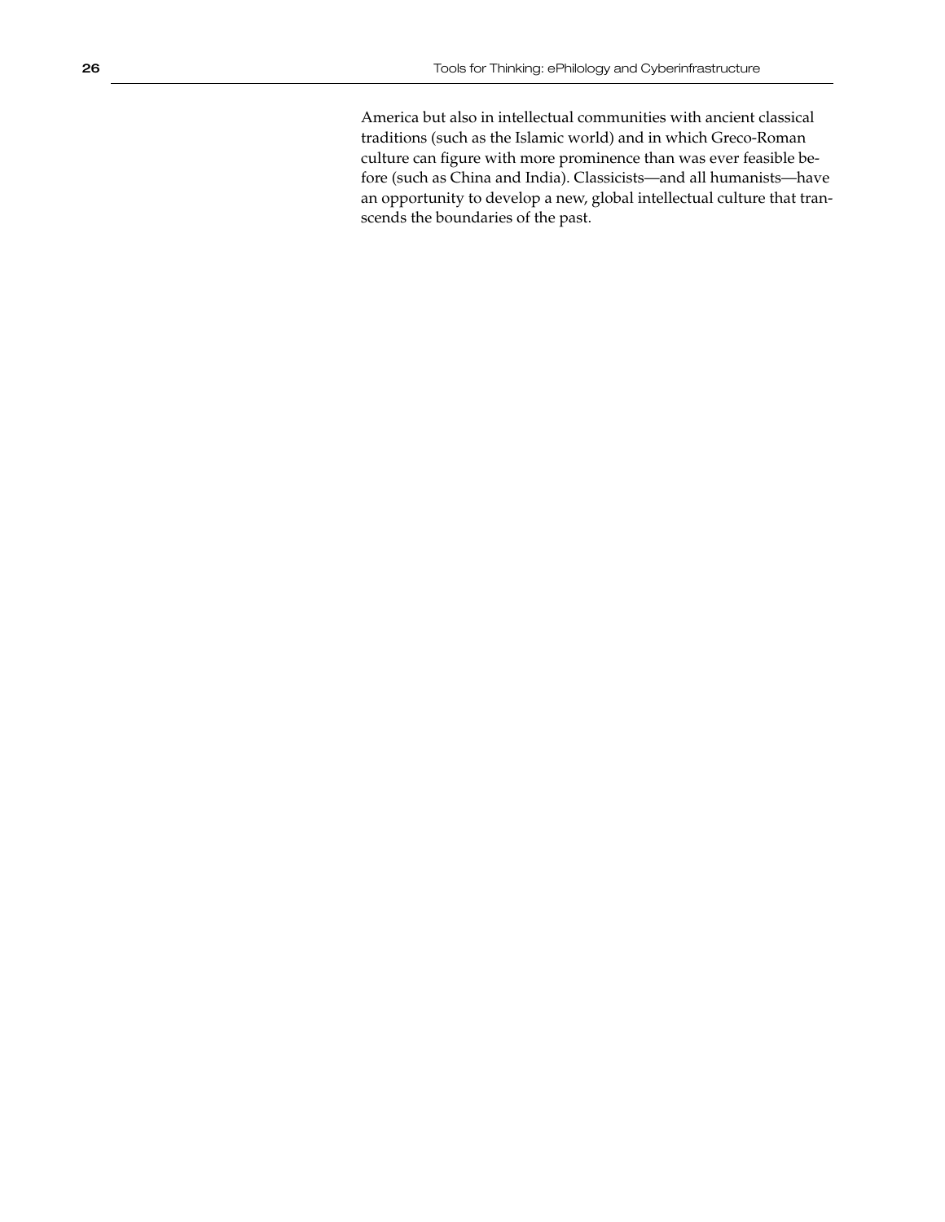America but also in intellectual communities with ancient classical traditions (such as the Islamic world) and in which Greco-Roman culture can figure with more prominence than was ever feasible before (such as China and India). Classicists—and all humanists—have an opportunity to develop a new, global intellectual culture that transcends the boundaries of the past.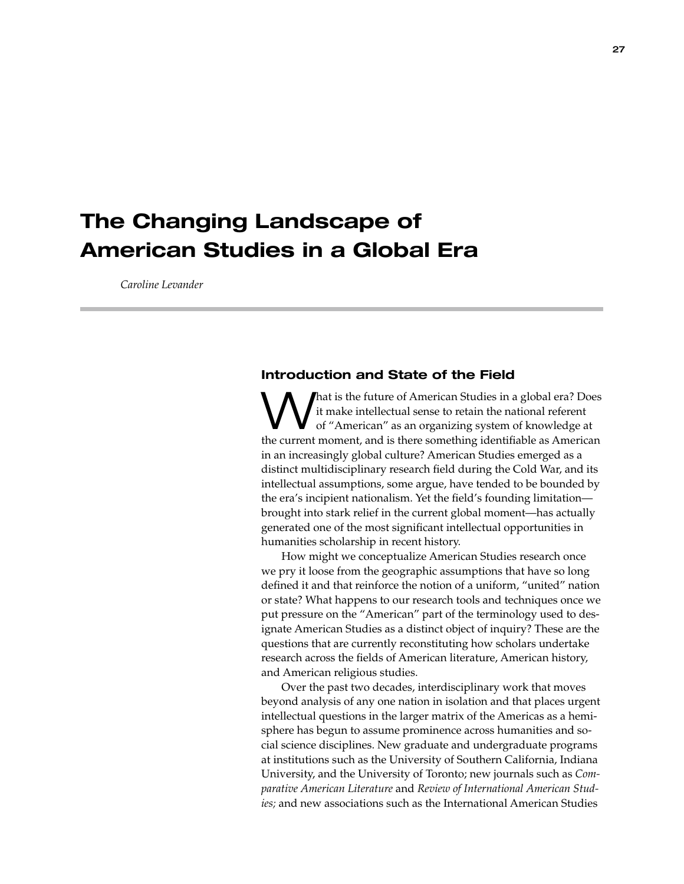# The Changing Landscape of American Studies in a Global Era

*Caroline Levander*

## Introduction and State of the Field

What is the future of American Studies in a global era? Does it make intellectual sense to retain the national referent of "American" as an organizing system of knowledge at the current moment, and is there something identifiable as American in an increasingly global culture? American Studies emerged as a distinct multidisciplinary research field during the Cold War, and its intellectual assumptions, some argue, have tended to be bounded by the era's incipient nationalism. Yet the field's founding limitation—brought into stark relief in the current global moment—has actually generated one of the most significant intellectual opportunities in humanities scholarship in recent history.

How might we conceptualize American Studies research once we pry it loose from the geographic assumptions that have so long defined it and that reinforce the notion of a uniform, "united" nation or state? What happens to our research tools and techniques once we put pressure on the "American" part of the terminology used to designate American Studies as a distinct object of inquiry? These are the questions that are currently reconstituting how scholars undertake research across the fields of American literature, American history, and American religious studies.

Over the past two decades, interdisciplinary work that moves beyond analysis of any one nation in isolation and that places urgent intellectual questions in the larger matrix of the Americas as a hemisphere has begun to assume prominence across humanities and social science disciplines. New graduate and undergraduate programs at institutions such as the University of Southern California, Indiana University, and the University of Toronto; new journals such as *Comparative American Literature* and *Review of International American Studies;* and new associations such as the International American Studies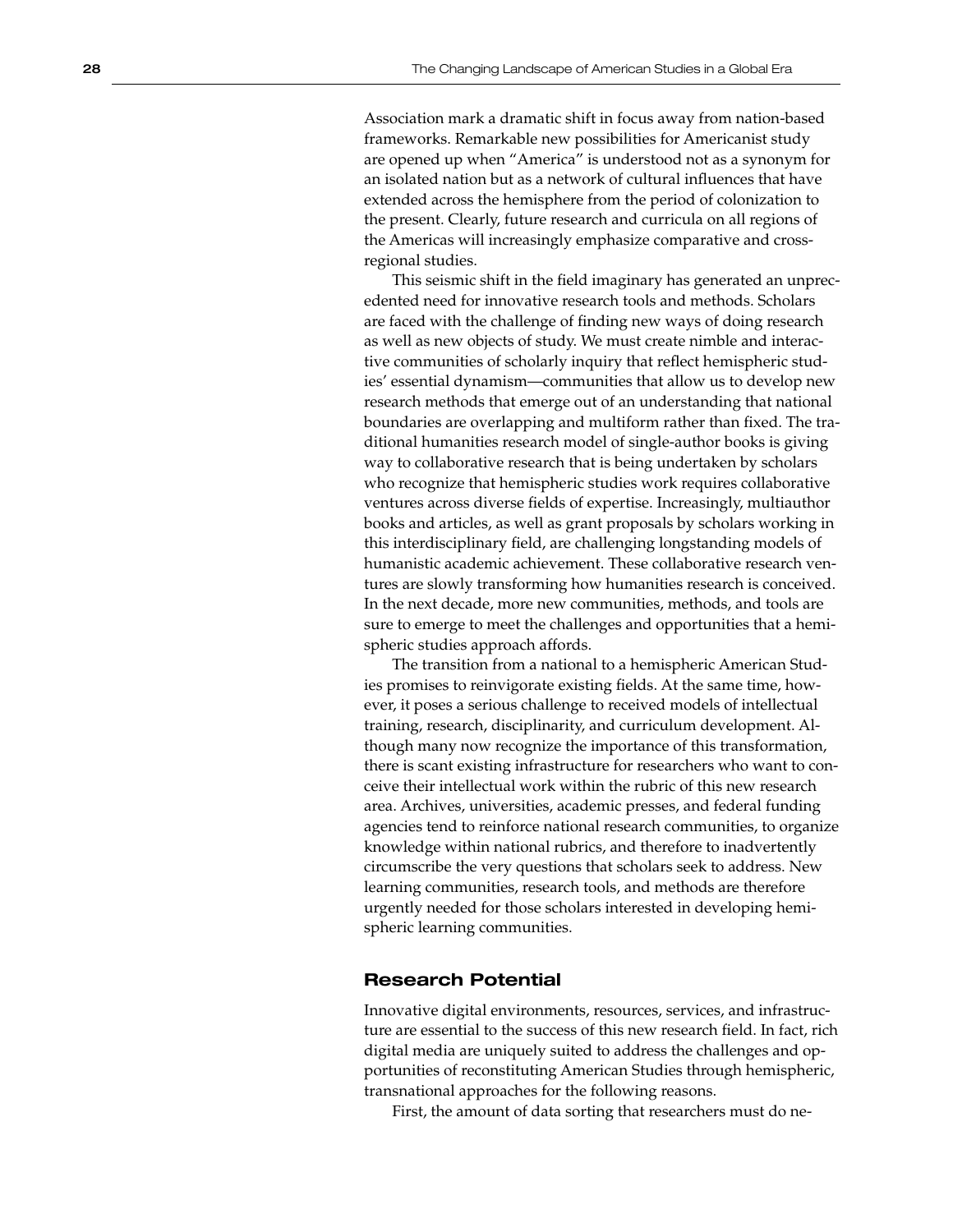Association mark a dramatic shift in focus away from nation-based frameworks. Remarkable new possibilities for Americanist study are opened up when "America" is understood not as a synonym for an isolated nation but as a network of cultural influences that have extended across the hemisphere from the period of colonization to the present. Clearly, future research and curricula on all regions of the Americas will increasingly emphasize comparative and cross-regional studies.

This seismic shift in the field imaginary has generated an unprecedented need for innovative research tools and methods. Scholars are faced with the challenge of finding new ways of doing research as well as new objects of study. We must create nimble and interactive communities of scholarly inquiry that reflect hemispheric studies' essential dynamism—communities that allow us to develop new research methods that emerge out of an understanding that national boundaries are overlapping and multiform rather than fixed. The traditional humanities research model of single-author books is giving way to collaborative research that is being undertaken by scholars who recognize that hemispheric studies work requires collaborative ventures across diverse fields of expertise. Increasingly, multiauthor books and articles, as well as grant proposals by scholars working in this interdisciplinary field, are challenging longstanding models of humanistic academic achievement. These collaborative research ventures are slowly transforming how humanities research is conceived. In the next decade, more new communities, methods, and tools are sure to emerge to meet the challenges and opportunities that a hemispheric studies approach affords.

The transition from a national to a hemispheric American Studies promises to reinvigorate existing fields. At the same time, however, it poses a serious challenge to received models of intellectual training, research, disciplinarity, and curriculum development. Although many now recognize the importance of this transformation, there is scant existing infrastructure for researchers who want to conceive their intellectual work within the rubric of this new research area. Archives, universities, academic presses, and federal funding agencies tend to reinforce national research communities, to organize knowledge within national rubrics, and therefore to inadvertently circumscribe the very questions that scholars seek to address. New learning communities, research tools, and methods are therefore urgently needed for those scholars interested in developing hemispheric learning communities.

## Research Potential

Innovative digital environments, resources, services, and infrastructure are essential to the success of this new research field. In fact, rich digital media are uniquely suited to address the challenges and opportunities of reconstituting American Studies through hemispheric, transnational approaches for the following reasons.

First, the amount of data sorting that researchers must do ne-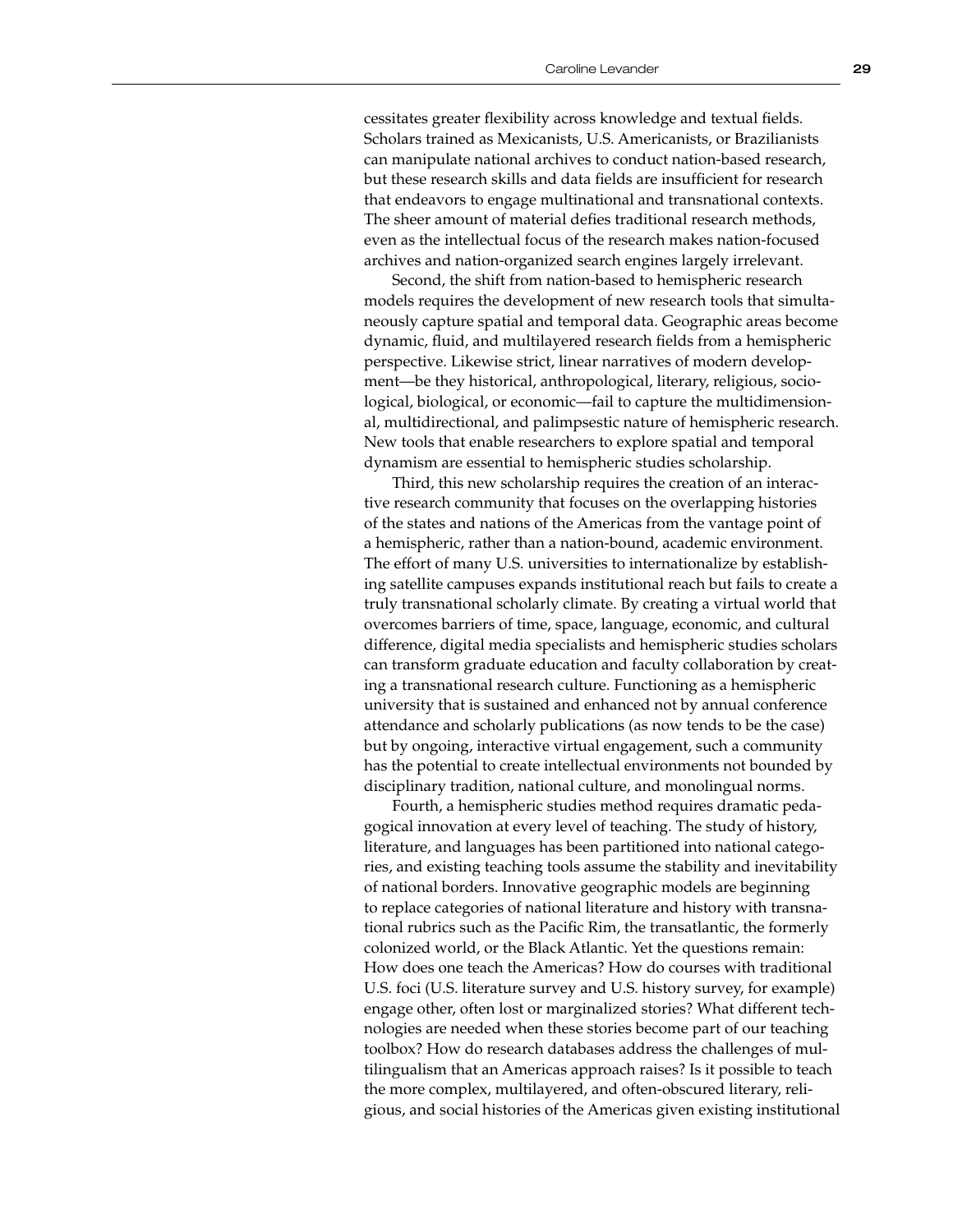cessitates greater flexibility across knowledge and textual fields. Scholars trained as Mexicanists, U.S. Americanists, or Brazilianists can manipulate national archives to conduct nation-based research, but these research skills and data fields are insufficient for research that endeavors to engage multinational and transnational contexts. The sheer amount of material defies traditional research methods, even as the intellectual focus of the research makes nation-focused archives and nation-organized search engines largely irrelevant.

Second, the shift from nation-based to hemispheric research models requires the development of new research tools that simultaneously capture spatial and temporal data. Geographic areas become dynamic, fluid, and multilayered research fields from a hemispheric perspective. Likewise strict, linear narratives of modern development—be they historical, anthropological, literary, religious, sociological, biological, or economic—fail to capture the multidimensional, multidirectional, and palimpsestic nature of hemispheric research. New tools that enable researchers to explore spatial and temporal dynamism are essential to hemispheric studies scholarship.

Third, this new scholarship requires the creation of an interactive research community that focuses on the overlapping histories of the states and nations of the Americas from the vantage point of a hemispheric, rather than a nation-bound, academic environment. The effort of many U.S. universities to internationalize by establishing satellite campuses expands institutional reach but fails to create a truly transnational scholarly climate. By creating a virtual world that overcomes barriers of time, space, language, economic, and cultural difference, digital media specialists and hemispheric studies scholars can transform graduate education and faculty collaboration by creating a transnational research culture. Functioning as a hemispheric university that is sustained and enhanced not by annual conference attendance and scholarly publications (as now tends to be the case) but by ongoing, interactive virtual engagement, such a community has the potential to create intellectual environments not bounded by disciplinary tradition, national culture, and monolingual norms.

Fourth, a hemispheric studies method requires dramatic pedagogical innovation at every level of teaching. The study of history, literature, and languages has been partitioned into national categories, and existing teaching tools assume the stability and inevitability of national borders. Innovative geographic models are beginning to replace categories of national literature and history with transnational rubrics such as the Pacific Rim, the transatlantic, the formerly colonized world, or the Black Atlantic. Yet the questions remain: How does one teach the Americas? How do courses with traditional U.S. foci (U.S. literature survey and U.S. history survey, for example) engage other, often lost or marginalized stories? What different technologies are needed when these stories become part of our teaching toolbox? How do research databases address the challenges of multilingualism that an Americas approach raises? Is it possible to teach the more complex, multilayered, and often-obscured literary, religious, and social histories of the Americas given existing institutional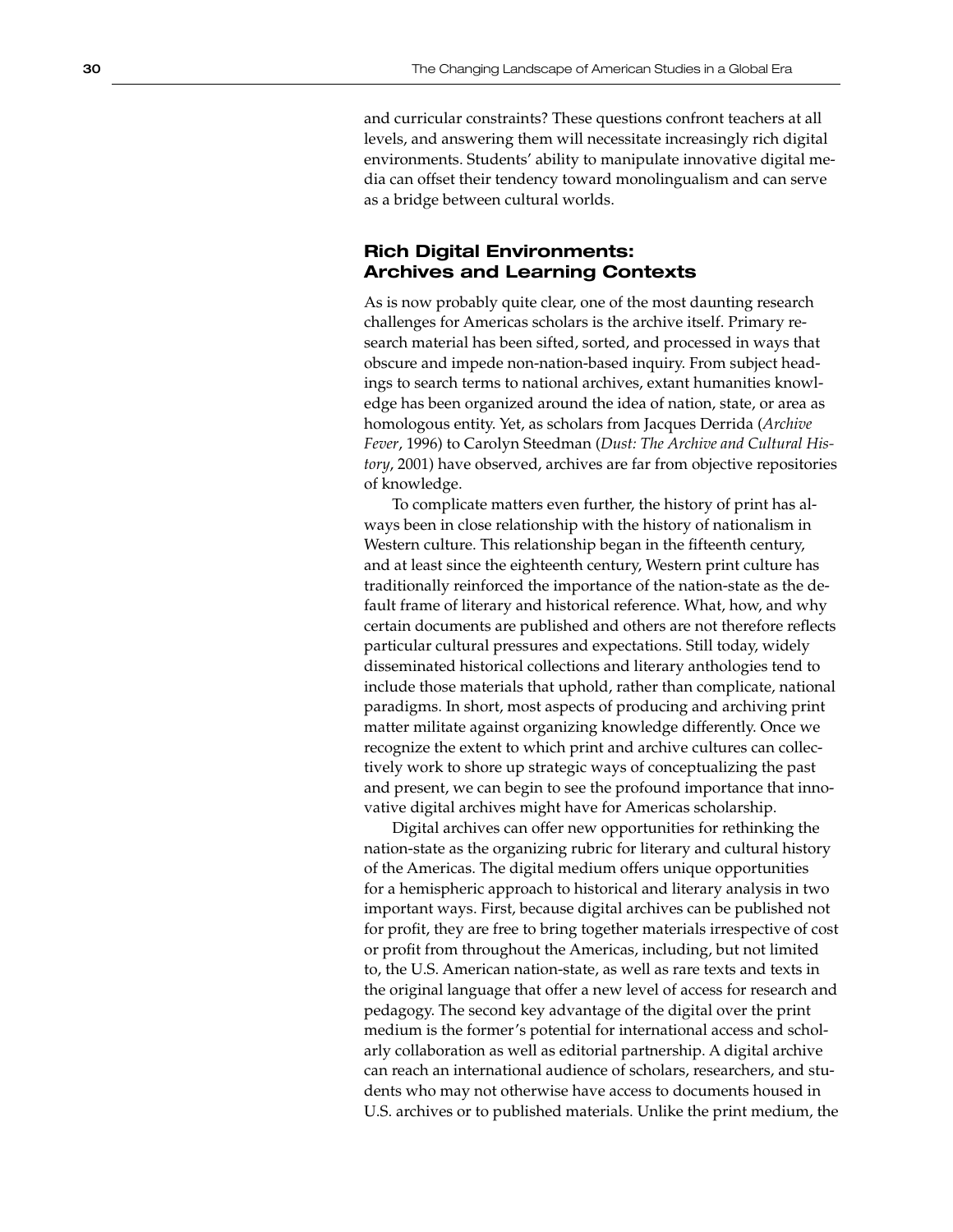and curricular constraints? These questions confront teachers at all levels, and answering them will necessitate increasingly rich digital environments. Students' ability to manipulate innovative digital media can offset their tendency toward monolingualism and can serve as a bridge between cultural worlds.

## Rich Digital Environments: Archives and Learning Contexts

As is now probably quite clear, one of the most daunting research challenges for Americas scholars is the archive itself. Primary research material has been sifted, sorted, and processed in ways that obscure and impede non-nation-based inquiry. From subject headings to search terms to national archives, extant humanities knowledge has been organized around the idea of nation, state, or area as homologous entity. Yet, as scholars from Jacques Derrida (*Archive Fever*, 1996) to Carolyn Steedman (*Dust: The Archive and Cultural History*, 2001) have observed, archives are far from objective repositories of knowledge.

To complicate matters even further, the history of print has always been in close relationship with the history of nationalism in Western culture. This relationship began in the fifteenth century, and at least since the eighteenth century, Western print culture has traditionally reinforced the importance of the nation-state as the default frame of literary and historical reference. What, how, and why certain documents are published and others are not therefore reflects particular cultural pressures and expectations. Still today, widely disseminated historical collections and literary anthologies tend to include those materials that uphold, rather than complicate, national paradigms. In short, most aspects of producing and archiving print matter militate against organizing knowledge differently. Once we recognize the extent to which print and archive cultures can collectively work to shore up strategic ways of conceptualizing the past and present, we can begin to see the profound importance that innovative digital archives might have for Americas scholarship.

Digital archives can offer new opportunities for rethinking the nation-state as the organizing rubric for literary and cultural history of the Americas. The digital medium offers unique opportunities for a hemispheric approach to historical and literary analysis in two important ways. First, because digital archives can be published not for profit, they are free to bring together materials irrespective of cost or profit from throughout the Americas, including, but not limited to, the U.S. American nation-state, as well as rare texts and texts in the original language that offer a new level of access for research and pedagogy. The second key advantage of the digital over the print medium is the former's potential for international access and scholarly collaboration as well as editorial partnership. A digital archive can reach an international audience of scholars, researchers, and students who may not otherwise have access to documents housed in U.S. archives or to published materials. Unlike the print medium, the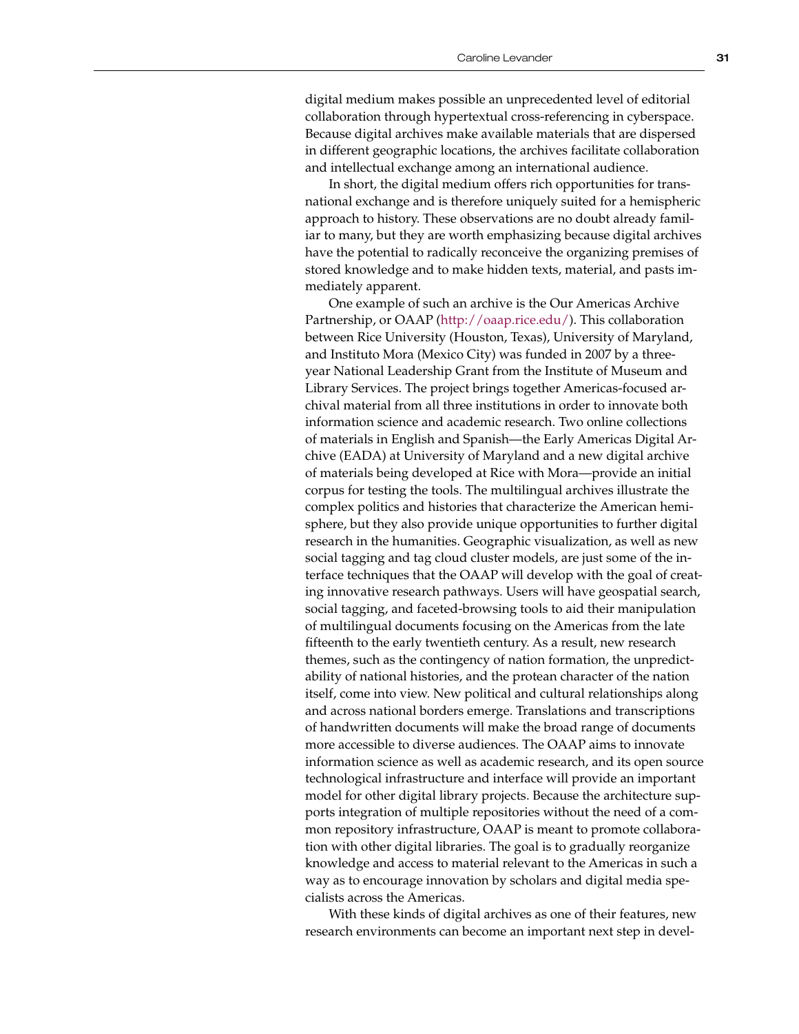digital medium makes possible an unprecedented level of editorial collaboration through hypertextual cross-referencing in cyberspace. Because digital archives make available materials that are dispersed in different geographic locations, the archives facilitate collaboration and intellectual exchange among an international audience.

In short, the digital medium offers rich opportunities for transnational exchange and is therefore uniquely suited for a hemispheric approach to history. These observations are no doubt already familiar to many, but they are worth emphasizing because digital archives have the potential to radically reconceive the organizing premises of stored knowledge and to make hidden texts, material, and pasts immediately apparent.

One example of such an archive is the Our Americas Archive Partnership, or OAAP (http://oaap.rice.edu/). This collaboration between Rice University (Houston, Texas), University of Maryland, and Instituto Mora (Mexico City) was funded in 2007 by a three-year National Leadership Grant from the Institute of Museum and Library Services. The project brings together Americas-focused archival material from all three institutions in order to innovate both information science and academic research. Two online collections of materials in English and Spanish—the Early Americas Digital Archive (EADA) at University of Maryland and a new digital archive of materials being developed at Rice with Mora—provide an initial corpus for testing the tools. The multilingual archives illustrate the complex politics and histories that characterize the American hemisphere, but they also provide unique opportunities to further digital research in the humanities. Geographic visualization, as well as new social tagging and tag cloud cluster models, are just some of the interface techniques that the OAAP will develop with the goal of creating innovative research pathways. Users will have geospatial search, social tagging, and faceted-browsing tools to aid their manipulation of multilingual documents focusing on the Americas from the late fifteenth to the early twentieth century. As a result, new research themes, such as the contingency of nation formation, the unpredictability of national histories, and the protean character of the nation itself, come into view. New political and cultural relationships along and across national borders emerge. Translations and transcriptions of handwritten documents will make the broad range of documents more accessible to diverse audiences. The OAAP aims to innovate information science as well as academic research, and its open source technological infrastructure and interface will provide an important model for other digital library projects. Because the architecture supports integration of multiple repositories without the need of a common repository infrastructure, OAAP is meant to promote collaboration with other digital libraries. The goal is to gradually reorganize knowledge and access to material relevant to the Americas in such a way as to encourage innovation by scholars and digital media specialists across the Americas.

With these kinds of digital archives as one of their features, new research environments can become an important next step in devel-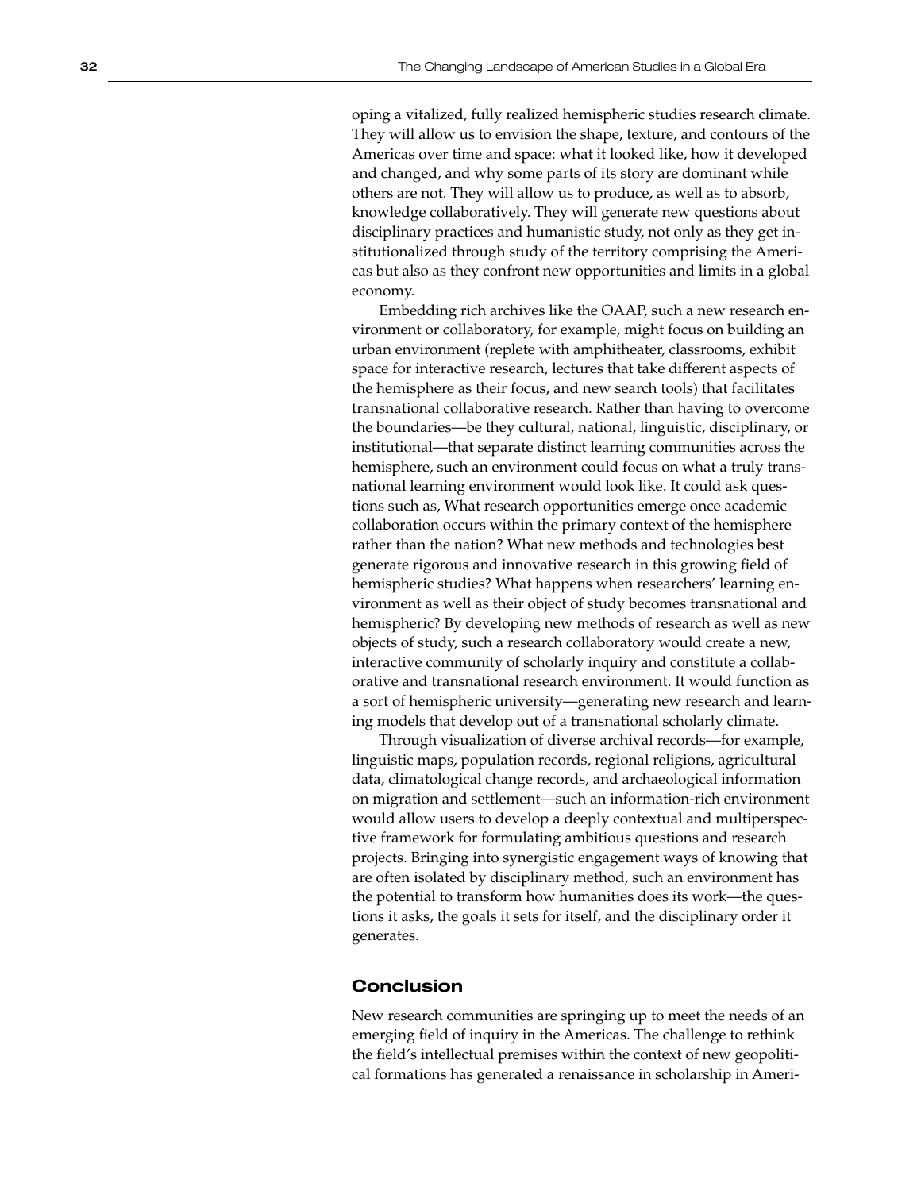oping a vitalized, fully realized hemispheric studies research climate. They will allow us to envision the shape, texture, and contours of the Americas over time and space: what it looked like, how it developed and changed, and why some parts of its story are dominant while others are not. They will allow us to produce, as well as to absorb, knowledge collaboratively. They will generate new questions about disciplinary practices and humanistic study, not only as they get institutionalized through study of the territory comprising the Americas but also as they confront new opportunities and limits in a global economy.

Embedding rich archives like the OAAP, such a new research environment or collaboratory, for example, might focus on building an urban environment (replete with amphitheater, classrooms, exhibit space for interactive research, lectures that take different aspects of the hemisphere as their focus, and new search tools) that facilitates transnational collaborative research. Rather than having to overcome the boundaries—be they cultural, national, linguistic, disciplinary, or institutional—that separate distinct learning communities across the hemisphere, such an environment could focus on what a truly transnational learning environment would look like. It could ask questions such as, What research opportunities emerge once academic collaboration occurs within the primary context of the hemisphere rather than the nation? What new methods and technologies best generate rigorous and innovative research in this growing field of hemispheric studies? What happens when researchers' learning environment as well as their object of study becomes transnational and hemispheric? By developing new methods of research as well as new objects of study, such a research collaboratory would create a new, interactive community of scholarly inquiry and constitute a collaborative and transnational research environment. It would function as a sort of hemispheric university—generating new research and learning models that develop out of a transnational scholarly climate.

Through visualization of diverse archival records—for example, linguistic maps, population records, regional religions, agricultural data, climatological change records, and archaeological information on migration and settlement—such an information-rich environment would allow users to develop a deeply contextual and multiperspective framework for formulating ambitious questions and research projects. Bringing into synergistic engagement ways of knowing that are often isolated by disciplinary method, such an environment has the potential to transform how humanities does its work—the questions it asks, the goals it sets for itself, and the disciplinary order it generates.

## Conclusion

New research communities are springing up to meet the needs of an emerging field of inquiry in the Americas. The challenge to rethink the field's intellectual premises within the context of new geopolitical formations has generated a renaissance in scholarship in Ameri-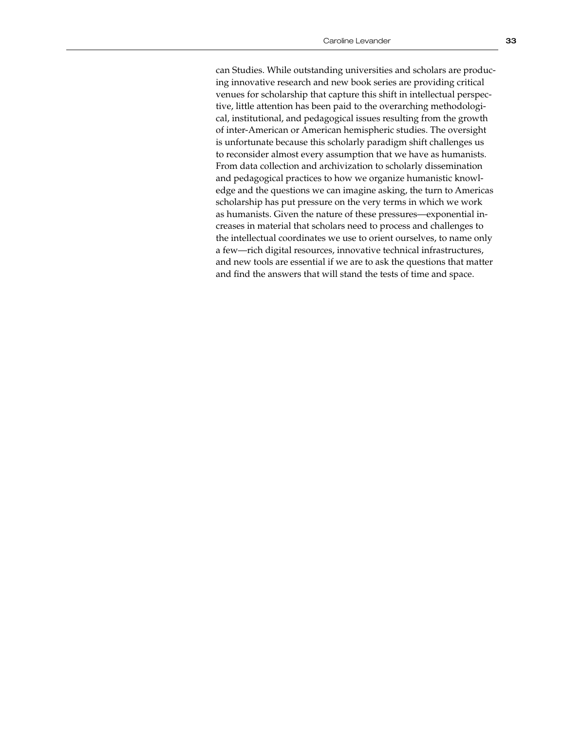can Studies. While outstanding universities and scholars are producing innovative research and new book series are providing critical venues for scholarship that capture this shift in intellectual perspective, little attention has been paid to the overarching methodological, institutional, and pedagogical issues resulting from the growth of inter-American or American hemispheric studies. The oversight is unfortunate because this scholarly paradigm shift challenges us to reconsider almost every assumption that we have as humanists. From data collection and archivization to scholarly dissemination and pedagogical practices to how we organize humanistic knowledge and the questions we can imagine asking, the turn to Americas scholarship has put pressure on the very terms in which we work as humanists. Given the nature of these pressures—exponential increases in material that scholars need to process and challenges to the intellectual coordinates we use to orient ourselves, to name only a few—rich digital resources, innovative technical infrastructures, and new tools are essential if we are to ask the questions that matter and find the answers that will stand the tests of time and space.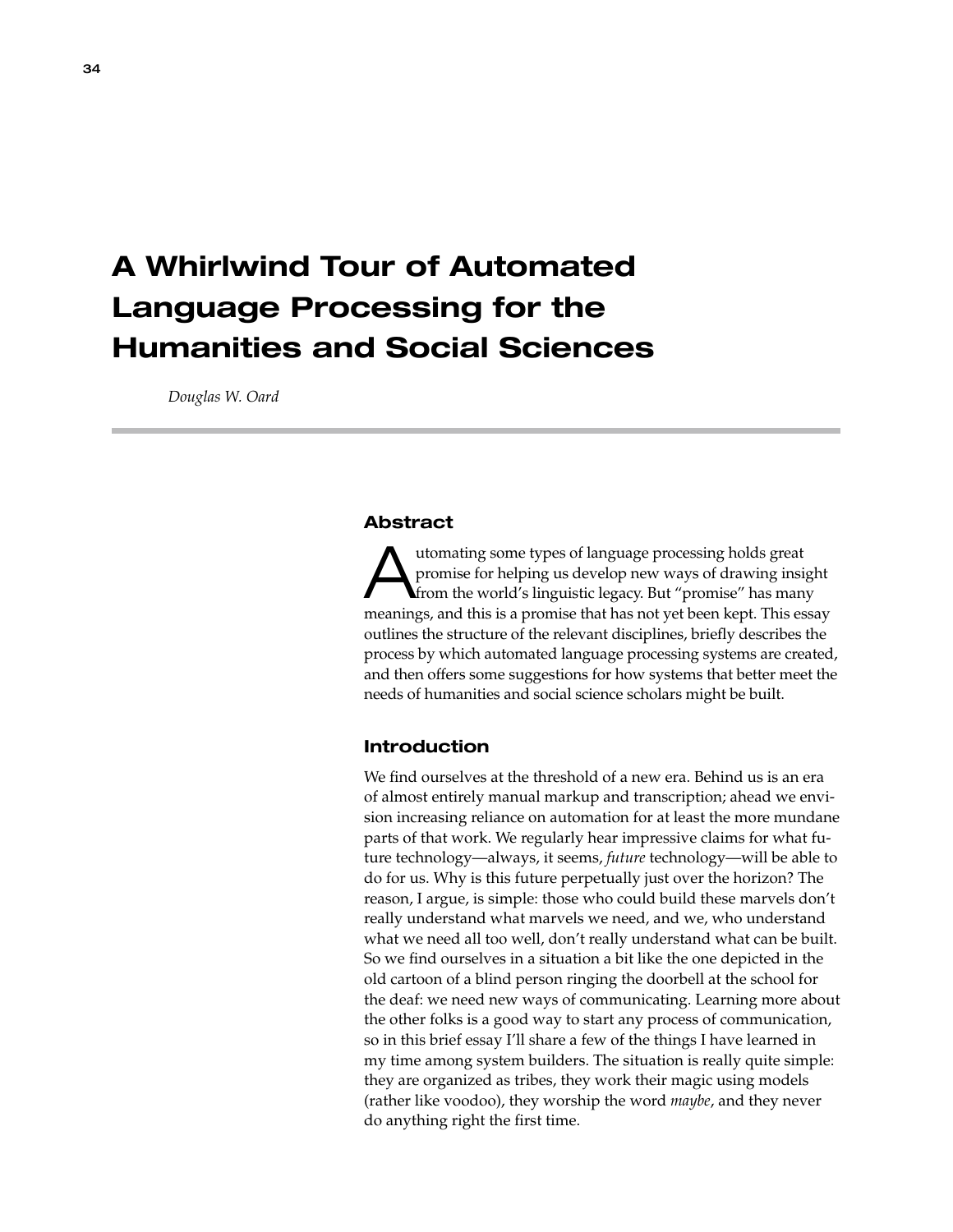# A Whirlwind Tour of Automated Language Processing for the Humanities and Social Sciences

*Douglas W. Oard*

## Abstract

Automating some types of language processing holds great promise for helping us develop new ways of drawing insight from the world's linguistic legacy. But "promise" has many meanings, and this is a promise that has not yet been kept. This essay outlines the structure of the relevant disciplines, briefly describes the process by which automated language processing systems are created, and then offers some suggestions for how systems that better meet the needs of humanities and social science scholars might be built.

## Introduction

We find ourselves at the threshold of a new era. Behind us is an era of almost entirely manual markup and transcription; ahead we envision increasing reliance on automation for at least the more mundane parts of that work. We regularly hear impressive claims for what future technology—always, it seems, *future* technology—will be able to do for us. Why is this future perpetually just over the horizon? The reason, I argue, is simple: those who could build these marvels don't really understand what marvels we need, and we, who understand what we need all too well, don't really understand what can be built. So we find ourselves in a situation a bit like the one depicted in the old cartoon of a blind person ringing the doorbell at the school for the deaf: we need new ways of communicating. Learning more about the other folks is a good way to start any process of communication, so in this brief essay I'll share a few of the things I have learned in my time among system builders. The situation is really quite simple: they are organized as tribes, they work their magic using models (rather like voodoo), they worship the word *maybe*, and they never do anything right the first time.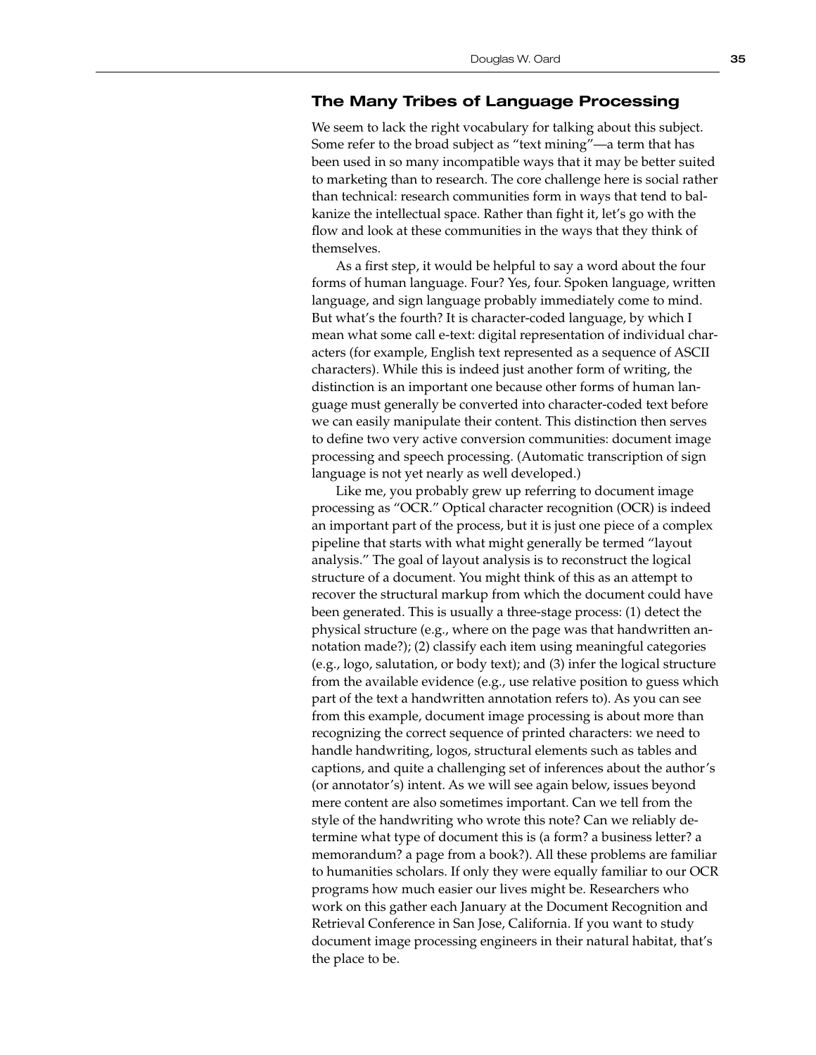## The Many Tribes of Language Processing

We seem to lack the right vocabulary for talking about this subject. Some refer to the broad subject as "text mining"—a term that has been used in so many incompatible ways that it may be better suited to marketing than to research. The core challenge here is social rather than technical: research communities form in ways that tend to balkanize the intellectual space. Rather than fight it, let's go with the flow and look at these communities in the ways that they think of themselves.

As a first step, it would be helpful to say a word about the four forms of human language. Four? Yes, four. Spoken language, written language, and sign language probably immediately come to mind. But what's the fourth? It is character-coded language, by which I mean what some call e-text: digital representation of individual characters (for example, English text represented as a sequence of ASCII characters). While this is indeed just another form of writing, the distinction is an important one because other forms of human language must generally be converted into character-coded text before we can easily manipulate their content. This distinction then serves to define two very active conversion communities: document image processing and speech processing. (Automatic transcription of sign language is not yet nearly as well developed.)

Like me, you probably grew up referring to document image processing as "OCR." Optical character recognition (OCR) is indeed an important part of the process, but it is just one piece of a complex pipeline that starts with what might generally be termed "layout analysis." The goal of layout analysis is to reconstruct the logical structure of a document. You might think of this as an attempt to recover the structural markup from which the document could have been generated. This is usually a three-stage process: (1) detect the physical structure (e.g., where on the page was that handwritten annotation made?); (2) classify each item using meaningful categories (e.g., logo, salutation, or body text); and (3) infer the logical structure from the available evidence (e.g., use relative position to guess which part of the text a handwritten annotation refers to). As you can see from this example, document image processing is about more than recognizing the correct sequence of printed characters: we need to handle handwriting, logos, structural elements such as tables and captions, and quite a challenging set of inferences about the author's (or annotator's) intent. As we will see again below, issues beyond mere content are also sometimes important. Can we tell from the style of the handwriting who wrote this note? Can we reliably determine what type of document this is (a form? a business letter? a memorandum? a page from a book?). All these problems are familiar to humanities scholars. If only they were equally familiar to our OCR programs how much easier our lives might be. Researchers who work on this gather each January at the Document Recognition and Retrieval Conference in San Jose, California. If you want to study document image processing engineers in their natural habitat, that's the place to be.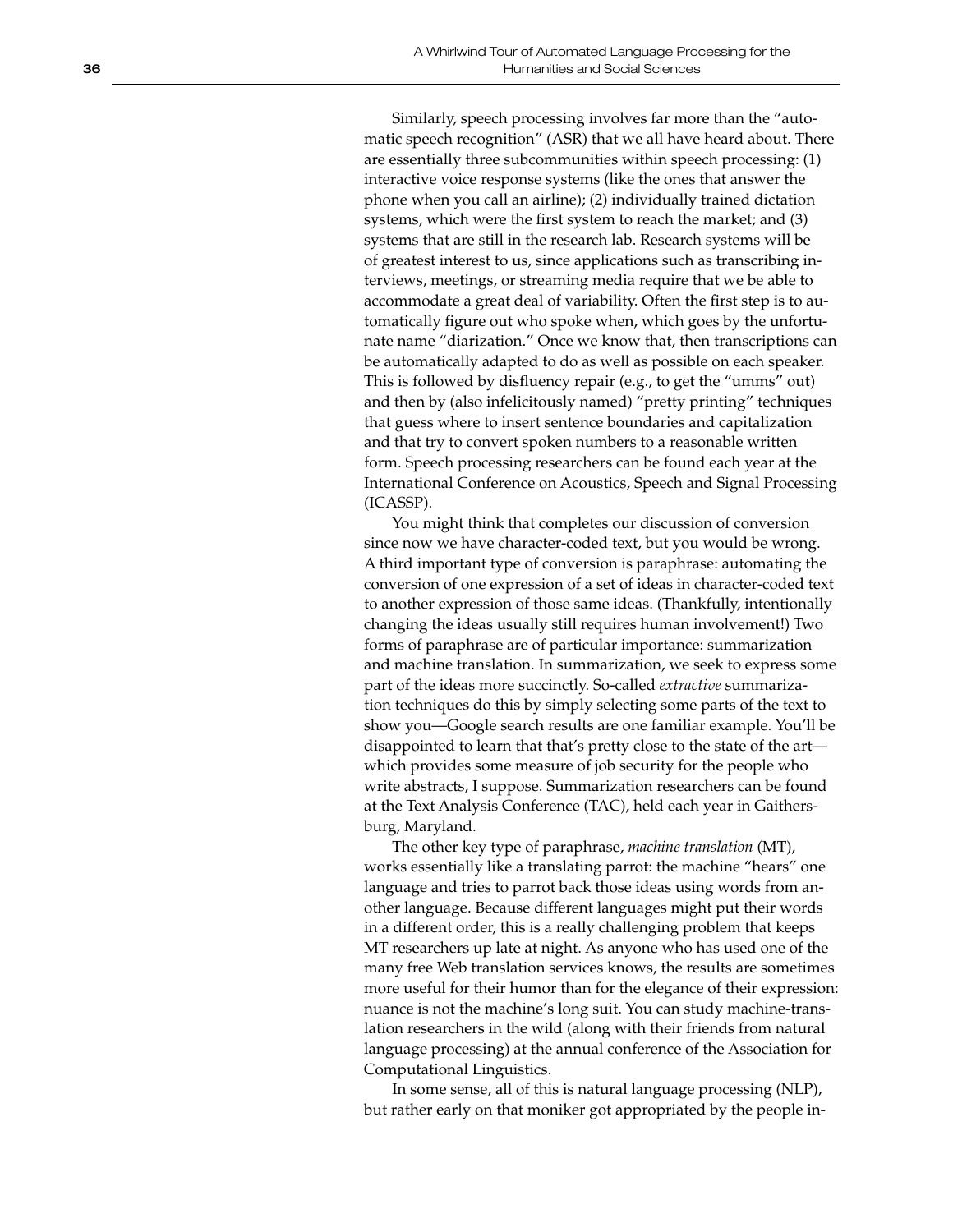Similarly, speech processing involves far more than the "automatic speech recognition" (ASR) that we all have heard about. There are essentially three subcommunities within speech processing: (1) interactive voice response systems (like the ones that answer the phone when you call an airline); (2) individually trained dictation systems, which were the first system to reach the market; and (3) systems that are still in the research lab. Research systems will be of greatest interest to us, since applications such as transcribing interviews, meetings, or streaming media require that we be able to accommodate a great deal of variability. Often the first step is to automatically figure out who spoke when, which goes by the unfortunate name "diarization." Once we know that, then transcriptions can be automatically adapted to do as well as possible on each speaker. This is followed by disfluency repair (e.g., to get the "umms" out) and then by (also infelicitously named) "pretty printing" techniques that guess where to insert sentence boundaries and capitalization and that try to convert spoken numbers to a reasonable written form. Speech processing researchers can be found each year at the International Conference on Acoustics, Speech and Signal Processing (ICASSP).

You might think that completes our discussion of conversion since now we have character-coded text, but you would be wrong. A third important type of conversion is paraphrase: automating the conversion of one expression of a set of ideas in character-coded text to another expression of those same ideas. (Thankfully, intentionally changing the ideas usually still requires human involvement!) Two forms of paraphrase are of particular importance: summarization and machine translation. In summarization, we seek to express some part of the ideas more succinctly. So-called *extractive* summarization techniques do this by simply selecting some parts of the text to show you—Google search results are one familiar example. You'll be disappointed to learn that that's pretty close to the state of the art—which provides some measure of job security for the people who write abstracts, I suppose. Summarization researchers can be found at the Text Analysis Conference (TAC), held each year in Gaithersburg, Maryland.

The other key type of paraphrase, *machine translation* (MT), works essentially like a translating parrot: the machine "hears" one language and tries to parrot back those ideas using words from another language. Because different languages might put their words in a different order, this is a really challenging problem that keeps MT researchers up late at night. As anyone who has used one of the many free Web translation services knows, the results are sometimes more useful for their humor than for the elegance of their expression: nuance is not the machine's long suit. You can study machine-translation researchers in the wild (along with their friends from natural language processing) at the annual conference of the Association for Computational Linguistics.

In some sense, all of this is natural language processing (NLP), but rather early on that moniker got appropriated by the people in-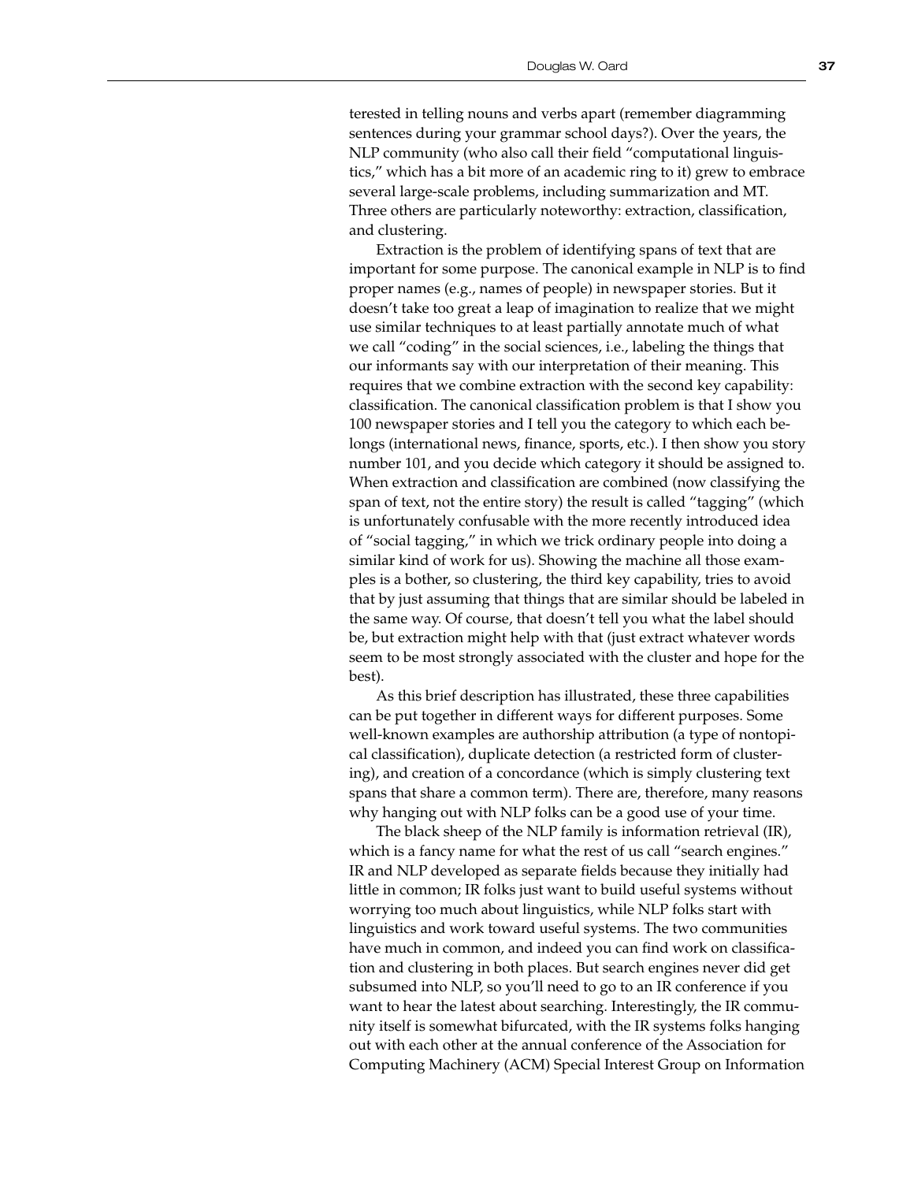terested in telling nouns and verbs apart (remember diagramming sentences during your grammar school days?). Over the years, the NLP community (who also call their field "computational linguistics," which has a bit more of an academic ring to it) grew to embrace several large-scale problems, including summarization and MT. Three others are particularly noteworthy: extraction, classification, and clustering.

Extraction is the problem of identifying spans of text that are important for some purpose. The canonical example in NLP is to find proper names (e.g., names of people) in newspaper stories. But it doesn't take too great a leap of imagination to realize that we might use similar techniques to at least partially annotate much of what we call "coding" in the social sciences, i.e., labeling the things that our informants say with our interpretation of their meaning. This requires that we combine extraction with the second key capability: classification. The canonical classification problem is that I show you 100 newspaper stories and I tell you the category to which each belongs (international news, finance, sports, etc.). I then show you story number 101, and you decide which category it should be assigned to. When extraction and classification are combined (now classifying the span of text, not the entire story) the result is called "tagging" (which is unfortunately confusable with the more recently introduced idea of "social tagging," in which we trick ordinary people into doing a similar kind of work for us). Showing the machine all those examples is a bother, so clustering, the third key capability, tries to avoid that by just assuming that things that are similar should be labeled in the same way. Of course, that doesn't tell you what the label should be, but extraction might help with that (just extract whatever words seem to be most strongly associated with the cluster and hope for the best).

As this brief description has illustrated, these three capabilities can be put together in different ways for different purposes. Some well-known examples are authorship attribution (a type of nontopical classification), duplicate detection (a restricted form of clustering), and creation of a concordance (which is simply clustering text spans that share a common term). There are, therefore, many reasons why hanging out with NLP folks can be a good use of your time.

The black sheep of the NLP family is information retrieval (IR), which is a fancy name for what the rest of us call "search engines." IR and NLP developed as separate fields because they initially had little in common; IR folks just want to build useful systems without worrying too much about linguistics, while NLP folks start with linguistics and work toward useful systems. The two communities have much in common, and indeed you can find work on classification and clustering in both places. But search engines never did get subsumed into NLP, so you'll need to go to an IR conference if you want to hear the latest about searching. Interestingly, the IR community itself is somewhat bifurcated, with the IR systems folks hanging out with each other at the annual conference of the Association for Computing Machinery (ACM) Special Interest Group on Information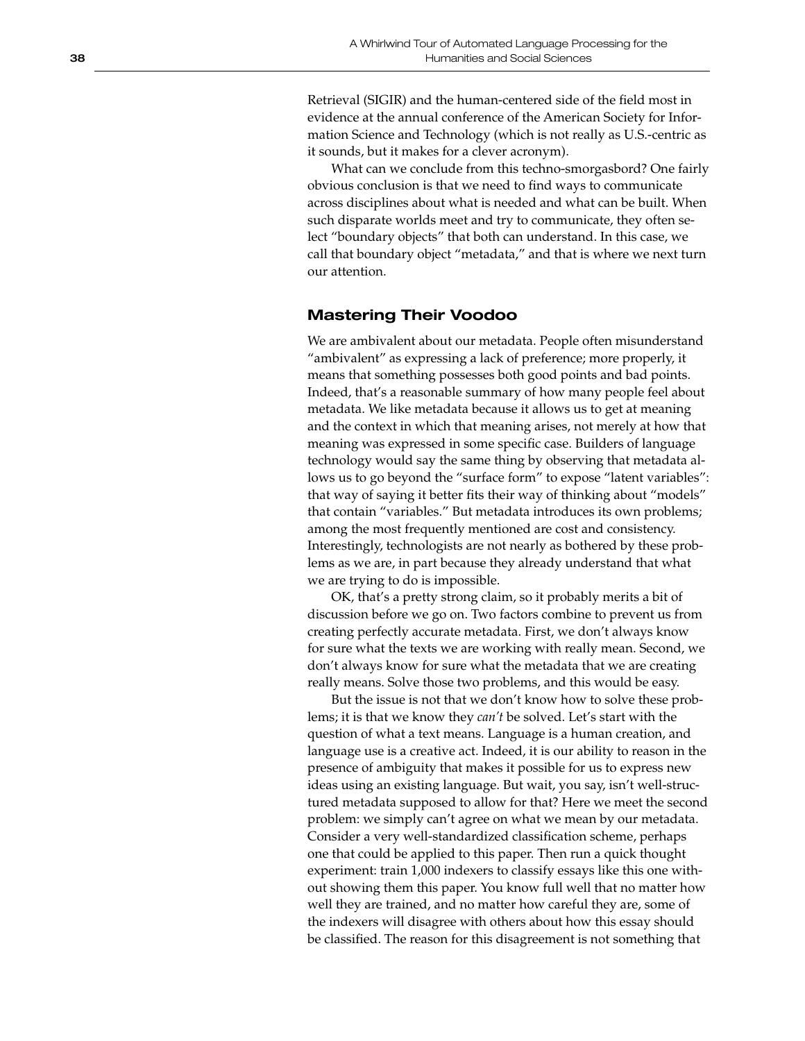Retrieval (SIGIR) and the human-centered side of the field most in evidence at the annual conference of the American Society for Information Science and Technology (which is not really as U.S.-centric as it sounds, but it makes for a clever acronym).

What can we conclude from this techno-smorgasbord? One fairly obvious conclusion is that we need to find ways to communicate across disciplines about what is needed and what can be built. When such disparate worlds meet and try to communicate, they often select "boundary objects" that both can understand. In this case, we call that boundary object "metadata," and that is where we next turn our attention.

## Mastering Their Voodoo

We are ambivalent about our metadata. People often misunderstand "ambivalent" as expressing a lack of preference; more properly, it means that something possesses both good points and bad points. Indeed, that's a reasonable summary of how many people feel about metadata. We like metadata because it allows us to get at meaning and the context in which that meaning arises, not merely at how that meaning was expressed in some specific case. Builders of language technology would say the same thing by observing that metadata allows us to go beyond the "surface form" to expose "latent variables": that way of saying it better fits their way of thinking about "models" that contain "variables." But metadata introduces its own problems; among the most frequently mentioned are cost and consistency. Interestingly, technologists are not nearly as bothered by these problems as we are, in part because they already understand that what we are trying to do is impossible.

OK, that's a pretty strong claim, so it probably merits a bit of discussion before we go on. Two factors combine to prevent us from creating perfectly accurate metadata. First, we don't always know for sure what the texts we are working with really mean. Second, we don't always know for sure what the metadata that we are creating really means. Solve those two problems, and this would be easy.

But the issue is not that we don't know how to solve these problems; it is that we know they *can't* be solved. Let's start with the question of what a text means. Language is a human creation, and language use is a creative act. Indeed, it is our ability to reason in the presence of ambiguity that makes it possible for us to express new ideas using an existing language. But wait, you say, isn't well-structured metadata supposed to allow for that? Here we meet the second problem: we simply can't agree on what we mean by our metadata. Consider a very well-standardized classification scheme, perhaps one that could be applied to this paper. Then run a quick thought experiment: train 1,000 indexers to classify essays like this one without showing them this paper. You know full well that no matter how well they are trained, and no matter how careful they are, some of the indexers will disagree with others about how this essay should be classified. The reason for this disagreement is not something that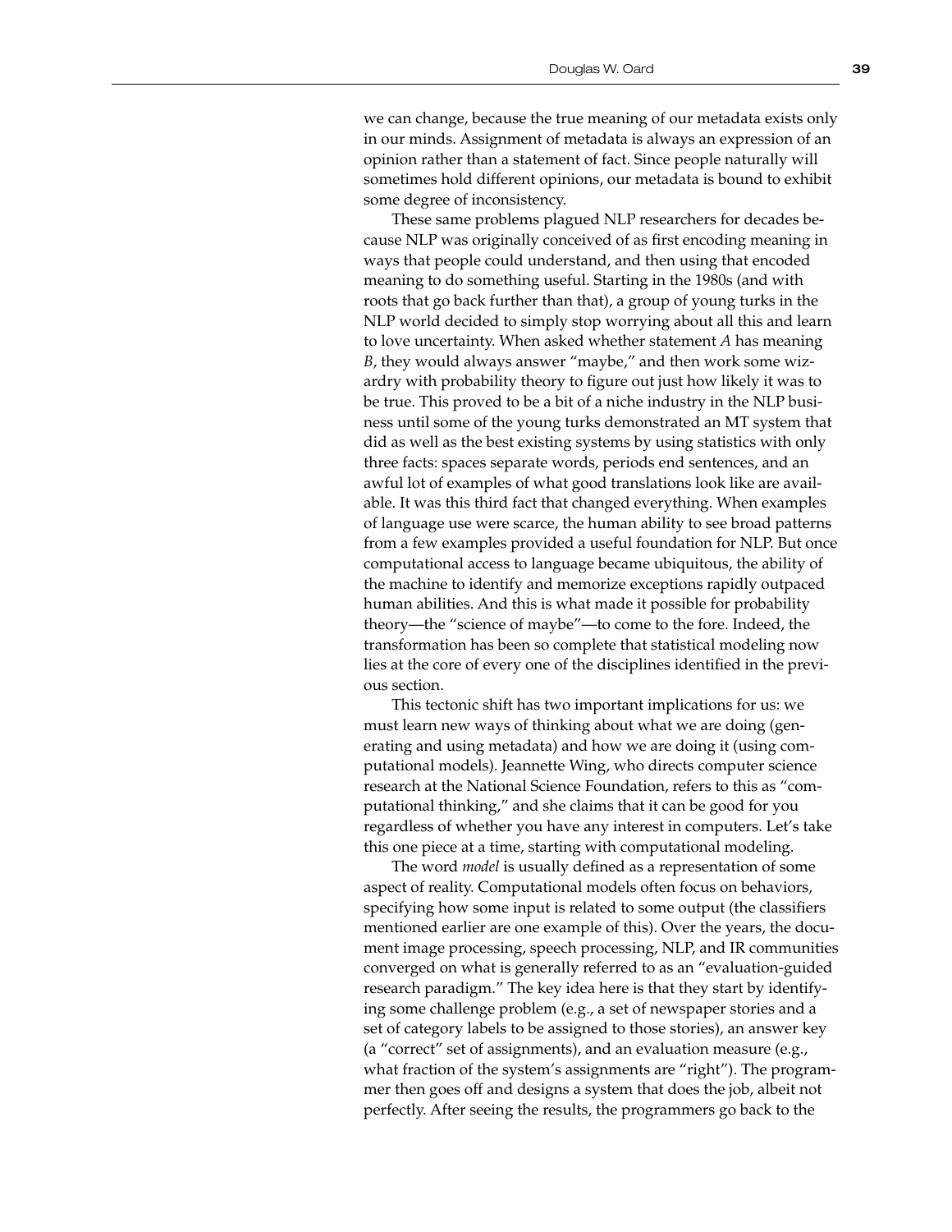we can change, because the true meaning of our metadata exists only in our minds. Assignment of metadata is always an expression of an opinion rather than a statement of fact. Since people naturally will sometimes hold different opinions, our metadata is bound to exhibit some degree of inconsistency.

These same problems plagued NLP researchers for decades because NLP was originally conceived of as first encoding meaning in ways that people could understand, and then using that encoded meaning to do something useful. Starting in the 1980s (and with roots that go back further than that), a group of young turks in the NLP world decided to simply stop worrying about all this and learn to love uncertainty. When asked whether statement *A* has meaning *B*, they would always answer "maybe," and then work some wizardry with probability theory to figure out just how likely it was to be true. This proved to be a bit of a niche industry in the NLP business until some of the young turks demonstrated an MT system that did as well as the best existing systems by using statistics with only three facts: spaces separate words, periods end sentences, and an awful lot of examples of what good translations look like are available. It was this third fact that changed everything. When examples of language use were scarce, the human ability to see broad patterns from a few examples provided a useful foundation for NLP. But once computational access to language became ubiquitous, the ability of the machine to identify and memorize exceptions rapidly outpaced human abilities. And this is what made it possible for probability theory—the "science of maybe"—to come to the fore. Indeed, the transformation has been so complete that statistical modeling now lies at the core of every one of the disciplines identified in the previous section.

This tectonic shift has two important implications for us: we must learn new ways of thinking about what we are doing (generating and using metadata) and how we are doing it (using computational models). Jeannette Wing, who directs computer science research at the National Science Foundation, refers to this as "computational thinking," and she claims that it can be good for you regardless of whether you have any interest in computers. Let's take this one piece at a time, starting with computational modeling.

The word *model* is usually defined as a representation of some aspect of reality. Computational models often focus on behaviors, specifying how some input is related to some output (the classifiers mentioned earlier are one example of this). Over the years, the document image processing, speech processing, NLP, and IR communities converged on what is generally referred to as an "evaluation-guided research paradigm." The key idea here is that they start by identifying some challenge problem (e.g., a set of newspaper stories and a set of category labels to be assigned to those stories), an answer key (a "correct" set of assignments), and an evaluation measure (e.g., what fraction of the system's assignments are "right"). The programmer then goes off and designs a system that does the job, albeit not perfectly. After seeing the results, the programmers go back to the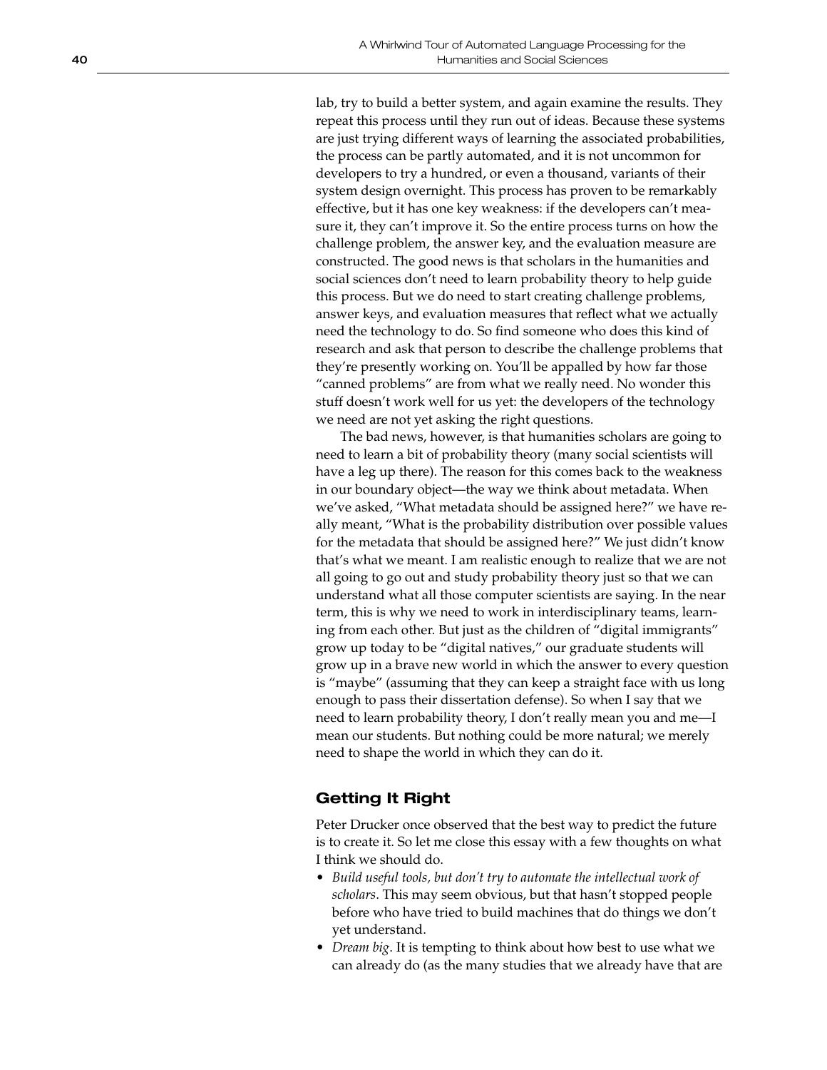lab, try to build a better system, and again examine the results. They repeat this process until they run out of ideas. Because these systems are just trying different ways of learning the associated probabilities, the process can be partly automated, and it is not uncommon for developers to try a hundred, or even a thousand, variants of their system design overnight. This process has proven to be remarkably effective, but it has one key weakness: if the developers can't measure it, they can't improve it. So the entire process turns on how the challenge problem, the answer key, and the evaluation measure are constructed. The good news is that scholars in the humanities and social sciences don't need to learn probability theory to help guide this process. But we do need to start creating challenge problems, answer keys, and evaluation measures that reflect what we actually need the technology to do. So find someone who does this kind of research and ask that person to describe the challenge problems that they're presently working on. You'll be appalled by how far those "canned problems" are from what we really need. No wonder this stuff doesn't work well for us yet: the developers of the technology we need are not yet asking the right questions.

The bad news, however, is that humanities scholars are going to need to learn a bit of probability theory (many social scientists will have a leg up there). The reason for this comes back to the weakness in our boundary object—the way we think about metadata. When we've asked, "What metadata should be assigned here?" we have really meant, "What is the probability distribution over possible values for the metadata that should be assigned here?" We just didn't know that's what we meant. I am realistic enough to realize that we are not all going to go out and study probability theory just so that we can understand what all those computer scientists are saying. In the near term, this is why we need to work in interdisciplinary teams, learning from each other. But just as the children of "digital immigrants" grow up today to be "digital natives," our graduate students will grow up in a brave new world in which the answer to every question is "maybe" (assuming that they can keep a straight face with us long enough to pass their dissertation defense). So when I say that we need to learn probability theory, I don't really mean you and me—I mean our students. But nothing could be more natural; we merely need to shape the world in which they can do it.

## Getting It Right

Peter Drucker once observed that the best way to predict the future is to create it. So let me close this essay with a few thoughts on what I think we should do.

- *Build useful tools, but don't try to automate the intellectual work of scholars*. This may seem obvious, but that hasn't stopped people before who have tried to build machines that do things we don't yet understand.
- *Dream big*. It is tempting to think about how best to use what we can already do (as the many studies that we already have that are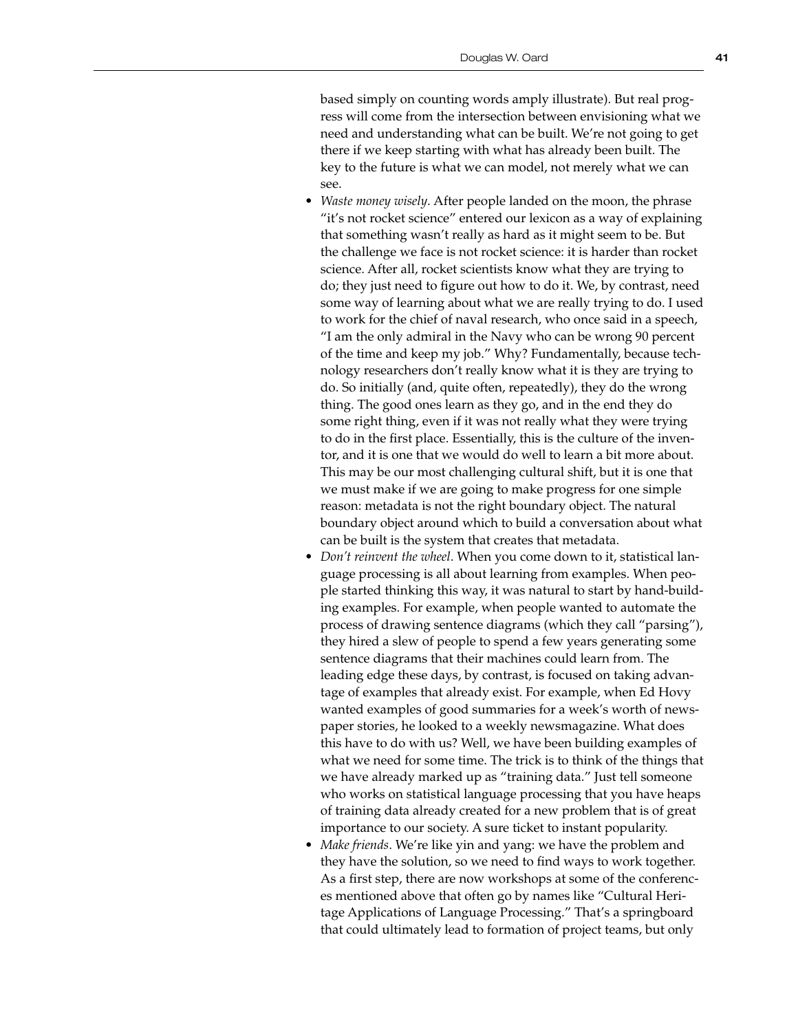based simply on counting words amply illustrate). But real progress will come from the intersection between envisioning what we need and understanding what can be built. We're not going to get there if we keep starting with what has already been built. The key to the future is what we can model, not merely what we can see.

- *Waste money wisely*. After people landed on the moon, the phrase "it's not rocket science" entered our lexicon as a way of explaining that something wasn't really as hard as it might seem to be. But the challenge we face is not rocket science: it is harder than rocket science. After all, rocket scientists know what they are trying to do; they just need to figure out how to do it. We, by contrast, need some way of learning about what we are really trying to do. I used to work for the chief of naval research, who once said in a speech, "I am the only admiral in the Navy who can be wrong 90 percent of the time and keep my job." Why? Fundamentally, because technology researchers don't really know what it is they are trying to do. So initially (and, quite often, repeatedly), they do the wrong thing. The good ones learn as they go, and in the end they do some right thing, even if it was not really what they were trying to do in the first place. Essentially, this is the culture of the inventor, and it is one that we would do well to learn a bit more about. This may be our most challenging cultural shift, but it is one that we must make if we are going to make progress for one simple reason: metadata is not the right boundary object. The natural boundary object around which to build a conversation about what can be built is the system that creates that metadata.
- *Don't reinvent the wheel*. When you come down to it, statistical language processing is all about learning from examples. When people started thinking this way, it was natural to start by hand-building examples. For example, when people wanted to automate the process of drawing sentence diagrams (which they call "parsing"), they hired a slew of people to spend a few years generating some sentence diagrams that their machines could learn from. The leading edge these days, by contrast, is focused on taking advantage of examples that already exist. For example, when Ed Hovy wanted examples of good summaries for a week's worth of newspaper stories, he looked to a weekly newsmagazine. What does this have to do with us? Well, we have been building examples of what we need for some time. The trick is to think of the things that we have already marked up as "training data." Just tell someone who works on statistical language processing that you have heaps of training data already created for a new problem that is of great importance to our society. A sure ticket to instant popularity.
- *Make friends*. We're like yin and yang: we have the problem and they have the solution, so we need to find ways to work together. As a first step, there are now workshops at some of the conferences mentioned above that often go by names like "Cultural Heritage Applications of Language Processing." That's a springboard that could ultimately lead to formation of project teams, but only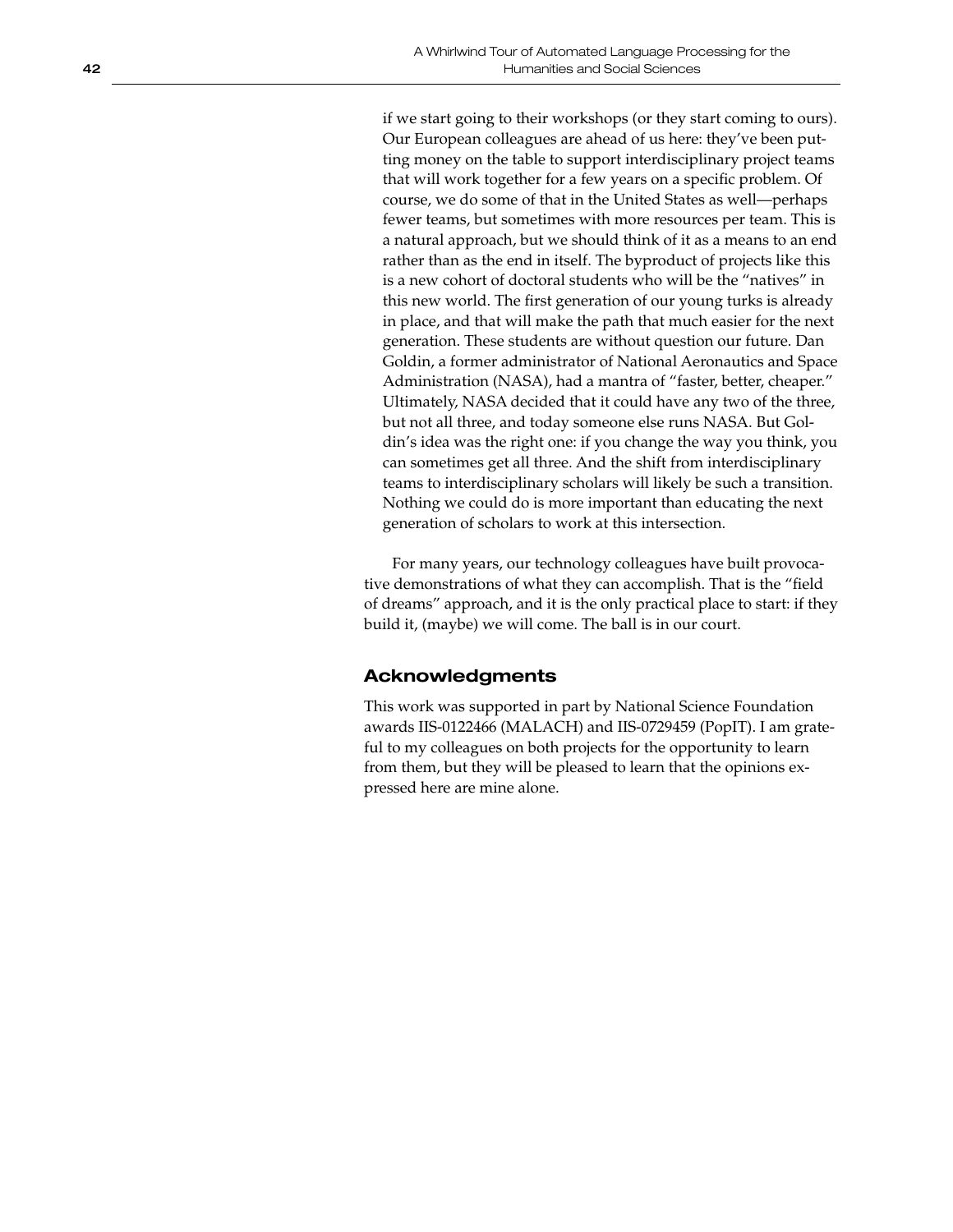if we start going to their workshops (or they start coming to ours). Our European colleagues are ahead of us here: they've been putting money on the table to support interdisciplinary project teams that will work together for a few years on a specific problem. Of course, we do some of that in the United States as well—perhaps fewer teams, but sometimes with more resources per team. This is a natural approach, but we should think of it as a means to an end rather than as the end in itself. The byproduct of projects like this is a new cohort of doctoral students who will be the "natives" in this new world. The first generation of our young turks is already in place, and that will make the path that much easier for the next generation. These students are without question our future. Dan Goldin, a former administrator of National Aeronautics and Space Administration (NASA), had a mantra of "faster, better, cheaper." Ultimately, NASA decided that it could have any two of the three, but not all three, and today someone else runs NASA. But Goldin's idea was the right one: if you change the way you think, you can sometimes get all three. And the shift from interdisciplinary teams to interdisciplinary scholars will likely be such a transition. Nothing we could do is more important than educating the next generation of scholars to work at this intersection.

For many years, our technology colleagues have built provocative demonstrations of what they can accomplish. That is the "field of dreams" approach, and it is the only practical place to start: if they build it, (maybe) we will come. The ball is in our court.

## Acknowledgments

This work was supported in part by National Science Foundation awards IIS-0122466 (MALACH) and IIS-0729459 (PopIT). I am grateful to my colleagues on both projects for the opportunity to learn from them, but they will be pleased to learn that the opinions expressed here are mine alone.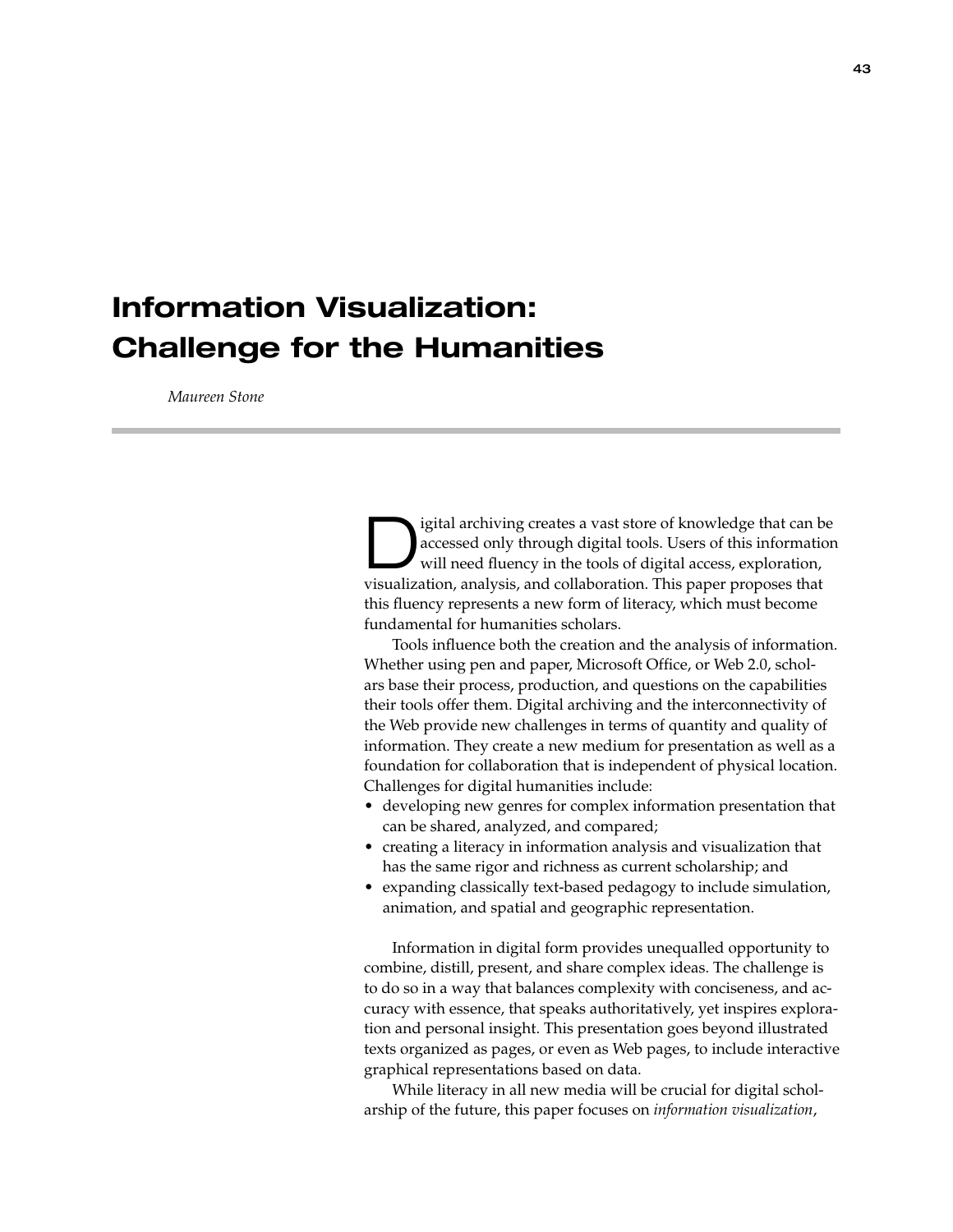# Information Visualization: Challenge for the Humanities

*Maureen Stone*

Digital archiving creates a vast store of knowledge that can be accessed only through digital tools. Users of this information will need fluency in the tools of digital access, exploration, visualization, analysis, and collaboration. This paper proposes that this fluency represents a new form of literacy, which must become fundamental for humanities scholars.

Tools influence both the creation and the analysis of information. Whether using pen and paper, Microsoft Office, or Web 2.0, scholars base their process, production, and questions on the capabilities their tools offer them. Digital archiving and the interconnectivity of the Web provide new challenges in terms of quantity and quality of information. They create a new medium for presentation as well as a foundation for collaboration that is independent of physical location. Challenges for digital humanities include:

- developing new genres for complex information presentation that can be shared, analyzed, and compared;
- creating a literacy in information analysis and visualization that has the same rigor and richness as current scholarship; and
- expanding classically text-based pedagogy to include simulation, animation, and spatial and geographic representation.

Information in digital form provides unequalled opportunity to combine, distill, present, and share complex ideas. The challenge is to do so in a way that balances complexity with conciseness, and accuracy with essence, that speaks authoritatively, yet inspires exploration and personal insight. This presentation goes beyond illustrated texts organized as pages, or even as Web pages, to include interactive graphical representations based on data.

While literacy in all new media will be crucial for digital scholarship of the future, this paper focuses on *information visualization*,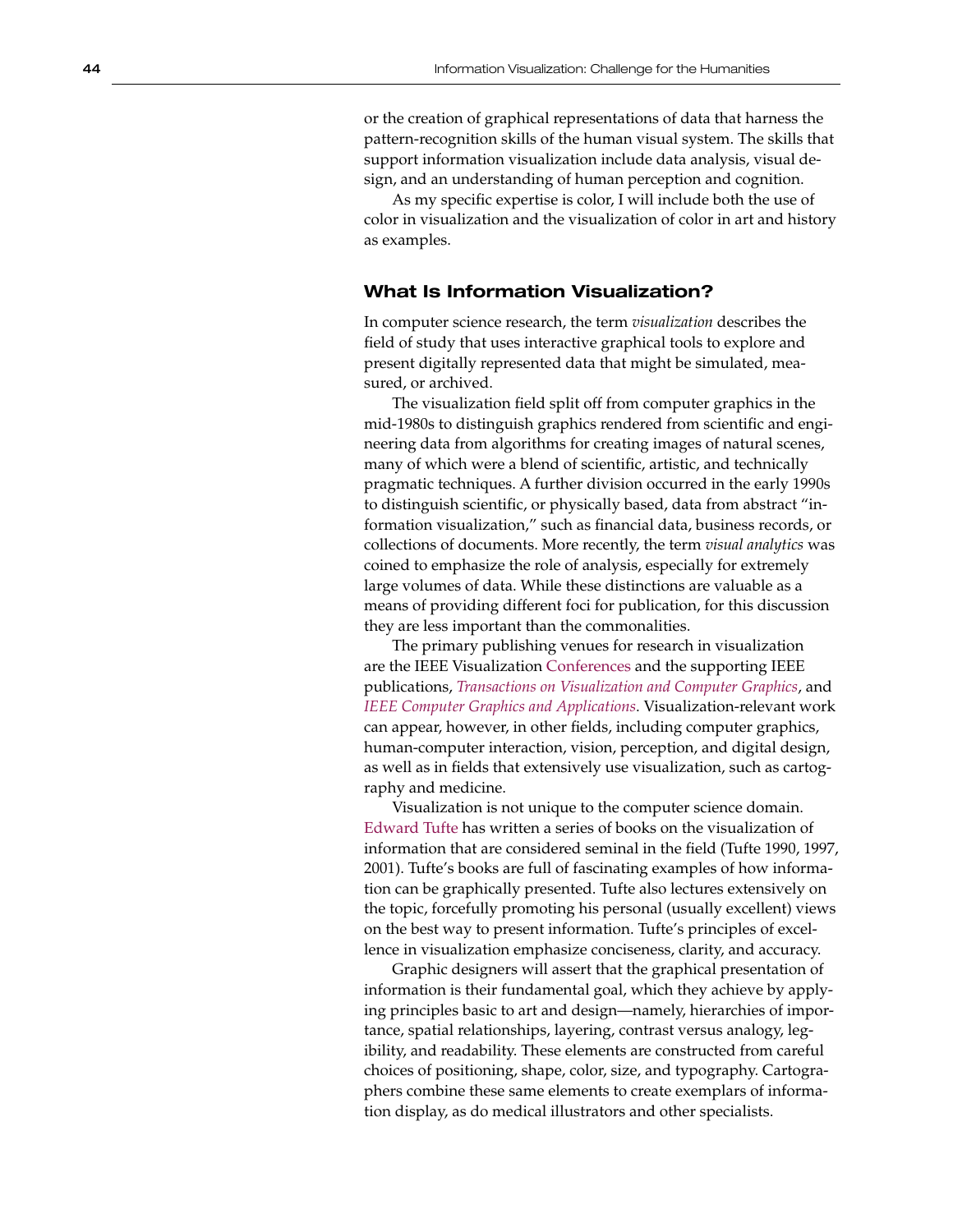or the creation of graphical representations of data that harness the pattern-recognition skills of the human visual system. The skills that support information visualization include data analysis, visual design, and an understanding of human perception and cognition.

As my specific expertise is color, I will include both the use of color in visualization and the visualization of color in art and history as examples.

## What Is Information Visualization?

In computer science research, the term *visualization* describes the field of study that uses interactive graphical tools to explore and present digitally represented data that might be simulated, measured, or archived.

The visualization field split off from computer graphics in the mid-1980s to distinguish graphics rendered from scientific and engineering data from algorithms for creating images of natural scenes, many of which were a blend of scientific, artistic, and technically pragmatic techniques. A further division occurred in the early 1990s to distinguish scientific, or physically based, data from abstract "information visualization," such as financial data, business records, or collections of documents. More recently, the term *visual analytics* was coined to emphasize the role of analysis, especially for extremely large volumes of data. While these distinctions are valuable as a means of providing different foci for publication, for this discussion they are less important than the commonalities.

The primary publishing venues for research in visualization are the IEEE Visualization Conferences and the supporting IEEE publications, *Transactions on Visualization and Computer Graphics*, and *IEEE Computer Graphics and Applications*. Visualization-relevant work can appear, however, in other fields, including computer graphics, human-computer interaction, vision, perception, and digital design, as well as in fields that extensively use visualization, such as cartography and medicine.

Visualization is not unique to the computer science domain. Edward Tufte has written a series of books on the visualization of information that are considered seminal in the field (Tufte 1990, 1997, 2001). Tufte's books are full of fascinating examples of how information can be graphically presented. Tufte also lectures extensively on the topic, forcefully promoting his personal (usually excellent) views on the best way to present information. Tufte's principles of excellence in visualization emphasize conciseness, clarity, and accuracy.

Graphic designers will assert that the graphical presentation of information is their fundamental goal, which they achieve by applying principles basic to art and design—namely, hierarchies of importance, spatial relationships, layering, contrast versus analogy, legibility, and readability. These elements are constructed from careful choices of positioning, shape, color, size, and typography. Cartographers combine these same elements to create exemplars of information display, as do medical illustrators and other specialists.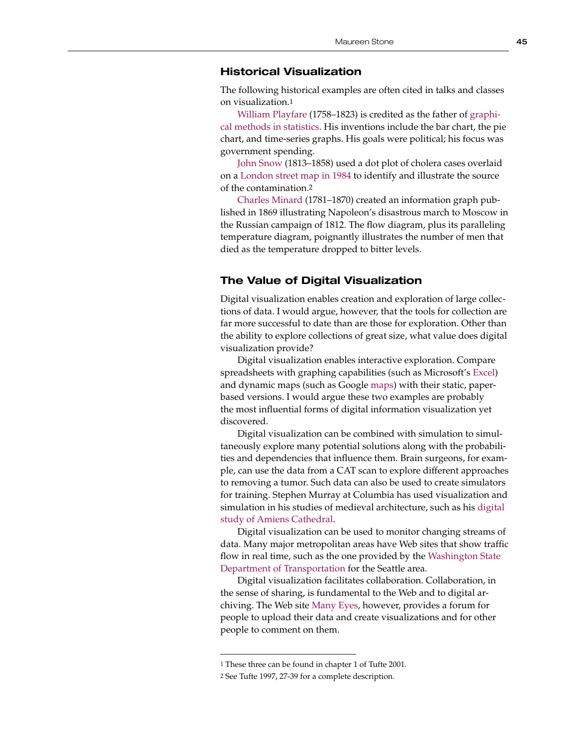## Historical Visualization

The following historical examples are often cited in talks and classes on visualization.[1]

William Playfare (1758–1823) is credited as the father of graphical methods in statistics. His inventions include the bar chart, the pie chart, and time-series graphs. His goals were political; his focus was government spending.

John Snow (1813–1858) used a dot plot of cholera cases overlaid on a London street map in 1984 to identify and illustrate the source of the contamination.[2]

Charles Minard (1781–1870) created an information graph published in 1869 illustrating Napoleon's disastrous march to Moscow in the Russian campaign of 1812. The flow diagram, plus its paralleling temperature diagram, poignantly illustrates the number of men that died as the temperature dropped to bitter levels.

## The Value of Digital Visualization

Digital visualization enables creation and exploration of large collections of data. I would argue, however, that the tools for collection are far more successful to date than are those for exploration. Other than the ability to explore collections of great size, what value does digital visualization provide?

Digital visualization enables interactive exploration. Compare spreadsheets with graphing capabilities (such as Microsoft's Excel) and dynamic maps (such as Google maps) with their static, paper-based versions. I would argue these two examples are probably the most influential forms of digital information visualization yet discovered.

Digital visualization can be combined with simulation to simultaneously explore many potential solutions along with the probabilities and dependencies that influence them. Brain surgeons, for example, can use the data from a CAT scan to explore different approaches to removing a tumor. Such data can also be used to create simulators for training. Stephen Murray at Columbia has used visualization and simulation in his studies of medieval architecture, such as his digital study of Amiens Cathedral.

Digital visualization can be used to monitor changing streams of data. Many major metropolitan areas have Web sites that show traffic flow in real time, such as the one provided by the Washington State Department of Transportation for the Seattle area.

Digital visualization facilitates collaboration. Collaboration, in the sense of sharing, is fundamental to the Web and to digital archiving. The Web site Many Eyes, however, provides a forum for people to upload their data and create visualizations and for other people to comment on them.

---

[1] These three can be found in chapter 1 of Tufte 2001.

[2] See Tufte 1997, 27-39 for a complete description.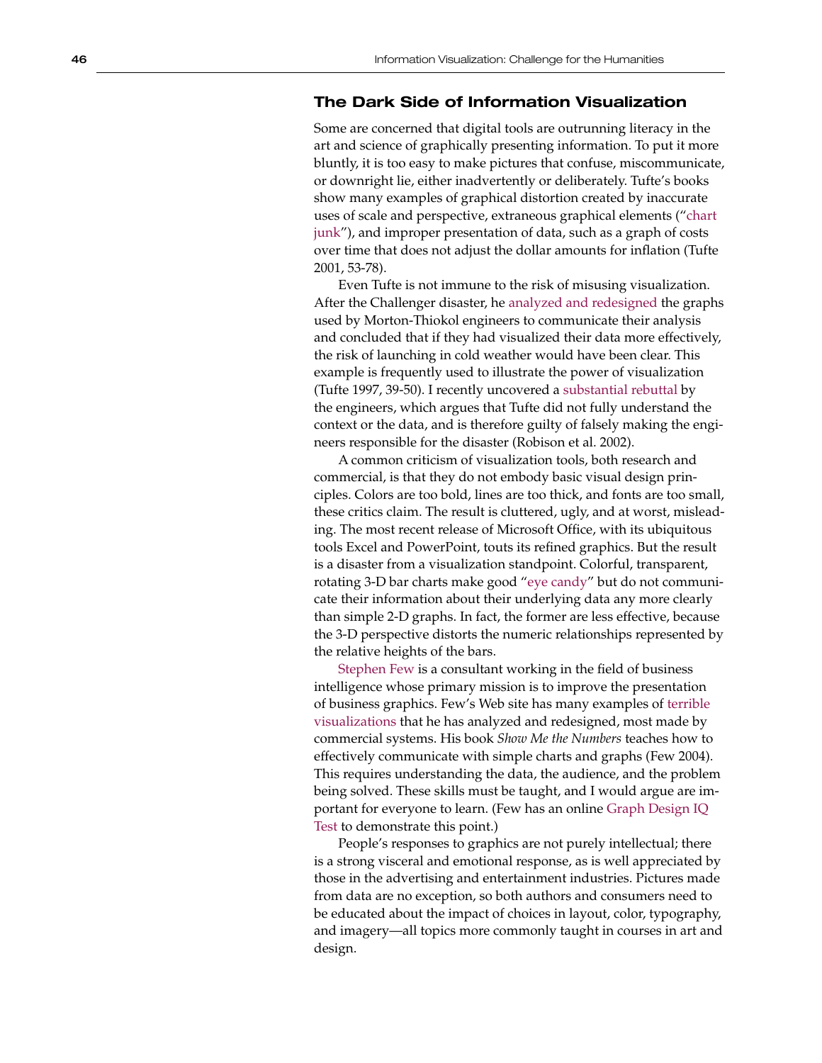## The Dark Side of Information Visualization

Some are concerned that digital tools are outrunning literacy in the art and science of graphically presenting information. To put it more bluntly, it is too easy to make pictures that confuse, miscommunicate, or downright lie, either inadvertently or deliberately. Tufte's books show many examples of graphical distortion created by inaccurate uses of scale and perspective, extraneous graphical elements ("chart junk"), and improper presentation of data, such as a graph of costs over time that does not adjust the dollar amounts for inflation (Tufte 2001, 53-78).

Even Tufte is not immune to the risk of misusing visualization. After the Challenger disaster, he analyzed and redesigned the graphs used by Morton-Thiokol engineers to communicate their analysis and concluded that if they had visualized their data more effectively, the risk of launching in cold weather would have been clear. This example is frequently used to illustrate the power of visualization (Tufte 1997, 39-50). I recently uncovered a substantial rebuttal by the engineers, which argues that Tufte did not fully understand the context or the data, and is therefore guilty of falsely making the engineers responsible for the disaster (Robison et al. 2002).

A common criticism of visualization tools, both research and commercial, is that they do not embody basic visual design principles. Colors are too bold, lines are too thick, and fonts are too small, these critics claim. The result is cluttered, ugly, and at worst, misleading. The most recent release of Microsoft Office, with its ubiquitous tools Excel and PowerPoint, touts its refined graphics. But the result is a disaster from a visualization standpoint. Colorful, transparent, rotating 3-D bar charts make good "eye candy" but do not communicate their information about their underlying data any more clearly than simple 2-D graphs. In fact, the former are less effective, because the 3-D perspective distorts the numeric relationships represented by the relative heights of the bars.

Stephen Few is a consultant working in the field of business intelligence whose primary mission is to improve the presentation of business graphics. Few's Web site has many examples of terrible visualizations that he has analyzed and redesigned, most made by commercial systems. His book *Show Me the Numbers* teaches how to effectively communicate with simple charts and graphs (Few 2004). This requires understanding the data, the audience, and the problem being solved. These skills must be taught, and I would argue are important for everyone to learn. (Few has an online Graph Design IQ Test to demonstrate this point.)

People's responses to graphics are not purely intellectual; there is a strong visceral and emotional response, as is well appreciated by those in the advertising and entertainment industries. Pictures made from data are no exception, so both authors and consumers need to be educated about the impact of choices in layout, color, typography, and imagery—all topics more commonly taught in courses in art and design.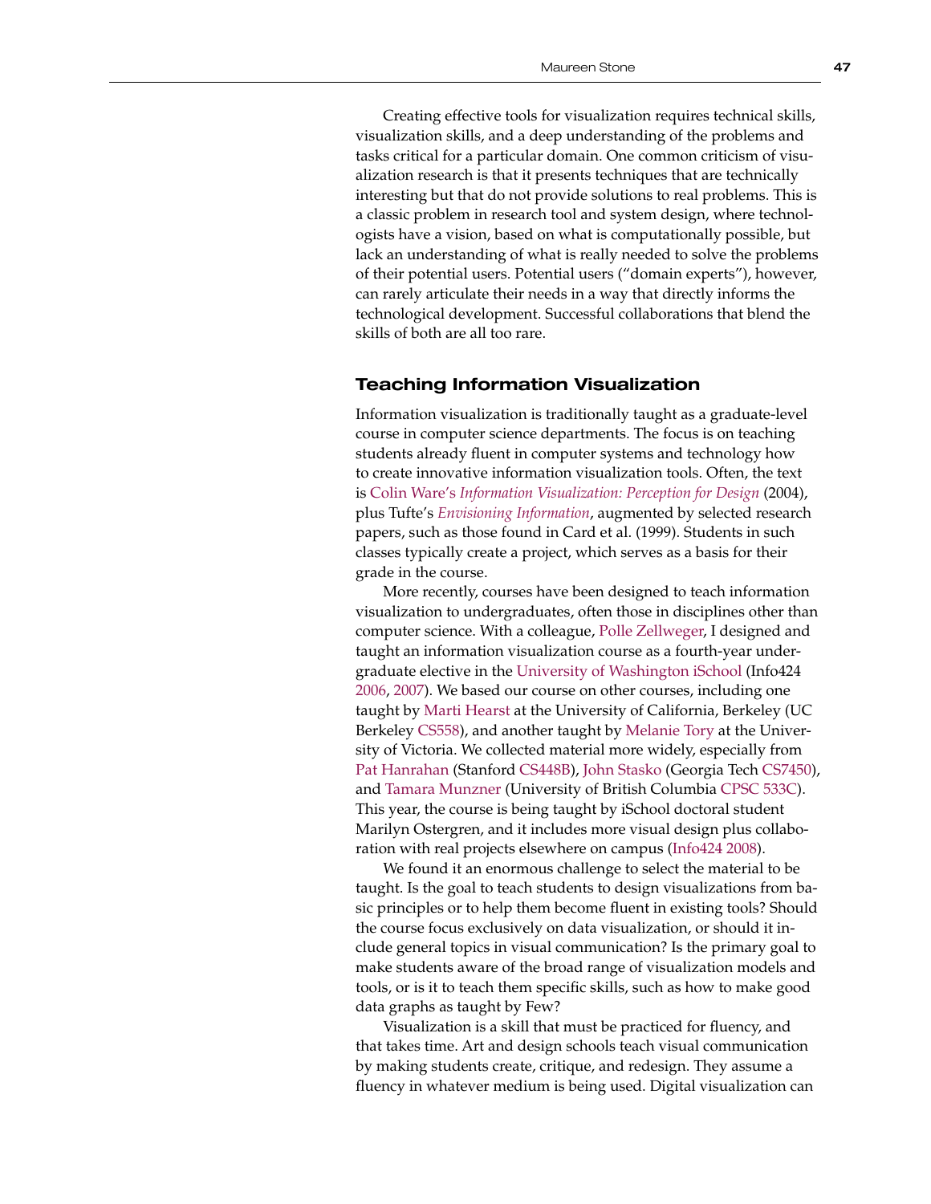Creating effective tools for visualization requires technical skills, visualization skills, and a deep understanding of the problems and tasks critical for a particular domain. One common criticism of visualization research is that it presents techniques that are technically interesting but that do not provide solutions to real problems. This is a classic problem in research tool and system design, where technologists have a vision, based on what is computationally possible, but lack an understanding of what is really needed to solve the problems of their potential users. Potential users ("domain experts"), however, can rarely articulate their needs in a way that directly informs the technological development. Successful collaborations that blend the skills of both are all too rare.

## Teaching Information Visualization

Information visualization is traditionally taught as a graduate-level course in computer science departments. The focus is on teaching students already fluent in computer systems and technology how to create innovative information visualization tools. Often, the text is Colin Ware's *Information Visualization: Perception for Design* (2004), plus Tufte's *Envisioning Information*, augmented by selected research papers, such as those found in Card et al. (1999). Students in such classes typically create a project, which serves as a basis for their grade in the course.

More recently, courses have been designed to teach information visualization to undergraduates, often those in disciplines other than computer science. With a colleague, Polle Zellweger, I designed and taught an information visualization course as a fourth-year undergraduate elective in the University of Washington iSchool (Info424 2006, 2007). We based our course on other courses, including one taught by Marti Hearst at the University of California, Berkeley (UC Berkeley CS558), and another taught by Melanie Tory at the University of Victoria. We collected material more widely, especially from Pat Hanrahan (Stanford CS448B), John Stasko (Georgia Tech CS7450), and Tamara Munzner (University of British Columbia CPSC 533C). This year, the course is being taught by iSchool doctoral student Marilyn Ostergren, and it includes more visual design plus collaboration with real projects elsewhere on campus (Info424 2008).

We found it an enormous challenge to select the material to be taught. Is the goal to teach students to design visualizations from basic principles or to help them become fluent in existing tools? Should the course focus exclusively on data visualization, or should it include general topics in visual communication? Is the primary goal to make students aware of the broad range of visualization models and tools, or is it to teach them specific skills, such as how to make good data graphs as taught by Few?

Visualization is a skill that must be practiced for fluency, and that takes time. Art and design schools teach visual communication by making students create, critique, and redesign. They assume a fluency in whatever medium is being used. Digital visualization can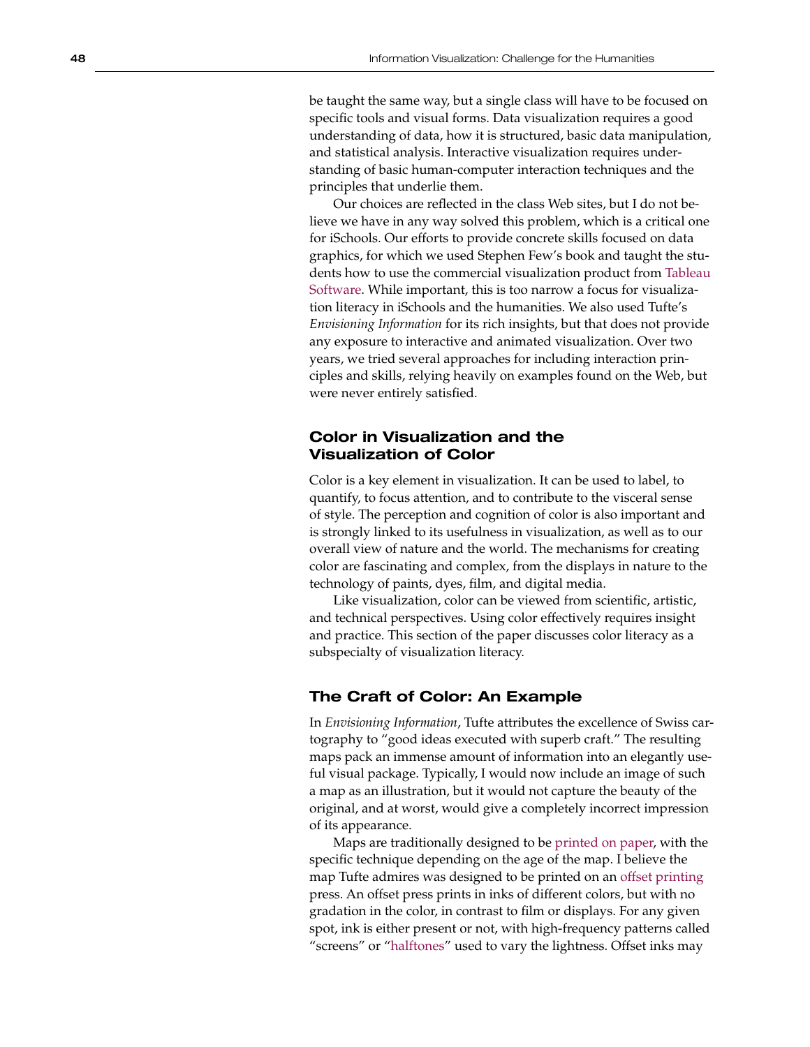be taught the same way, but a single class will have to be focused on specific tools and visual forms. Data visualization requires a good understanding of data, how it is structured, basic data manipulation, and statistical analysis. Interactive visualization requires understanding of basic human-computer interaction techniques and the principles that underlie them.

Our choices are reflected in the class Web sites, but I do not believe we have in any way solved this problem, which is a critical one for iSchools. Our efforts to provide concrete skills focused on data graphics, for which we used Stephen Few's book and taught the students how to use the commercial visualization product from Tableau Software. While important, this is too narrow a focus for visualization literacy in iSchools and the humanities. We also used Tufte's *Envisioning Information* for its rich insights, but that does not provide any exposure to interactive and animated visualization. Over two years, we tried several approaches for including interaction principles and skills, relying heavily on examples found on the Web, but were never entirely satisfied.

## Color in Visualization and the Visualization of Color

Color is a key element in visualization. It can be used to label, to quantify, to focus attention, and to contribute to the visceral sense of style. The perception and cognition of color is also important and is strongly linked to its usefulness in visualization, as well as to our overall view of nature and the world. The mechanisms for creating color are fascinating and complex, from the displays in nature to the technology of paints, dyes, film, and digital media.

Like visualization, color can be viewed from scientific, artistic, and technical perspectives. Using color effectively requires insight and practice. This section of the paper discusses color literacy as a subspecialty of visualization literacy.

## The Craft of Color: An Example

In *Envisioning Information*, Tufte attributes the excellence of Swiss cartography to "good ideas executed with superb craft." The resulting maps pack an immense amount of information into an elegantly useful visual package. Typically, I would now include an image of such a map as an illustration, but it would not capture the beauty of the original, and at worst, would give a completely incorrect impression of its appearance.

Maps are traditionally designed to be printed on paper, with the specific technique depending on the age of the map. I believe the map Tufte admires was designed to be printed on an offset printing press. An offset press prints in inks of different colors, but with no gradation in the color, in contrast to film or displays. For any given spot, ink is either present or not, with high-frequency patterns called "screens" or "halftones" used to vary the lightness. Offset inks may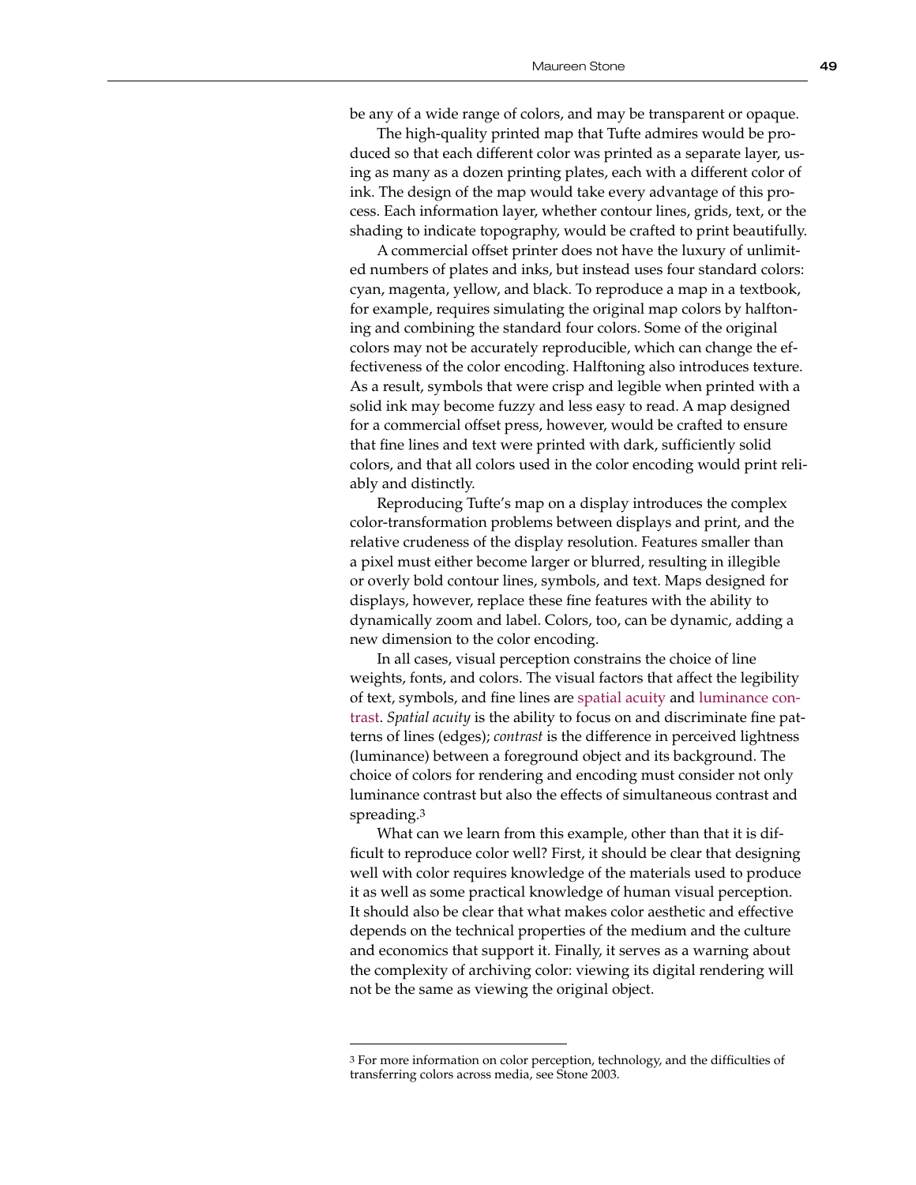be any of a wide range of colors, and may be transparent or opaque.

The high-quality printed map that Tufte admires would be produced so that each different color was printed as a separate layer, using as many as a dozen printing plates, each with a different color of ink. The design of the map would take every advantage of this process. Each information layer, whether contour lines, grids, text, or the shading to indicate topography, would be crafted to print beautifully.

A commercial offset printer does not have the luxury of unlimited numbers of plates and inks, but instead uses four standard colors: cyan, magenta, yellow, and black. To reproduce a map in a textbook, for example, requires simulating the original map colors by halftoning and combining the standard four colors. Some of the original colors may not be accurately reproducible, which can change the effectiveness of the color encoding. Halftoning also introduces texture. As a result, symbols that were crisp and legible when printed with a solid ink may become fuzzy and less easy to read. A map designed for a commercial offset press, however, would be crafted to ensure that fine lines and text were printed with dark, sufficiently solid colors, and that all colors used in the color encoding would print reliably and distinctly.

Reproducing Tufte's map on a display introduces the complex color-transformation problems between displays and print, and the relative crudeness of the display resolution. Features smaller than a pixel must either become larger or blurred, resulting in illegible or overly bold contour lines, symbols, and text. Maps designed for displays, however, replace these fine features with the ability to dynamically zoom and label. Colors, too, can be dynamic, adding a new dimension to the color encoding.

In all cases, visual perception constrains the choice of line weights, fonts, and colors. The visual factors that affect the legibility of text, symbols, and fine lines are spatial acuity and luminance contrast. *Spatial acuity* is the ability to focus on and discriminate fine patterns of lines (edges); *contrast* is the difference in perceived lightness (luminance) between a foreground object and its background. The choice of colors for rendering and encoding must consider not only luminance contrast but also the effects of simultaneous contrast and spreading.[3]

What can we learn from this example, other than that it is difficult to reproduce color well? First, it should be clear that designing well with color requires knowledge of the materials used to produce it as well as some practical knowledge of human visual perception. It should also be clear that what makes color aesthetic and effective depends on the technical properties of the medium and the culture and economics that support it. Finally, it serves as a warning about the complexity of archiving color: viewing its digital rendering will not be the same as viewing the original object.

---

[3] For more information on color perception, technology, and the difficulties of transferring colors across media, see Stone 2003.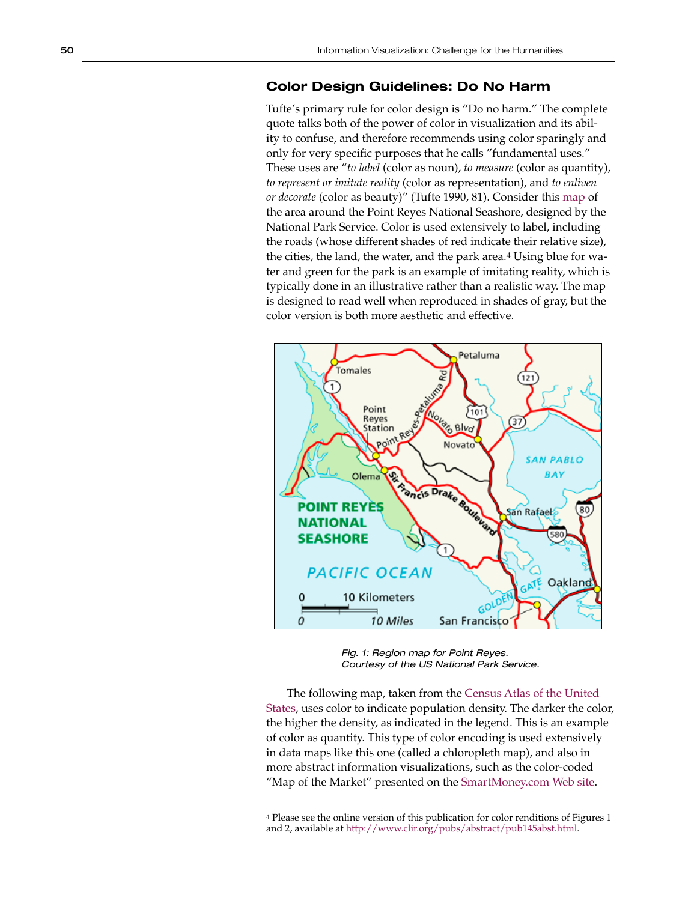## Color Design Guidelines: Do No Harm

Tufte's primary rule for color design is "Do no harm." The complete quote talks both of the power of color in visualization and its ability to confuse, and therefore recommends using color sparingly and only for very specific purposes that he calls "fundamental uses." These uses are "*to label* (color as noun), *to measure* (color as quantity), *to represent or imitate reality* (color as representation), and *to enliven or decorate* (color as beauty)" (Tufte 1990, 81). Consider this map of the area around the Point Reyes National Seashore, designed by the National Park Service. Color is used extensively to label, including the roads (whose different shades of red indicate their relative size), the cities, the land, the water, and the park area.[4] Using blue for water and green for the park is an example of imitating reality, which is typically done in an illustrative rather than a realistic way. The map is designed to read well when reproduced in shades of gray, but the color version is both more aesthetic and effective.

*Fig. 1: Region map for Point Reyes. Courtesy of the US National Park Service.*

The following map, taken from the Census Atlas of the United States, uses color to indicate population density. The darker the color, the higher the density, as indicated in the legend. This is an example of color as quantity. This type of color encoding is used extensively in data maps like this one (called a chloropleth map), and also in more abstract information visualizations, such as the color-coded "Map of the Market" presented on the SmartMoney.com Web site.

---

[4] Please see the online version of this publication for color renditions of Figures 1 and 2, available at http://www.clir.org/pubs/abstract/pub145abst.html.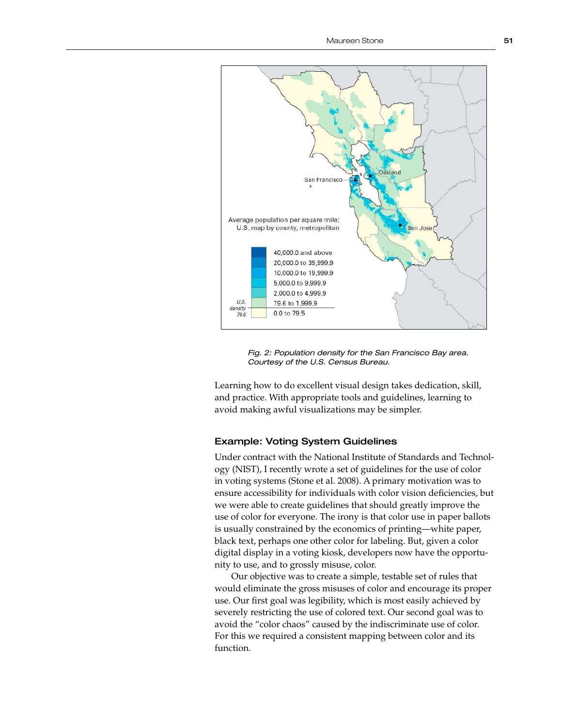Fig. 2: Population density for the San Francisco Bay area. Courtesy of the U.S. Census Bureau.

Learning how to do excellent visual design takes dedication, skill, and practice. With appropriate tools and guidelines, learning to avoid making awful visualizations may be simpler.

### Example: Voting System Guidelines

Under contract with the National Institute of Standards and Technology (NIST), I recently wrote a set of guidelines for the use of color in voting systems (Stone et al. 2008). A primary motivation was to ensure accessibility for individuals with color vision deficiencies, but we were able to create guidelines that should greatly improve the use of color for everyone. The irony is that color use in paper ballots is usually constrained by the economics of printing—white paper, black text, perhaps one other color for labeling. But, given a color digital display in a voting kiosk, developers now have the opportunity to use, and to grossly misuse, color.

Our objective was to create a simple, testable set of rules that would eliminate the gross misuses of color and encourage its proper use. Our first goal was legibility, which is most easily achieved by severely restricting the use of colored text. Our second goal was to avoid the "color chaos" caused by the indiscriminate use of color. For this we required a consistent mapping between color and its function.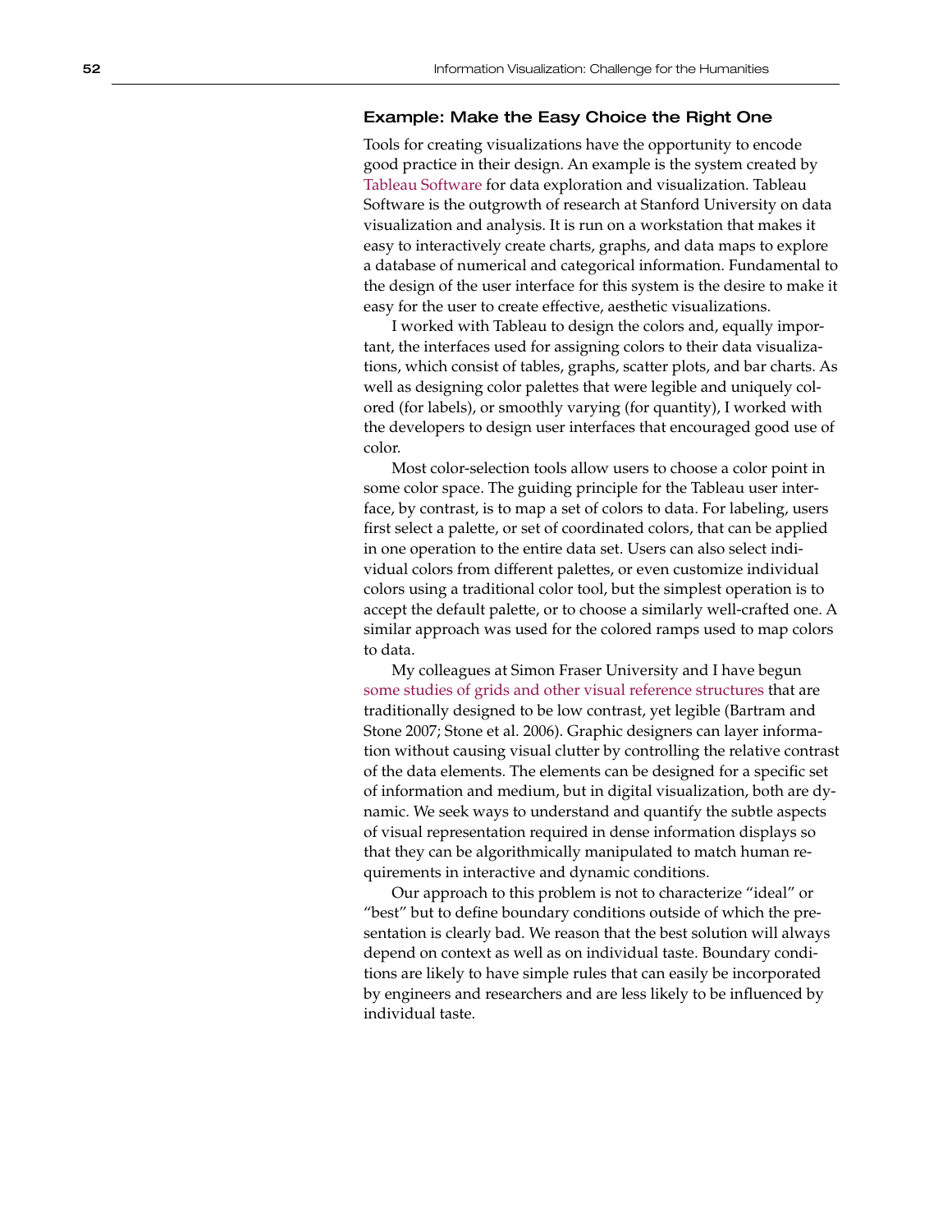### Example: Make the Easy Choice the Right One

Tools for creating visualizations have the opportunity to encode good practice in their design. An example is the system created by Tableau Software for data exploration and visualization. Tableau Software is the outgrowth of research at Stanford University on data visualization and analysis. It is run on a workstation that makes it easy to interactively create charts, graphs, and data maps to explore a database of numerical and categorical information. Fundamental to the design of the user interface for this system is the desire to make it easy for the user to create effective, aesthetic visualizations.

I worked with Tableau to design the colors and, equally important, the interfaces used for assigning colors to their data visualizations, which consist of tables, graphs, scatter plots, and bar charts. As well as designing color palettes that were legible and uniquely colored (for labels), or smoothly varying (for quantity), I worked with the developers to design user interfaces that encouraged good use of color.

Most color-selection tools allow users to choose a color point in some color space. The guiding principle for the Tableau user interface, by contrast, is to map a set of colors to data. For labeling, users first select a palette, or set of coordinated colors, that can be applied in one operation to the entire data set. Users can also select individual colors from different palettes, or even customize individual colors using a traditional color tool, but the simplest operation is to accept the default palette, or to choose a similarly well-crafted one. A similar approach was used for the colored ramps used to map colors to data.

My colleagues at Simon Fraser University and I have begun some studies of grids and other visual reference structures that are traditionally designed to be low contrast, yet legible (Bartram and Stone 2007; Stone et al. 2006). Graphic designers can layer information without causing visual clutter by controlling the relative contrast of the data elements. The elements can be designed for a specific set of information and medium, but in digital visualization, both are dynamic. We seek ways to understand and quantify the subtle aspects of visual representation required in dense information displays so that they can be algorithmically manipulated to match human requirements in interactive and dynamic conditions.

Our approach to this problem is not to characterize "ideal" or "best" but to define boundary conditions outside of which the presentation is clearly bad. We reason that the best solution will always depend on context as well as on individual taste. Boundary conditions are likely to have simple rules that can easily be incorporated by engineers and researchers and are less likely to be influenced by individual taste.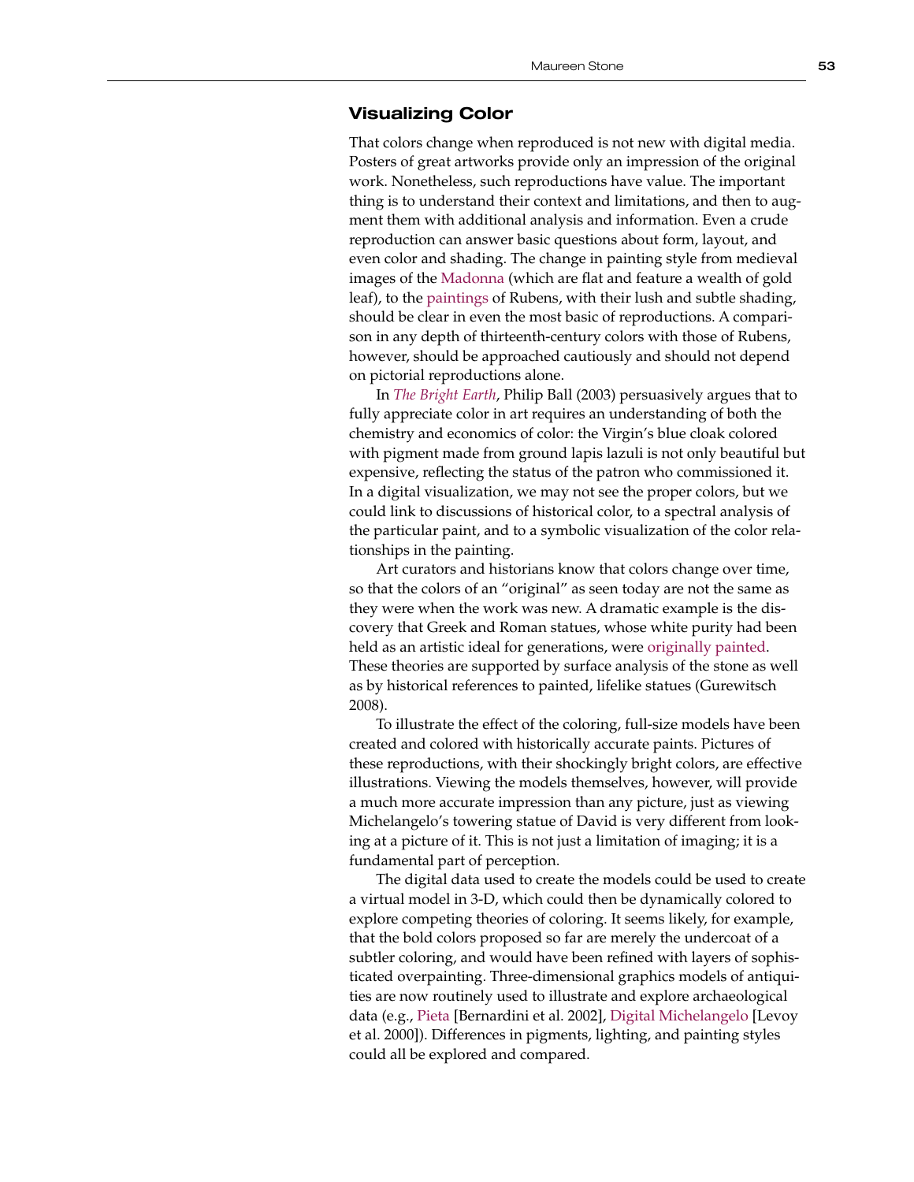## Visualizing Color

That colors change when reproduced is not new with digital media. Posters of great artworks provide only an impression of the original work. Nonetheless, such reproductions have value. The important thing is to understand their context and limitations, and then to augment them with additional analysis and information. Even a crude reproduction can answer basic questions about form, layout, and even color and shading. The change in painting style from medieval images of the Madonna (which are flat and feature a wealth of gold leaf), to the paintings of Rubens, with their lush and subtle shading, should be clear in even the most basic of reproductions. A comparison in any depth of thirteenth-century colors with those of Rubens, however, should be approached cautiously and should not depend on pictorial reproductions alone.

In *The Bright Earth*, Philip Ball (2003) persuasively argues that to fully appreciate color in art requires an understanding of both the chemistry and economics of color: the Virgin's blue cloak colored with pigment made from ground lapis lazuli is not only beautiful but expensive, reflecting the status of the patron who commissioned it. In a digital visualization, we may not see the proper colors, but we could link to discussions of historical color, to a spectral analysis of the particular paint, and to a symbolic visualization of the color relationships in the painting.

Art curators and historians know that colors change over time, so that the colors of an "original" as seen today are not the same as they were when the work was new. A dramatic example is the discovery that Greek and Roman statues, whose white purity had been held as an artistic ideal for generations, were originally painted. These theories are supported by surface analysis of the stone as well as by historical references to painted, lifelike statues (Gurewitsch 2008).

To illustrate the effect of the coloring, full-size models have been created and colored with historically accurate paints. Pictures of these reproductions, with their shockingly bright colors, are effective illustrations. Viewing the models themselves, however, will provide a much more accurate impression than any picture, just as viewing Michelangelo's towering statue of David is very different from looking at a picture of it. This is not just a limitation of imaging; it is a fundamental part of perception.

The digital data used to create the models could be used to create a virtual model in 3-D, which could then be dynamically colored to explore competing theories of coloring. It seems likely, for example, that the bold colors proposed so far are merely the undercoat of a subtler coloring, and would have been refined with layers of sophisticated overpainting. Three-dimensional graphics models of antiquities are now routinely used to illustrate and explore archaeological data (e.g., Pieta [Bernardini et al. 2002], Digital Michelangelo [Levoy et al. 2000]). Differences in pigments, lighting, and painting styles could all be explored and compared.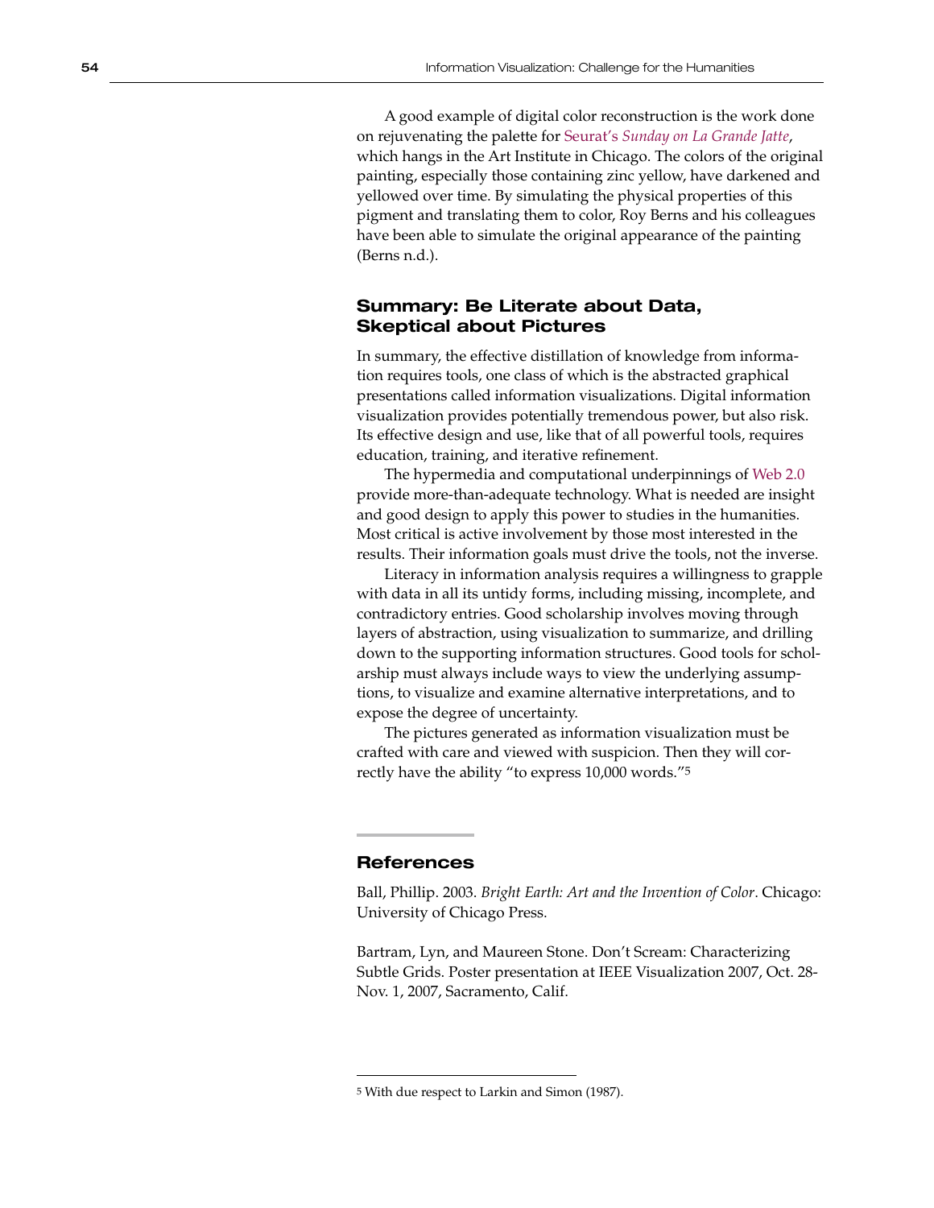A good example of digital color reconstruction is the work done on rejuvenating the palette for Seurat's *Sunday on La Grande Jatte*, which hangs in the Art Institute in Chicago. The colors of the original painting, especially those containing zinc yellow, have darkened and yellowed over time. By simulating the physical properties of this pigment and translating them to color, Roy Berns and his colleagues have been able to simulate the original appearance of the painting (Berns n.d.).

## Summary: Be Literate about Data, Skeptical about Pictures

In summary, the effective distillation of knowledge from information requires tools, one class of which is the abstracted graphical presentations called information visualizations. Digital information visualization provides potentially tremendous power, but also risk. Its effective design and use, like that of all powerful tools, requires education, training, and iterative refinement.

The hypermedia and computational underpinnings of Web 2.0 provide more-than-adequate technology. What is needed are insight and good design to apply this power to studies in the humanities. Most critical is active involvement by those most interested in the results. Their information goals must drive the tools, not the inverse.

Literacy in information analysis requires a willingness to grapple with data in all its untidy forms, including missing, incomplete, and contradictory entries. Good scholarship involves moving through layers of abstraction, using visualization to summarize, and drilling down to the supporting information structures. Good tools for scholarship must always include ways to view the underlying assumptions, to visualize and examine alternative interpretations, and to expose the degree of uncertainty.

The pictures generated as information visualization must be crafted with care and viewed with suspicion. Then they will correctly have the ability "to express 10,000 words."[5]

## References

Ball, Phillip. 2003. *Bright Earth: Art and the Invention of Color*. Chicago: University of Chicago Press.

Bartram, Lyn, and Maureen Stone. Don't Scream: Characterizing Subtle Grids. Poster presentation at IEEE Visualization 2007, Oct. 28-Nov. 1, 2007, Sacramento, Calif.

---

[5] With due respect to Larkin and Simon (1987).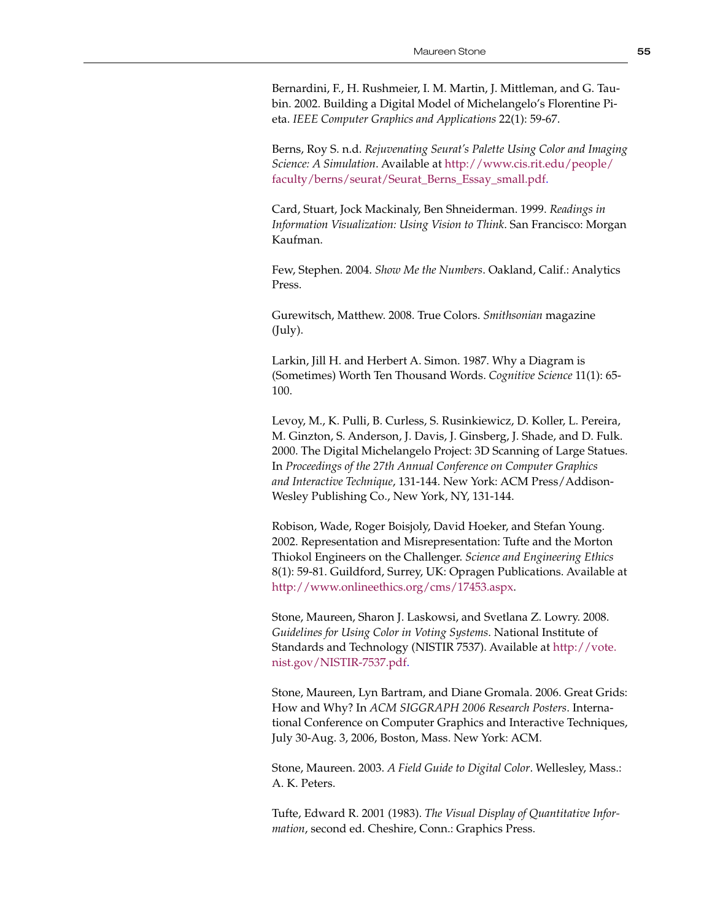Bernardini, F., H. Rushmeier, I. M. Martin, J. Mittleman, and G. Taubin. 2002. Building a Digital Model of Michelangelo's Florentine Pieta. *IEEE Computer Graphics and Applications* 22(1): 59-67.

Berns, Roy S. n.d. *Rejuvenating Seurat's Palette Using Color and Imaging Science: A Simulation*. Available at http://www.cis.rit.edu/people/faculty/berns/seurat/Seurat_Berns_Essay_small.pdf.

Card, Stuart, Jock Mackinaly, Ben Shneiderman. 1999. *Readings in Information Visualization: Using Vision to Think*. San Francisco: Morgan Kaufman.

Few, Stephen. 2004. *Show Me the Numbers*. Oakland, Calif.: Analytics Press.

Gurewitsch, Matthew. 2008. True Colors. *Smithsonian* magazine (July).

Larkin, Jill H. and Herbert A. Simon. 1987. Why a Diagram is (Sometimes) Worth Ten Thousand Words. *Cognitive Science* 11(1): 65-100.

Levoy, M., K. Pulli, B. Curless, S. Rusinkiewicz, D. Koller, L. Pereira, M. Ginzton, S. Anderson, J. Davis, J. Ginsberg, J. Shade, and D. Fulk. 2000. The Digital Michelangelo Project: 3D Scanning of Large Statues. In *Proceedings of the 27th Annual Conference on Computer Graphics and Interactive Technique*, 131-144. New York: ACM Press/Addison-Wesley Publishing Co., New York, NY, 131-144.

Robison, Wade, Roger Boisjoly, David Hoeker, and Stefan Young. 2002. Representation and Misrepresentation: Tufte and the Morton Thiokol Engineers on the Challenger. *Science and Engineering Ethics* 8(1): 59-81. Guildford, Surrey, UK: Opragen Publications. Available at http://www.onlineethics.org/cms/17453.aspx.

Stone, Maureen, Sharon J. Laskowsi, and Svetlana Z. Lowry. 2008. *Guidelines for Using Color in Voting Systems*. National Institute of Standards and Technology (NISTIR 7537). Available at http://vote.nist.gov/NISTIR-7537.pdf.

Stone, Maureen, Lyn Bartram, and Diane Gromala. 2006. Great Grids: How and Why? In *ACM SIGGRAPH 2006 Research Posters*. International Conference on Computer Graphics and Interactive Techniques, July 30-Aug. 3, 2006, Boston, Mass. New York: ACM.

Stone, Maureen. 2003. *A Field Guide to Digital Color*. Wellesley, Mass.: A. K. Peters.

Tufte, Edward R. 2001 (1983). *The Visual Display of Quantitative Information*, second ed. Cheshire, Conn.: Graphics Press.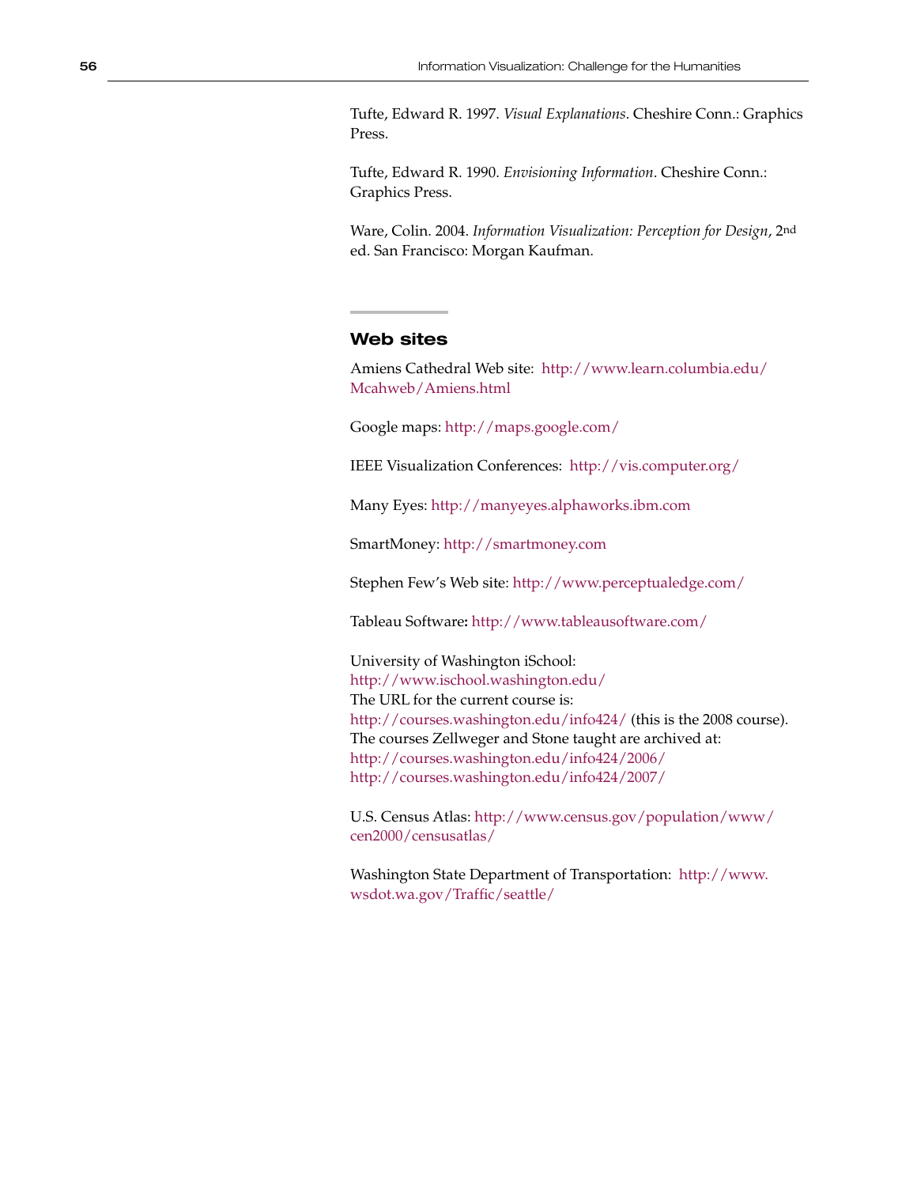Tufte, Edward R. 1997. *Visual Explanations*. Cheshire Conn.: Graphics Press.

Tufte, Edward R. 1990. *Envisioning Information*. Cheshire Conn.: Graphics Press.

Ware, Colin. 2004. *Information Visualization: Perception for Design*, 2nd ed. San Francisco: Morgan Kaufman.

## Web sites

Amiens Cathedral Web site: http://www.learn.columbia.edu/Mcahweb/Amiens.html

Google maps: http://maps.google.com/

IEEE Visualization Conferences: http://vis.computer.org/

Many Eyes: http://manyeyes.alphaworks.ibm.com

SmartMoney: http://smartmoney.com

Stephen Few's Web site: http://www.perceptualedge.com/

Tableau Software: http://www.tableausoftware.com/

University of Washington iSchool:
http://www.ischool.washington.edu/
The URL for the current course is:
http://courses.washington.edu/info424/ (this is the 2008 course).
The courses Zellweger and Stone taught are archived at:
http://courses.washington.edu/info424/2006/
http://courses.washington.edu/info424/2007/

U.S. Census Atlas: http://www.census.gov/population/www/cen2000/censusatlas/

Washington State Department of Transportation: http://www.wsdot.wa.gov/Traffic/seattle/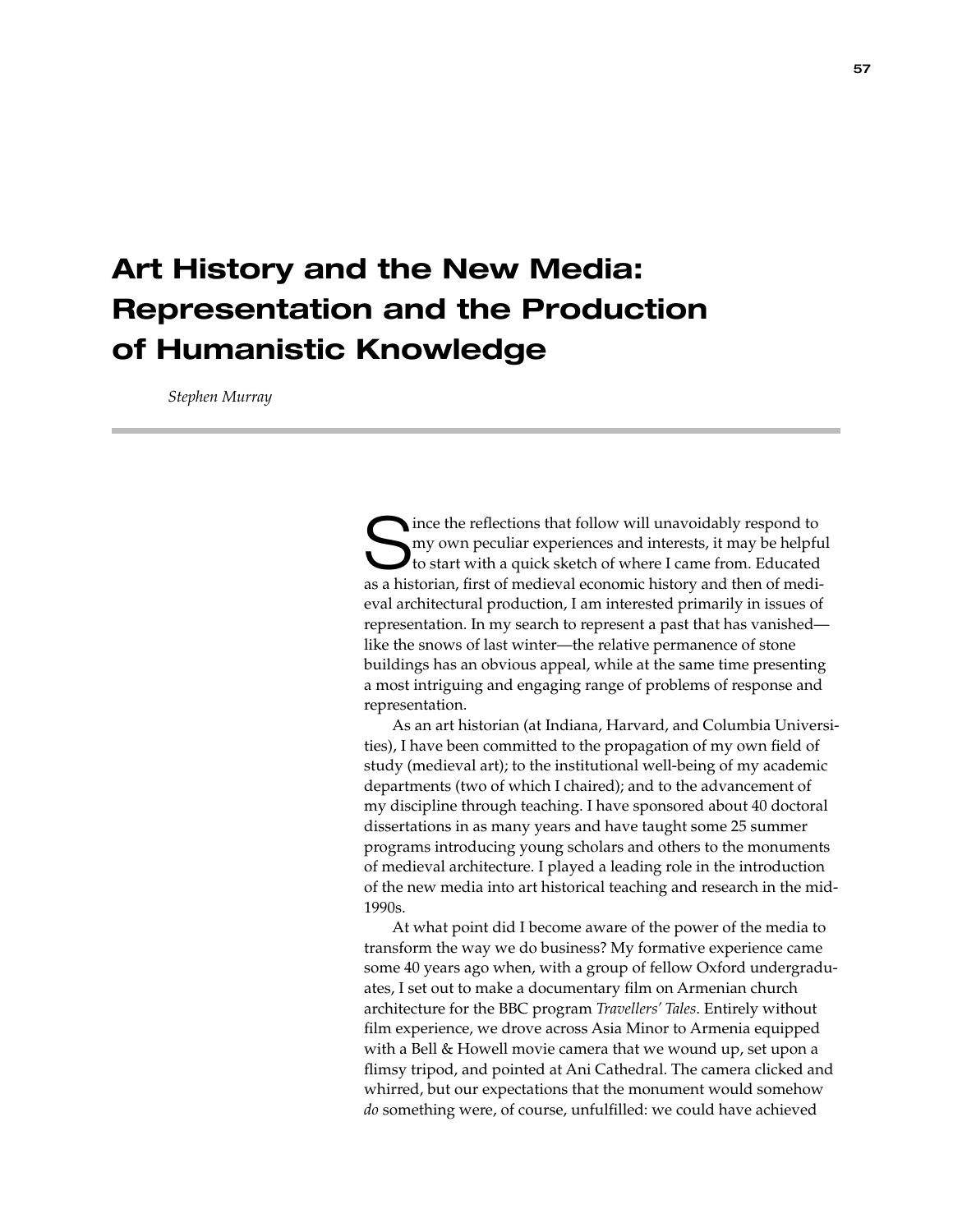# Art History and the New Media: Representation and the Production of Humanistic Knowledge

*Stephen Murray*

Since the reflections that follow will unavoidably respond to my own peculiar experiences and interests, it may be helpful to start with a quick sketch of where I came from. Educated as a historian, first of medieval economic history and then of medieval architectural production, I am interested primarily in issues of representation. In my search to represent a past that has vanished—like the snows of last winter—the relative permanence of stone buildings has an obvious appeal, while at the same time presenting a most intriguing and engaging range of problems of response and representation.

As an art historian (at Indiana, Harvard, and Columbia Universities), I have been committed to the propagation of my own field of study (medieval art); to the institutional well-being of my academic departments (two of which I chaired); and to the advancement of my discipline through teaching. I have sponsored about 40 doctoral dissertations in as many years and have taught some 25 summer programs introducing young scholars and others to the monuments of medieval architecture. I played a leading role in the introduction of the new media into art historical teaching and research in the mid-1990s.

At what point did I become aware of the power of the media to transform the way we do business? My formative experience came some 40 years ago when, with a group of fellow Oxford undergraduates, I set out to make a documentary film on Armenian church architecture for the BBC program *Travellers' Tales*. Entirely without film experience, we drove across Asia Minor to Armenia equipped with a Bell & Howell movie camera that we wound up, set upon a flimsy tripod, and pointed at Ani Cathedral. The camera clicked and whirred, but our expectations that the monument would somehow *do* something were, of course, unfulfilled: we could have achieved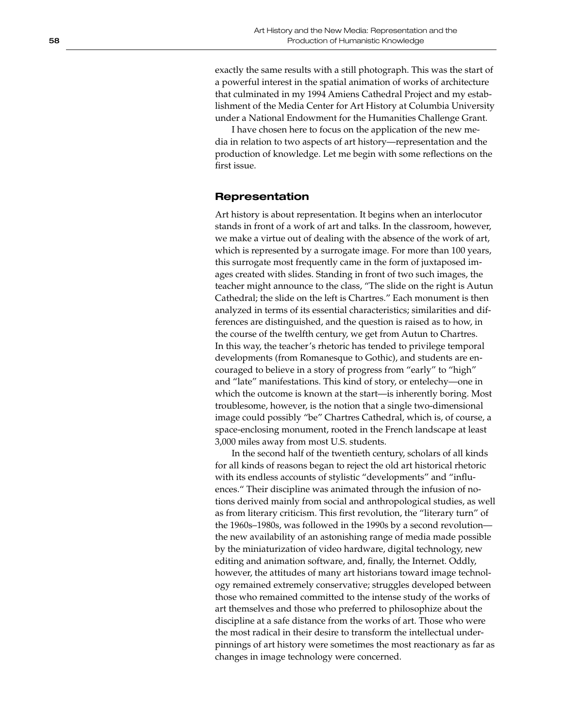exactly the same results with a still photograph. This was the start of a powerful interest in the spatial animation of works of architecture that culminated in my 1994 Amiens Cathedral Project and my establishment of the Media Center for Art History at Columbia University under a National Endowment for the Humanities Challenge Grant.

I have chosen here to focus on the application of the new media in relation to two aspects of art history—representation and the production of knowledge. Let me begin with some reflections on the first issue.

## Representation

Art history is about representation. It begins when an interlocutor stands in front of a work of art and talks. In the classroom, however, we make a virtue out of dealing with the absence of the work of art, which is represented by a surrogate image. For more than 100 years, this surrogate most frequently came in the form of juxtaposed images created with slides. Standing in front of two such images, the teacher might announce to the class, "The slide on the right is Autun Cathedral; the slide on the left is Chartres." Each monument is then analyzed in terms of its essential characteristics; similarities and differences are distinguished, and the question is raised as to how, in the course of the twelfth century, we get from Autun to Chartres. In this way, the teacher's rhetoric has tended to privilege temporal developments (from Romanesque to Gothic), and students are encouraged to believe in a story of progress from "early" to "high" and "late" manifestations. This kind of story, or entelechy—one in which the outcome is known at the start—is inherently boring. Most troublesome, however, is the notion that a single two-dimensional image could possibly "be" Chartres Cathedral, which is, of course, a space-enclosing monument, rooted in the French landscape at least 3,000 miles away from most U.S. students.

In the second half of the twentieth century, scholars of all kinds for all kinds of reasons began to reject the old art historical rhetoric with its endless accounts of stylistic "developments" and "influences." Their discipline was animated through the infusion of notions derived mainly from social and anthropological studies, as well as from literary criticism. This first revolution, the "literary turn" of the 1960s–1980s, was followed in the 1990s by a second revolution—the new availability of an astonishing range of media made possible by the miniaturization of video hardware, digital technology, new editing and animation software, and, finally, the Internet. Oddly, however, the attitudes of many art historians toward image technology remained extremely conservative; struggles developed between those who remained committed to the intense study of the works of art themselves and those who preferred to philosophize about the discipline at a safe distance from the works of art. Those who were the most radical in their desire to transform the intellectual underpinnings of art history were sometimes the most reactionary as far as changes in image technology were concerned.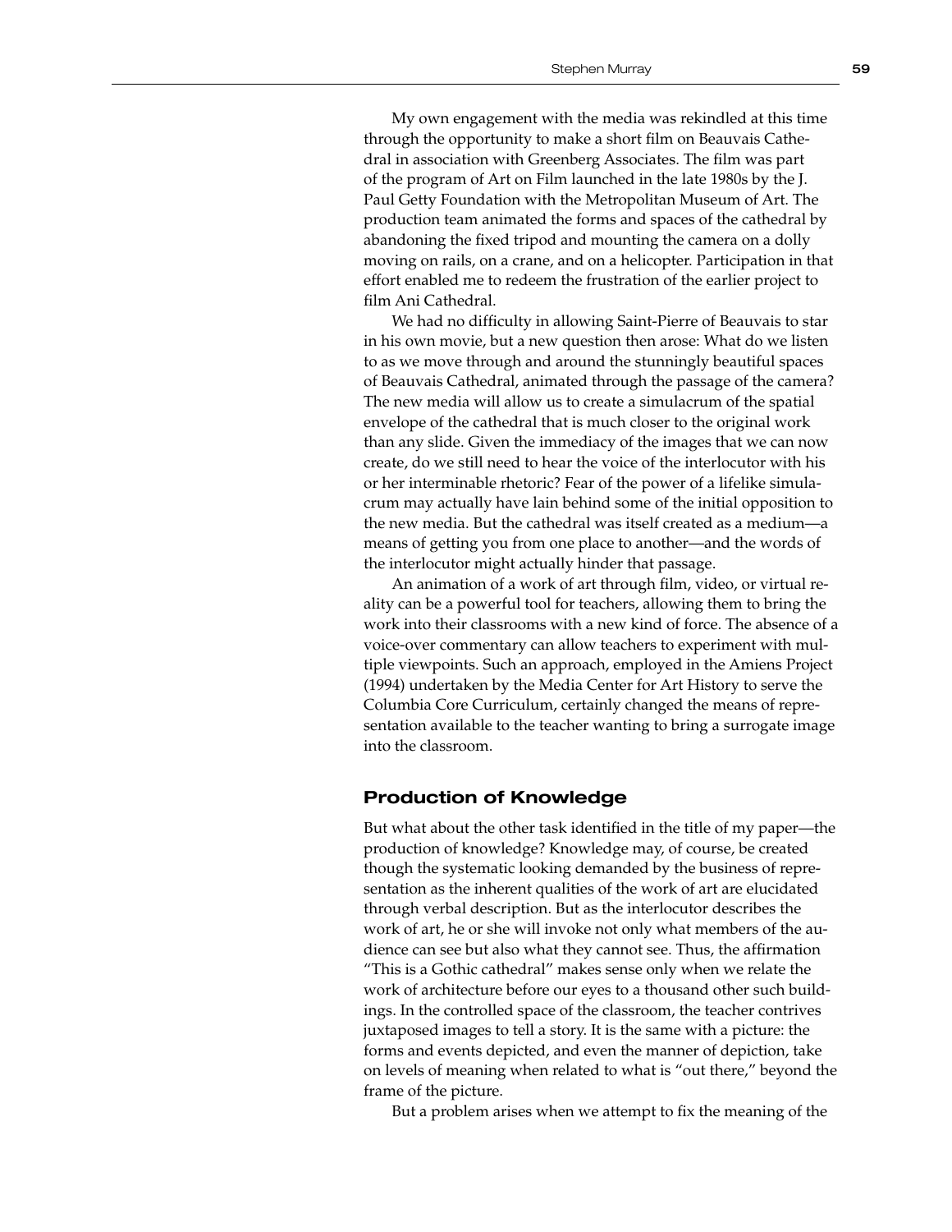My own engagement with the media was rekindled at this time through the opportunity to make a short film on Beauvais Cathedral in association with Greenberg Associates. The film was part of the program of Art on Film launched in the late 1980s by the J. Paul Getty Foundation with the Metropolitan Museum of Art. The production team animated the forms and spaces of the cathedral by abandoning the fixed tripod and mounting the camera on a dolly moving on rails, on a crane, and on a helicopter. Participation in that effort enabled me to redeem the frustration of the earlier project to film Ani Cathedral.

We had no difficulty in allowing Saint-Pierre of Beauvais to star in his own movie, but a new question then arose: What do we listen to as we move through and around the stunningly beautiful spaces of Beauvais Cathedral, animated through the passage of the camera? The new media will allow us to create a simulacrum of the spatial envelope of the cathedral that is much closer to the original work than any slide. Given the immediacy of the images that we can now create, do we still need to hear the voice of the interlocutor with his or her interminable rhetoric? Fear of the power of a lifelike simulacrum may actually have lain behind some of the initial opposition to the new media. But the cathedral was itself created as a medium—a means of getting you from one place to another—and the words of the interlocutor might actually hinder that passage.

An animation of a work of art through film, video, or virtual reality can be a powerful tool for teachers, allowing them to bring the work into their classrooms with a new kind of force. The absence of a voice-over commentary can allow teachers to experiment with multiple viewpoints. Such an approach, employed in the Amiens Project (1994) undertaken by the Media Center for Art History to serve the Columbia Core Curriculum, certainly changed the means of representation available to the teacher wanting to bring a surrogate image into the classroom.

## Production of Knowledge

But what about the other task identified in the title of my paper—the production of knowledge? Knowledge may, of course, be created though the systematic looking demanded by the business of representation as the inherent qualities of the work of art are elucidated through verbal description. But as the interlocutor describes the work of art, he or she will invoke not only what members of the audience can see but also what they cannot see. Thus, the affirmation "This is a Gothic cathedral" makes sense only when we relate the work of architecture before our eyes to a thousand other such buildings. In the controlled space of the classroom, the teacher contrives juxtaposed images to tell a story. It is the same with a picture: the forms and events depicted, and even the manner of depiction, take on levels of meaning when related to what is "out there," beyond the frame of the picture.

But a problem arises when we attempt to fix the meaning of the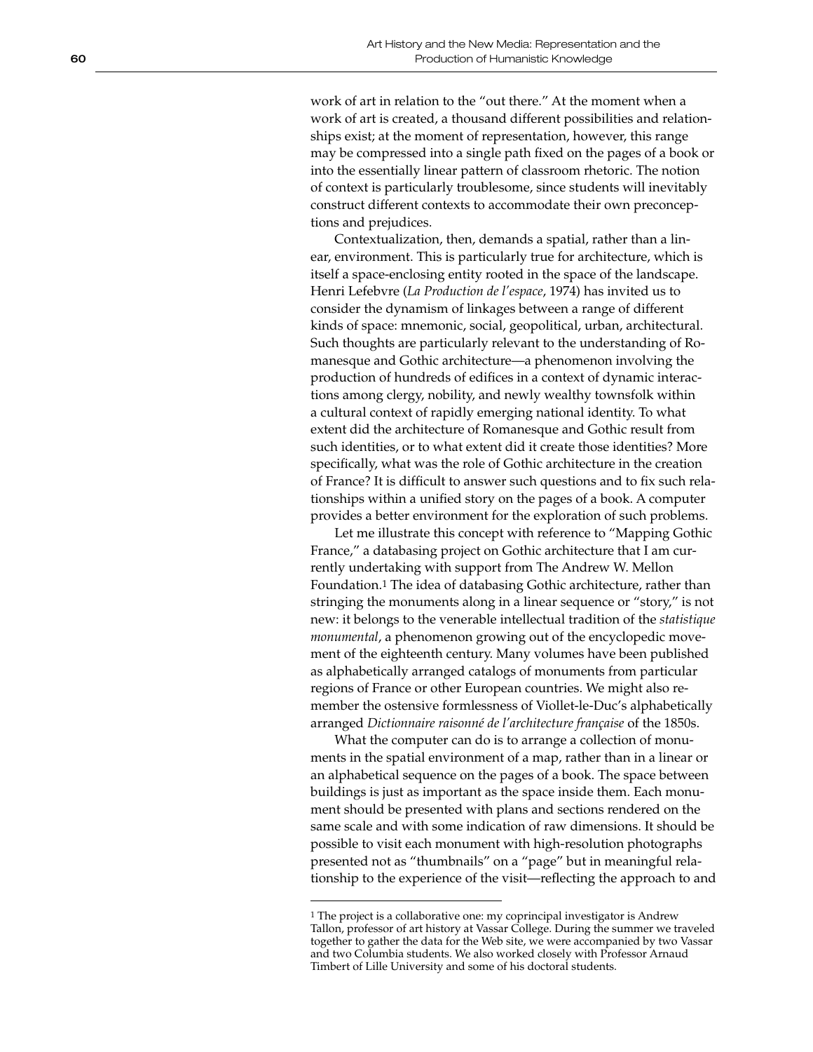work of art in relation to the "out there." At the moment when a work of art is created, a thousand different possibilities and relationships exist; at the moment of representation, however, this range may be compressed into a single path fixed on the pages of a book or into the essentially linear pattern of classroom rhetoric. The notion of context is particularly troublesome, since students will inevitably construct different contexts to accommodate their own preconceptions and prejudices.

Contextualization, then, demands a spatial, rather than a linear, environment. This is particularly true for architecture, which is itself a space-enclosing entity rooted in the space of the landscape. Henri Lefebvre (*La Production de l'espace*, 1974) has invited us to consider the dynamism of linkages between a range of different kinds of space: mnemonic, social, geopolitical, urban, architectural. Such thoughts are particularly relevant to the understanding of Romanesque and Gothic architecture—a phenomenon involving the production of hundreds of edifices in a context of dynamic interactions among clergy, nobility, and newly wealthy townsfolk within a cultural context of rapidly emerging national identity. To what extent did the architecture of Romanesque and Gothic result from such identities, or to what extent did it create those identities? More specifically, what was the role of Gothic architecture in the creation of France? It is difficult to answer such questions and to fix such relationships within a unified story on the pages of a book. A computer provides a better environment for the exploration of such problems.

Let me illustrate this concept with reference to "Mapping Gothic France," a databasing project on Gothic architecture that I am currently undertaking with support from The Andrew W. Mellon Foundation.[1] The idea of databasing Gothic architecture, rather than stringing the monuments along in a linear sequence or "story," is not new: it belongs to the venerable intellectual tradition of the *statistique monumental*, a phenomenon growing out of the encyclopedic movement of the eighteenth century. Many volumes have been published as alphabetically arranged catalogs of monuments from particular regions of France or other European countries. We might also remember the ostensive formlessness of Viollet-le-Duc's alphabetically arranged *Dictionnaire raisonné de l'architecture française* of the 1850s.

What the computer can do is to arrange a collection of monuments in the spatial environment of a map, rather than in a linear or an alphabetical sequence on the pages of a book. The space between buildings is just as important as the space inside them. Each monument should be presented with plans and sections rendered on the same scale and with some indication of raw dimensions. It should be possible to visit each monument with high-resolution photographs presented not as "thumbnails" on a "page" but in meaningful relationship to the experience of the visit—reflecting the approach to and

---

[1] The project is a collaborative one: my coprincipal investigator is Andrew Tallon, professor of art history at Vassar College. During the summer we traveled together to gather the data for the Web site, we were accompanied by two Vassar and two Columbia students. We also worked closely with Professor Arnaud Timbert of Lille University and some of his doctoral students.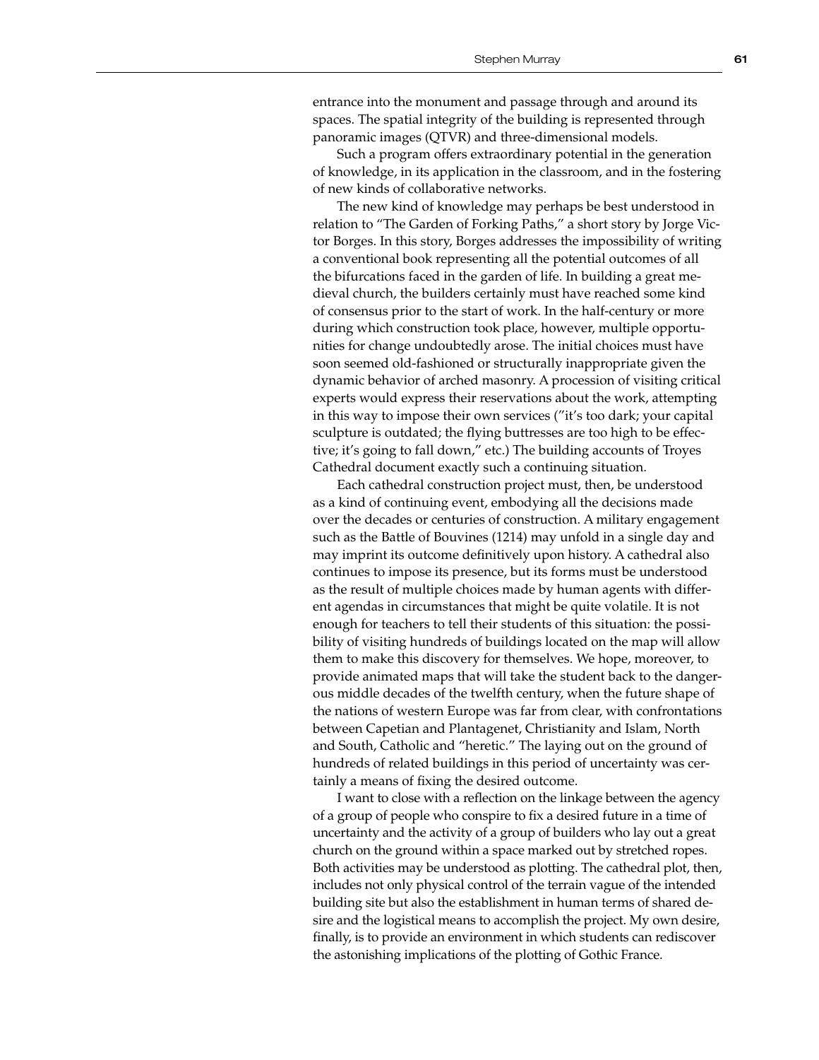entrance into the monument and passage through and around its spaces. The spatial integrity of the building is represented through panoramic images (QTVR) and three-dimensional models.

Such a program offers extraordinary potential in the generation of knowledge, in its application in the classroom, and in the fostering of new kinds of collaborative networks.

The new kind of knowledge may perhaps be best understood in relation to "The Garden of Forking Paths," a short story by Jorge Victor Borges. In this story, Borges addresses the impossibility of writing a conventional book representing all the potential outcomes of all the bifurcations faced in the garden of life. In building a great medieval church, the builders certainly must have reached some kind of consensus prior to the start of work. In the half-century or more during which construction took place, however, multiple opportunities for change undoubtedly arose. The initial choices must have soon seemed old-fashioned or structurally inappropriate given the dynamic behavior of arched masonry. A procession of visiting critical experts would express their reservations about the work, attempting in this way to impose their own services ("it's too dark; your capital sculpture is outdated; the flying buttresses are too high to be effective; it's going to fall down," etc.) The building accounts of Troyes Cathedral document exactly such a continuing situation.

Each cathedral construction project must, then, be understood as a kind of continuing event, embodying all the decisions made over the decades or centuries of construction. A military engagement such as the Battle of Bouvines (1214) may unfold in a single day and may imprint its outcome definitively upon history. A cathedral also continues to impose its presence, but its forms must be understood as the result of multiple choices made by human agents with different agendas in circumstances that might be quite volatile. It is not enough for teachers to tell their students of this situation: the possibility of visiting hundreds of buildings located on the map will allow them to make this discovery for themselves. We hope, moreover, to provide animated maps that will take the student back to the dangerous middle decades of the twelfth century, when the future shape of the nations of western Europe was far from clear, with confrontations between Capetian and Plantagenet, Christianity and Islam, North and South, Catholic and "heretic." The laying out on the ground of hundreds of related buildings in this period of uncertainty was certainly a means of fixing the desired outcome.

I want to close with a reflection on the linkage between the agency of a group of people who conspire to fix a desired future in a time of uncertainty and the activity of a group of builders who lay out a great church on the ground within a space marked out by stretched ropes. Both activities may be understood as plotting. The cathedral plot, then, includes not only physical control of the terrain vague of the intended building site but also the establishment in human terms of shared desire and the logistical means to accomplish the project. My own desire, finally, is to provide an environment in which students can rediscover the astonishing implications of the plotting of Gothic France.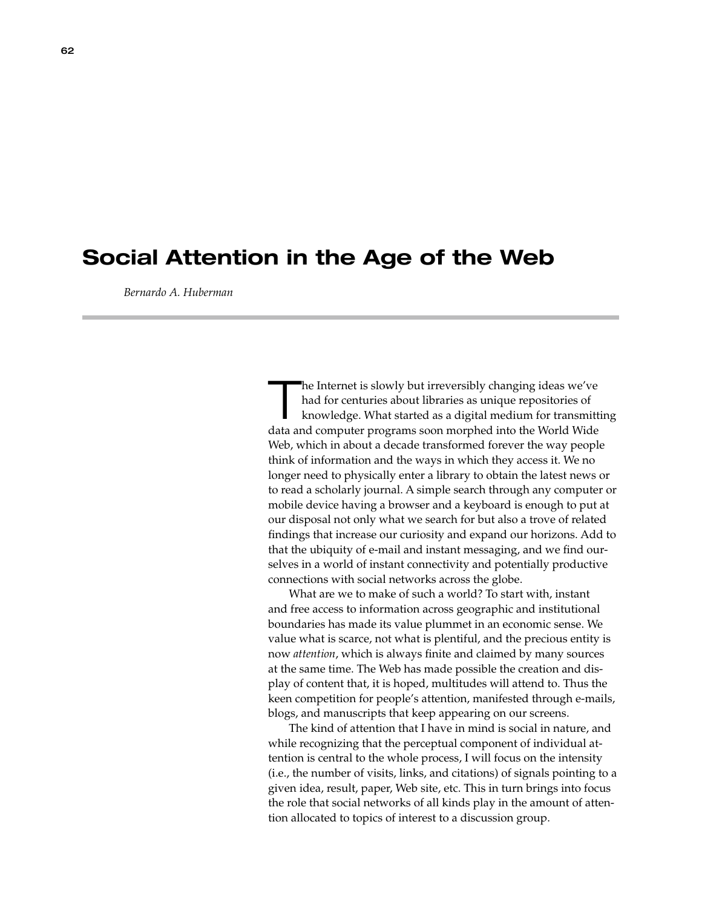# Social Attention in the Age of the Web

*Bernardo A. Huberman*

The Internet is slowly but irreversibly changing ideas we've had for centuries about libraries as unique repositories of knowledge. What started as a digital medium for transmitting data and computer programs soon morphed into the World Wide Web, which in about a decade transformed forever the way people think of information and the ways in which they access it. We no longer need to physically enter a library to obtain the latest news or to read a scholarly journal. A simple search through any computer or mobile device having a browser and a keyboard is enough to put at our disposal not only what we search for but also a trove of related findings that increase our curiosity and expand our horizons. Add to that the ubiquity of e-mail and instant messaging, and we find ourselves in a world of instant connectivity and potentially productive connections with social networks across the globe.

What are we to make of such a world? To start with, instant and free access to information across geographic and institutional boundaries has made its value plummet in an economic sense. We value what is scarce, not what is plentiful, and the precious entity is now *attention*, which is always finite and claimed by many sources at the same time. The Web has made possible the creation and display of content that, it is hoped, multitudes will attend to. Thus the keen competition for people's attention, manifested through e-mails, blogs, and manuscripts that keep appearing on our screens.

The kind of attention that I have in mind is social in nature, and while recognizing that the perceptual component of individual attention is central to the whole process, I will focus on the intensity (i.e., the number of visits, links, and citations) of signals pointing to a given idea, result, paper, Web site, etc. This in turn brings into focus the role that social networks of all kinds play in the amount of attention allocated to topics of interest to a discussion group.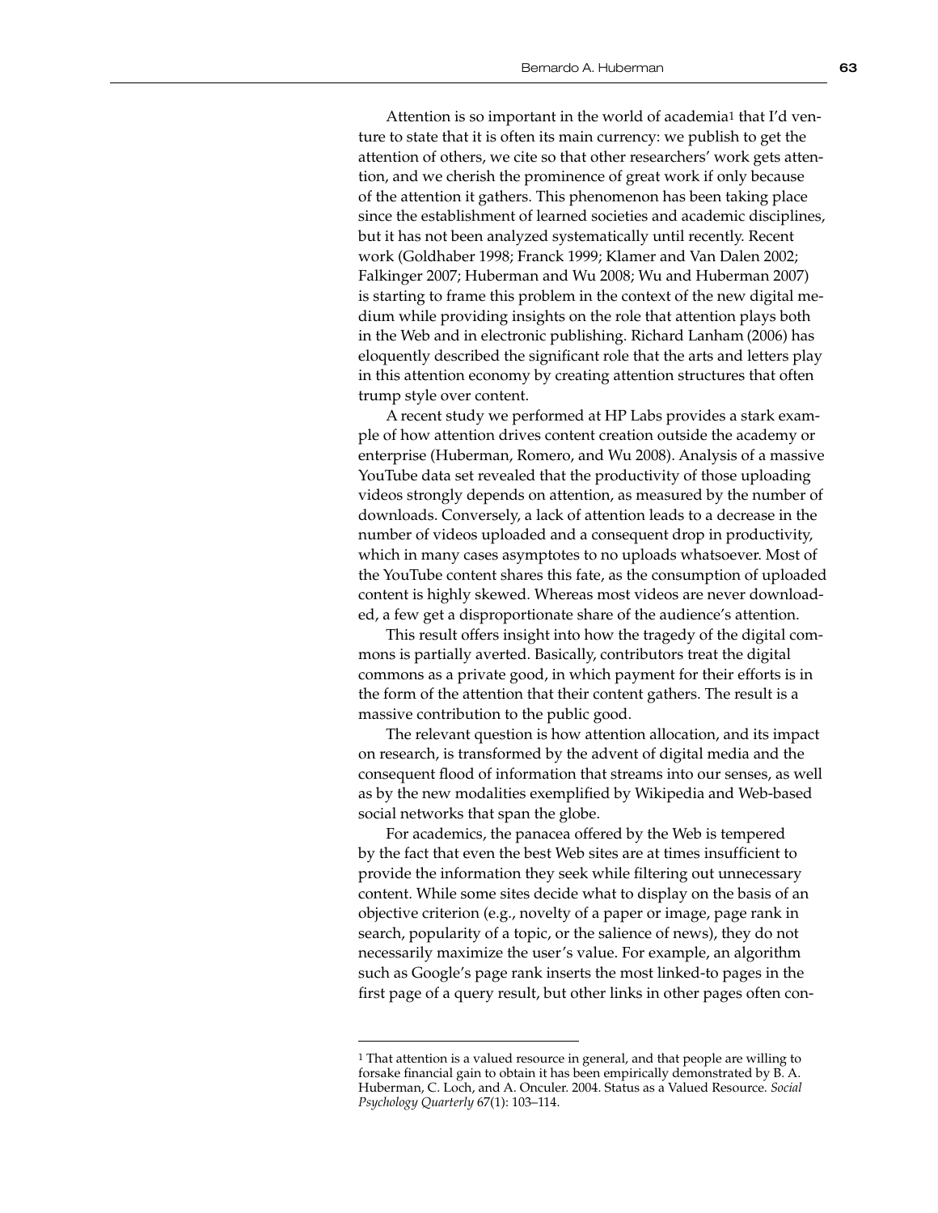Attention is so important in the world of academia[1] that I'd venture to state that it is often its main currency: we publish to get the attention of others, we cite so that other researchers' work gets attention, and we cherish the prominence of great work if only because of the attention it gathers. This phenomenon has been taking place since the establishment of learned societies and academic disciplines, but it has not been analyzed systematically until recently. Recent work (Goldhaber 1998; Franck 1999; Klamer and Van Dalen 2002; Falkinger 2007; Huberman and Wu 2008; Wu and Huberman 2007) is starting to frame this problem in the context of the new digital medium while providing insights on the role that attention plays both in the Web and in electronic publishing. Richard Lanham (2006) has eloquently described the significant role that the arts and letters play in this attention economy by creating attention structures that often trump style over content.

A recent study we performed at HP Labs provides a stark example of how attention drives content creation outside the academy or enterprise (Huberman, Romero, and Wu 2008). Analysis of a massive YouTube data set revealed that the productivity of those uploading videos strongly depends on attention, as measured by the number of downloads. Conversely, a lack of attention leads to a decrease in the number of videos uploaded and a consequent drop in productivity, which in many cases asymptotes to no uploads whatsoever. Most of the YouTube content shares this fate, as the consumption of uploaded content is highly skewed. Whereas most videos are never downloaded, a few get a disproportionate share of the audience's attention.

This result offers insight into how the tragedy of the digital commons is partially averted. Basically, contributors treat the digital commons as a private good, in which payment for their efforts is in the form of the attention that their content gathers. The result is a massive contribution to the public good.

The relevant question is how attention allocation, and its impact on research, is transformed by the advent of digital media and the consequent flood of information that streams into our senses, as well as by the new modalities exemplified by Wikipedia and Web-based social networks that span the globe.

For academics, the panacea offered by the Web is tempered by the fact that even the best Web sites are at times insufficient to provide the information they seek while filtering out unnecessary content. While some sites decide what to display on the basis of an objective criterion (e.g., novelty of a paper or image, page rank in search, popularity of a topic, or the salience of news), they do not necessarily maximize the user's value. For example, an algorithm such as Google's page rank inserts the most linked-to pages in the first page of a query result, but other links in other pages often con-

---

[1] That attention is a valued resource in general, and that people are willing to forsake financial gain to obtain it has been empirically demonstrated by B. A. Huberman, C. Loch, and A. Onculer. 2004. Status as a Valued Resource. *Social Psychology Quarterly* 67(1): 103–114.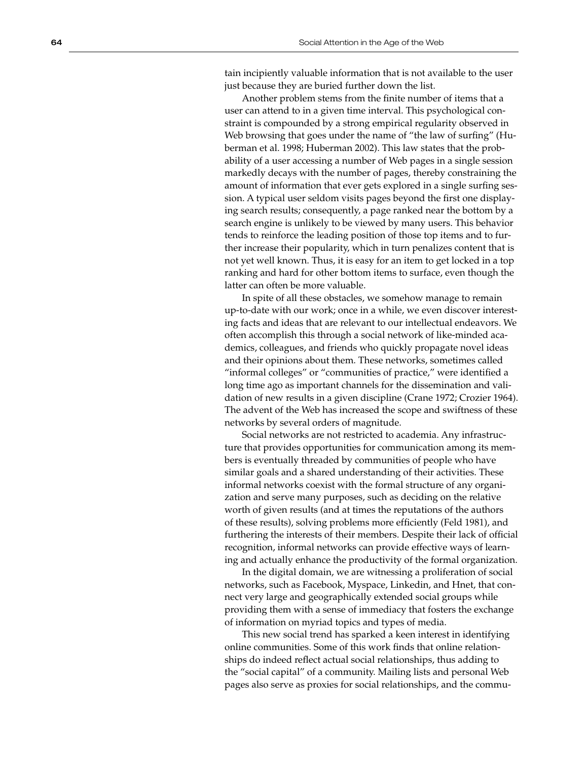tain incipiently valuable information that is not available to the user just because they are buried further down the list.

Another problem stems from the finite number of items that a user can attend to in a given time interval. This psychological constraint is compounded by a strong empirical regularity observed in Web browsing that goes under the name of "the law of surfing" (Huberman et al. 1998; Huberman 2002). This law states that the probability of a user accessing a number of Web pages in a single session markedly decays with the number of pages, thereby constraining the amount of information that ever gets explored in a single surfing session. A typical user seldom visits pages beyond the first one displaying search results; consequently, a page ranked near the bottom by a search engine is unlikely to be viewed by many users. This behavior tends to reinforce the leading position of those top items and to further increase their popularity, which in turn penalizes content that is not yet well known. Thus, it is easy for an item to get locked in a top ranking and hard for other bottom items to surface, even though the latter can often be more valuable.

In spite of all these obstacles, we somehow manage to remain up-to-date with our work; once in a while, we even discover interesting facts and ideas that are relevant to our intellectual endeavors. We often accomplish this through a social network of like-minded academics, colleagues, and friends who quickly propagate novel ideas and their opinions about them. These networks, sometimes called "informal colleges" or "communities of practice," were identified a long time ago as important channels for the dissemination and validation of new results in a given discipline (Crane 1972; Crozier 1964). The advent of the Web has increased the scope and swiftness of these networks by several orders of magnitude.

Social networks are not restricted to academia. Any infrastructure that provides opportunities for communication among its members is eventually threaded by communities of people who have similar goals and a shared understanding of their activities. These informal networks coexist with the formal structure of any organization and serve many purposes, such as deciding on the relative worth of given results (and at times the reputations of the authors of these results), solving problems more efficiently (Feld 1981), and furthering the interests of their members. Despite their lack of official recognition, informal networks can provide effective ways of learning and actually enhance the productivity of the formal organization.

In the digital domain, we are witnessing a proliferation of social networks, such as Facebook, Myspace, Linkedin, and Hnet, that connect very large and geographically extended social groups while providing them with a sense of immediacy that fosters the exchange of information on myriad topics and types of media.

This new social trend has sparked a keen interest in identifying online communities. Some of this work finds that online relationships do indeed reflect actual social relationships, thus adding to the "social capital" of a community. Mailing lists and personal Web pages also serve as proxies for social relationships, and the commu-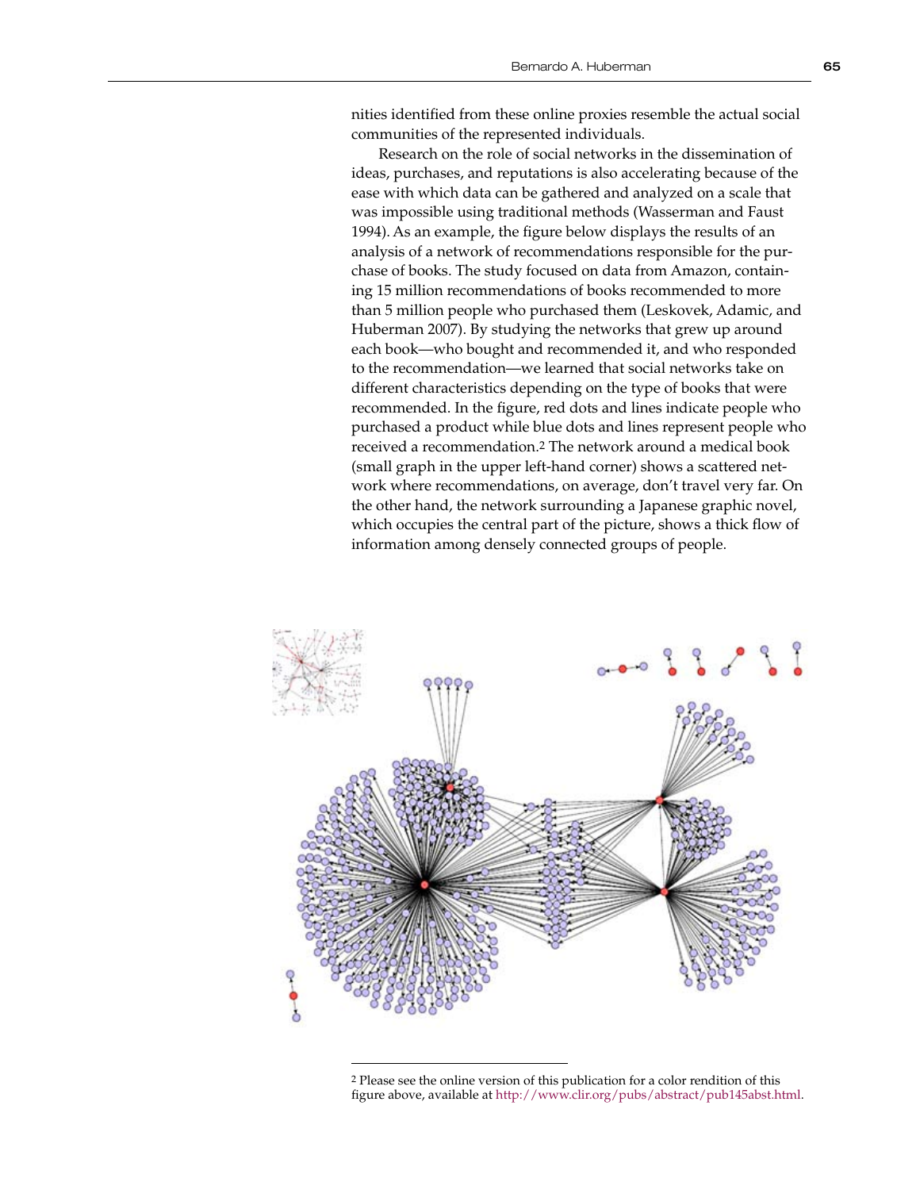nities identified from these online proxies resemble the actual social communities of the represented individuals.

Research on the role of social networks in the dissemination of ideas, purchases, and reputations is also accelerating because of the ease with which data can be gathered and analyzed on a scale that was impossible using traditional methods (Wasserman and Faust 1994). As an example, the figure below displays the results of an analysis of a network of recommendations responsible for the purchase of books. The study focused on data from Amazon, containing 15 million recommendations of books recommended to more than 5 million people who purchased them (Leskovek, Adamic, and Huberman 2007). By studying the networks that grew up around each book—who bought and recommended it, and who responded to the recommendation—we learned that social networks take on different characteristics depending on the type of books that were recommended. In the figure, red dots and lines indicate people who purchased a product while blue dots and lines represent people who received a recommendation.[2] The network around a medical book (small graph in the upper left-hand corner) shows a scattered network where recommendations, on average, don't travel very far. On the other hand, the network surrounding a Japanese graphic novel, which occupies the central part of the picture, shows a thick flow of information among densely connected groups of people.

---

[2] Please see the online version of this publication for a color rendition of this figure above, available at http://www.clir.org/pubs/abstract/pub145abst.html.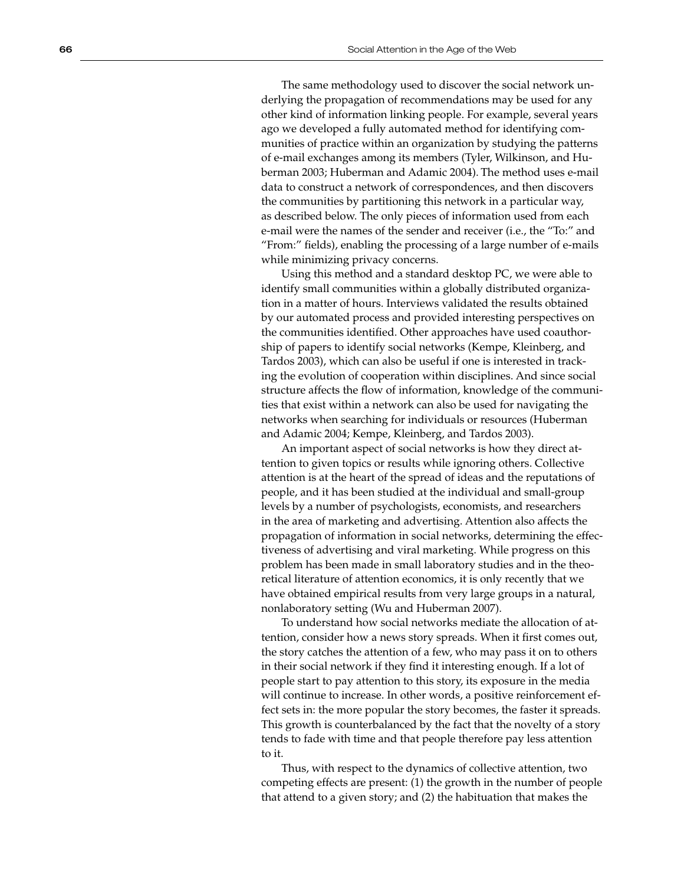The same methodology used to discover the social network underlying the propagation of recommendations may be used for any other kind of information linking people. For example, several years ago we developed a fully automated method for identifying communities of practice within an organization by studying the patterns of e-mail exchanges among its members (Tyler, Wilkinson, and Huberman 2003; Huberman and Adamic 2004). The method uses e-mail data to construct a network of correspondences, and then discovers the communities by partitioning this network in a particular way, as described below. The only pieces of information used from each e-mail were the names of the sender and receiver (i.e., the "To:" and "From:" fields), enabling the processing of a large number of e-mails while minimizing privacy concerns.

Using this method and a standard desktop PC, we were able to identify small communities within a globally distributed organization in a matter of hours. Interviews validated the results obtained by our automated process and provided interesting perspectives on the communities identified. Other approaches have used coauthorship of papers to identify social networks (Kempe, Kleinberg, and Tardos 2003), which can also be useful if one is interested in tracking the evolution of cooperation within disciplines. And since social structure affects the flow of information, knowledge of the communities that exist within a network can also be used for navigating the networks when searching for individuals or resources (Huberman and Adamic 2004; Kempe, Kleinberg, and Tardos 2003).

An important aspect of social networks is how they direct attention to given topics or results while ignoring others. Collective attention is at the heart of the spread of ideas and the reputations of people, and it has been studied at the individual and small-group levels by a number of psychologists, economists, and researchers in the area of marketing and advertising. Attention also affects the propagation of information in social networks, determining the effectiveness of advertising and viral marketing. While progress on this problem has been made in small laboratory studies and in the theoretical literature of attention economics, it is only recently that we have obtained empirical results from very large groups in a natural, nonlaboratory setting (Wu and Huberman 2007).

To understand how social networks mediate the allocation of attention, consider how a news story spreads. When it first comes out, the story catches the attention of a few, who may pass it on to others in their social network if they find it interesting enough. If a lot of people start to pay attention to this story, its exposure in the media will continue to increase. In other words, a positive reinforcement effect sets in: the more popular the story becomes, the faster it spreads. This growth is counterbalanced by the fact that the novelty of a story tends to fade with time and that people therefore pay less attention to it.

Thus, with respect to the dynamics of collective attention, two competing effects are present: (1) the growth in the number of people that attend to a given story; and (2) the habituation that makes the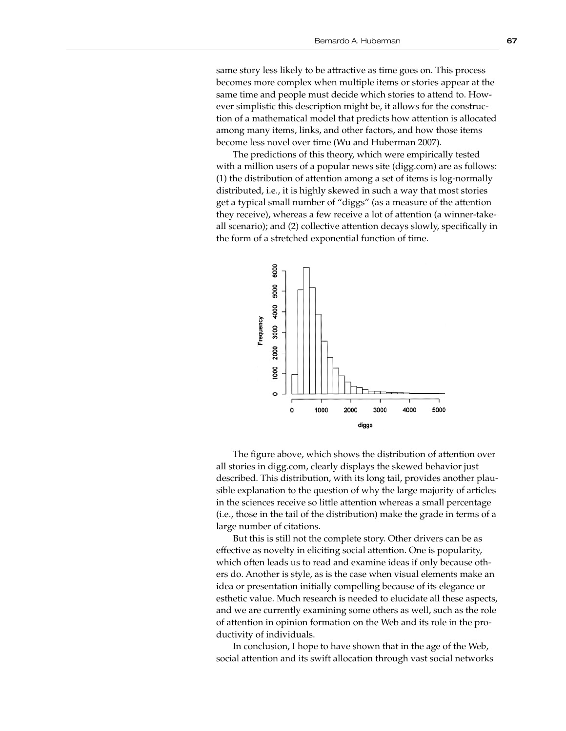same story less likely to be attractive as time goes on. This process becomes more complex when multiple items or stories appear at the same time and people must decide which stories to attend to. However simplistic this description might be, it allows for the construction of a mathematical model that predicts how attention is allocated among many items, links, and other factors, and how those items become less novel over time (Wu and Huberman 2007).

The predictions of this theory, which were empirically tested with a million users of a popular news site (digg.com) are as follows: (1) the distribution of attention among a set of items is log-normally distributed, i.e., it is highly skewed in such a way that most stories get a typical small number of "diggs" (as a measure of the attention they receive), whereas a few receive a lot of attention (a winner-take-all scenario); and (2) collective attention decays slowly, specifically in the form of a stretched exponential function of time.

Frequency
0 1000 2000 3000 4000 5000 6000
0 1000 2000 3000 4000 5000
diggs

The figure above, which shows the distribution of attention over all stories in digg.com, clearly displays the skewed behavior just described. This distribution, with its long tail, provides another plausible explanation to the question of why the large majority of articles in the sciences receive so little attention whereas a small percentage (i.e., those in the tail of the distribution) make the grade in terms of a large number of citations.

But this is still not the complete story. Other drivers can be as effective as novelty in eliciting social attention. One is popularity, which often leads us to read and examine ideas if only because others do. Another is style, as is the case when visual elements make an idea or presentation initially compelling because of its elegance or esthetic value. Much research is needed to elucidate all these aspects, and we are currently examining some others as well, such as the role of attention in opinion formation on the Web and its role in the productivity of individuals.

In conclusion, I hope to have shown that in the age of the Web, social attention and its swift allocation through vast social networks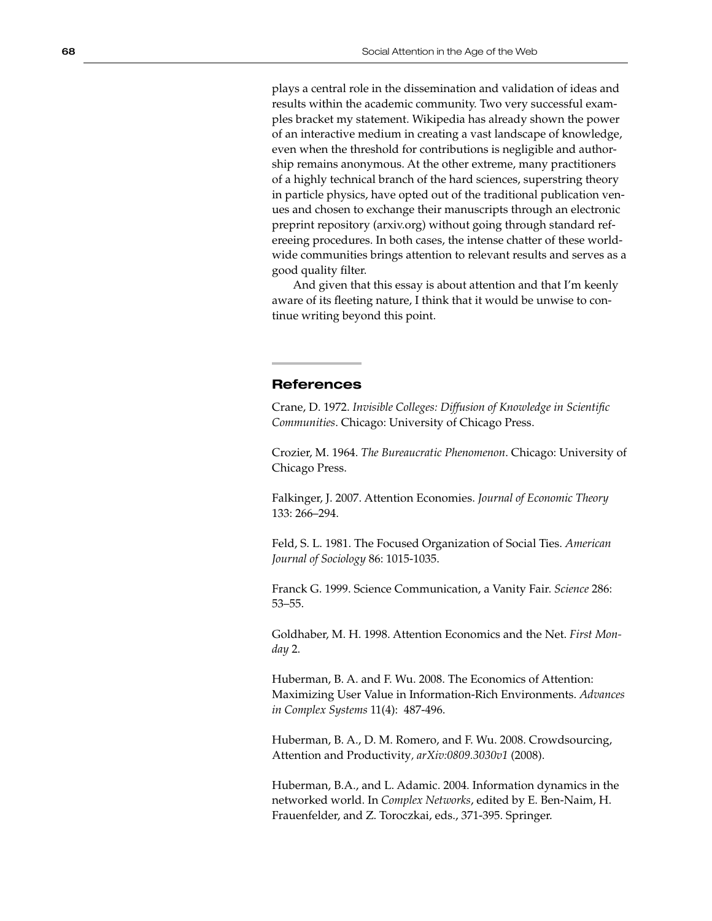plays a central role in the dissemination and validation of ideas and results within the academic community. Two very successful examples bracket my statement. Wikipedia has already shown the power of an interactive medium in creating a vast landscape of knowledge, even when the threshold for contributions is negligible and authorship remains anonymous. At the other extreme, many practitioners of a highly technical branch of the hard sciences, superstring theory in particle physics, have opted out of the traditional publication venues and chosen to exchange their manuscripts through an electronic preprint repository (arxiv.org) without going through standard refereeing procedures. In both cases, the intense chatter of these worldwide communities brings attention to relevant results and serves as a good quality filter.

And given that this essay is about attention and that I'm keenly aware of its fleeting nature, I think that it would be unwise to continue writing beyond this point.

## References

Crane, D. 1972. *Invisible Colleges: Diffusion of Knowledge in Scientific Communities*. Chicago: University of Chicago Press.

Crozier, M. 1964. *The Bureaucratic Phenomenon*. Chicago: University of Chicago Press.

Falkinger, J. 2007. Attention Economies. *Journal of Economic Theory* 133: 266–294.

Feld, S. L. 1981. The Focused Organization of Social Ties. *American Journal of Sociology* 86: 1015-1035.

Franck G. 1999. Science Communication, a Vanity Fair. *Science* 286: 53–55.

Goldhaber, M. H. 1998. Attention Economics and the Net. *First Monday* 2.

Huberman, B. A. and F. Wu. 2008. The Economics of Attention: Maximizing User Value in Information-Rich Environments. *Advances in Complex Systems* 11(4): 487-496.

Huberman, B. A., D. M. Romero, and F. Wu. 2008. Crowdsourcing, Attention and Productivity*, arXiv:0809.3030v1* (2008).

Huberman, B.A., and L. Adamic. 2004. Information dynamics in the networked world. In *Complex Networks*, edited by E. Ben-Naim, H. Frauenfelder, and Z. Toroczkai, eds., 371-395. Springer.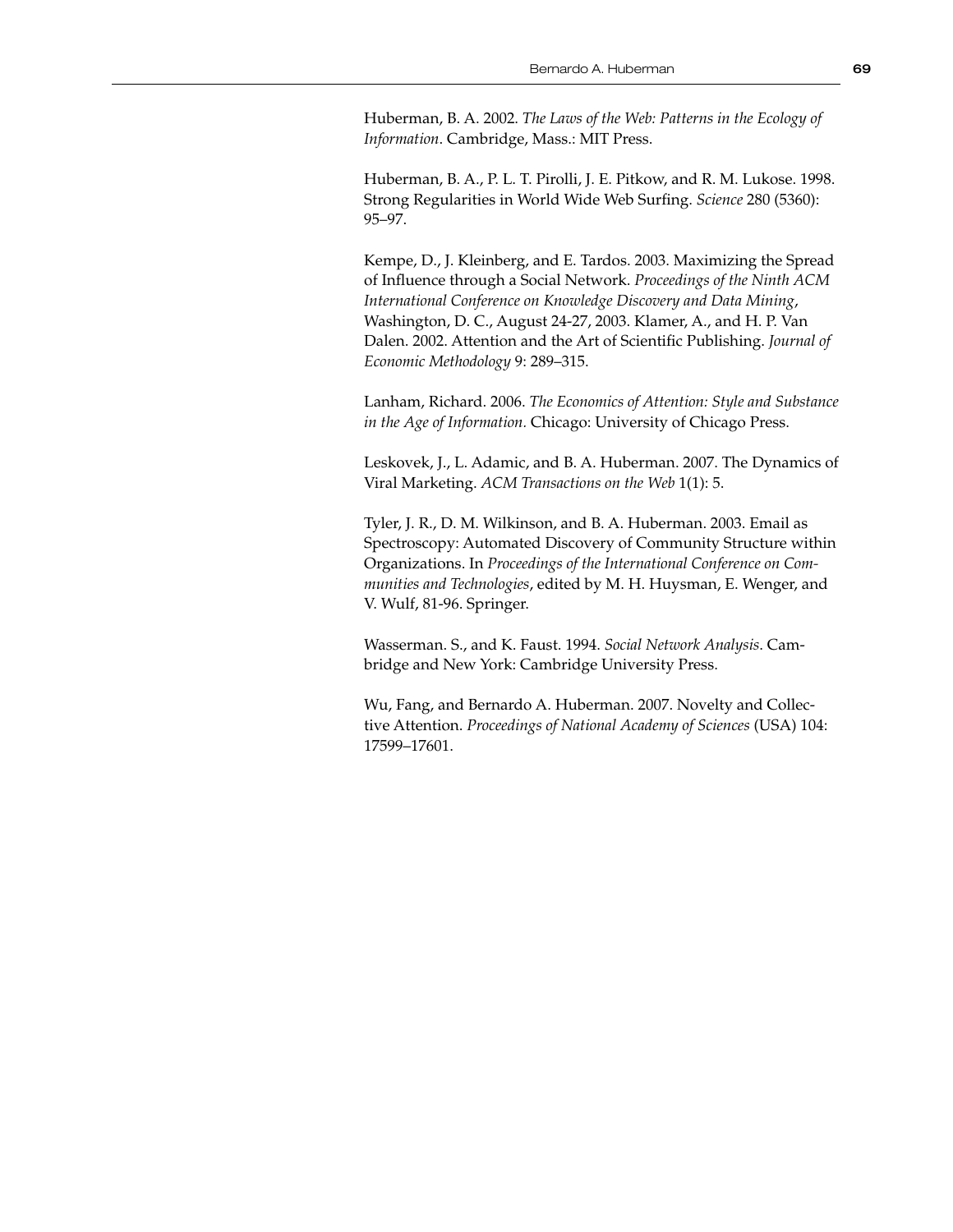Huberman, B. A. 2002. *The Laws of the Web: Patterns in the Ecology of Information*. Cambridge, Mass.: MIT Press.

Huberman, B. A., P. L. T. Pirolli, J. E. Pitkow, and R. M. Lukose. 1998. Strong Regularities in World Wide Web Surfing. *Science* 280 (5360): 95–97.

Kempe, D., J. Kleinberg, and E. Tardos. 2003. Maximizing the Spread of Influence through a Social Network. *Proceedings of the Ninth ACM International Conference on Knowledge Discovery and Data Mining*, Washington, D. C., August 24-27, 2003. Klamer, A., and H. P. Van Dalen. 2002. Attention and the Art of Scientific Publishing. *Journal of Economic Methodology* 9: 289–315.

Lanham, Richard. 2006. *The Economics of Attention: Style and Substance in the Age of Information.* Chicago: University of Chicago Press.

Leskovek, J., L. Adamic, and B. A. Huberman. 2007. The Dynamics of Viral Marketing. *ACM Transactions on the Web* 1(1): 5.

Tyler, J. R., D. M. Wilkinson, and B. A. Huberman. 2003. Email as Spectroscopy: Automated Discovery of Community Structure within Organizations. In *Proceedings of the International Conference on Communities and Technologies*, edited by M. H. Huysman, E. Wenger, and V. Wulf, 81-96. Springer.

Wasserman. S., and K. Faust. 1994. *Social Network Analysis*. Cambridge and New York: Cambridge University Press.

Wu, Fang, and Bernardo A. Huberman. 2007. Novelty and Collective Attention. *Proceedings of National Academy of Sciences* (USA) 104: 17599–17601.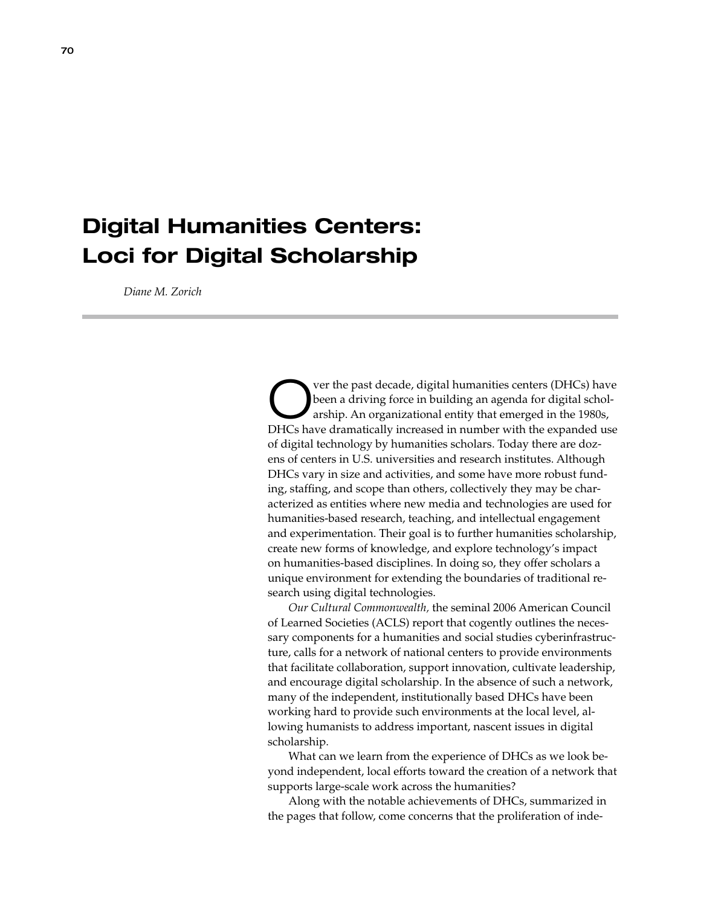# Digital Humanities Centers: Loci for Digital Scholarship

*Diane M. Zorich*

Over the past decade, digital humanities centers (DHCs) have been a driving force in building an agenda for digital scholarship. An organizational entity that emerged in the 1980s, DHCs have dramatically increased in number with the expanded use of digital technology by humanities scholars. Today there are dozens of centers in U.S. universities and research institutes. Although DHCs vary in size and activities, and some have more robust funding, staffing, and scope than others, collectively they may be characterized as entities where new media and technologies are used for humanities-based research, teaching, and intellectual engagement and experimentation. Their goal is to further humanities scholarship, create new forms of knowledge, and explore technology's impact on humanities-based disciplines. In doing so, they offer scholars a unique environment for extending the boundaries of traditional research using digital technologies.

*Our Cultural Commonwealth,* the seminal 2006 American Council of Learned Societies (ACLS) report that cogently outlines the necessary components for a humanities and social studies cyberinfrastructure, calls for a network of national centers to provide environments that facilitate collaboration, support innovation, cultivate leadership, and encourage digital scholarship. In the absence of such a network, many of the independent, institutionally based DHCs have been working hard to provide such environments at the local level, allowing humanists to address important, nascent issues in digital scholarship.

What can we learn from the experience of DHCs as we look beyond independent, local efforts toward the creation of a network that supports large-scale work across the humanities?

Along with the notable achievements of DHCs, summarized in the pages that follow, come concerns that the proliferation of inde-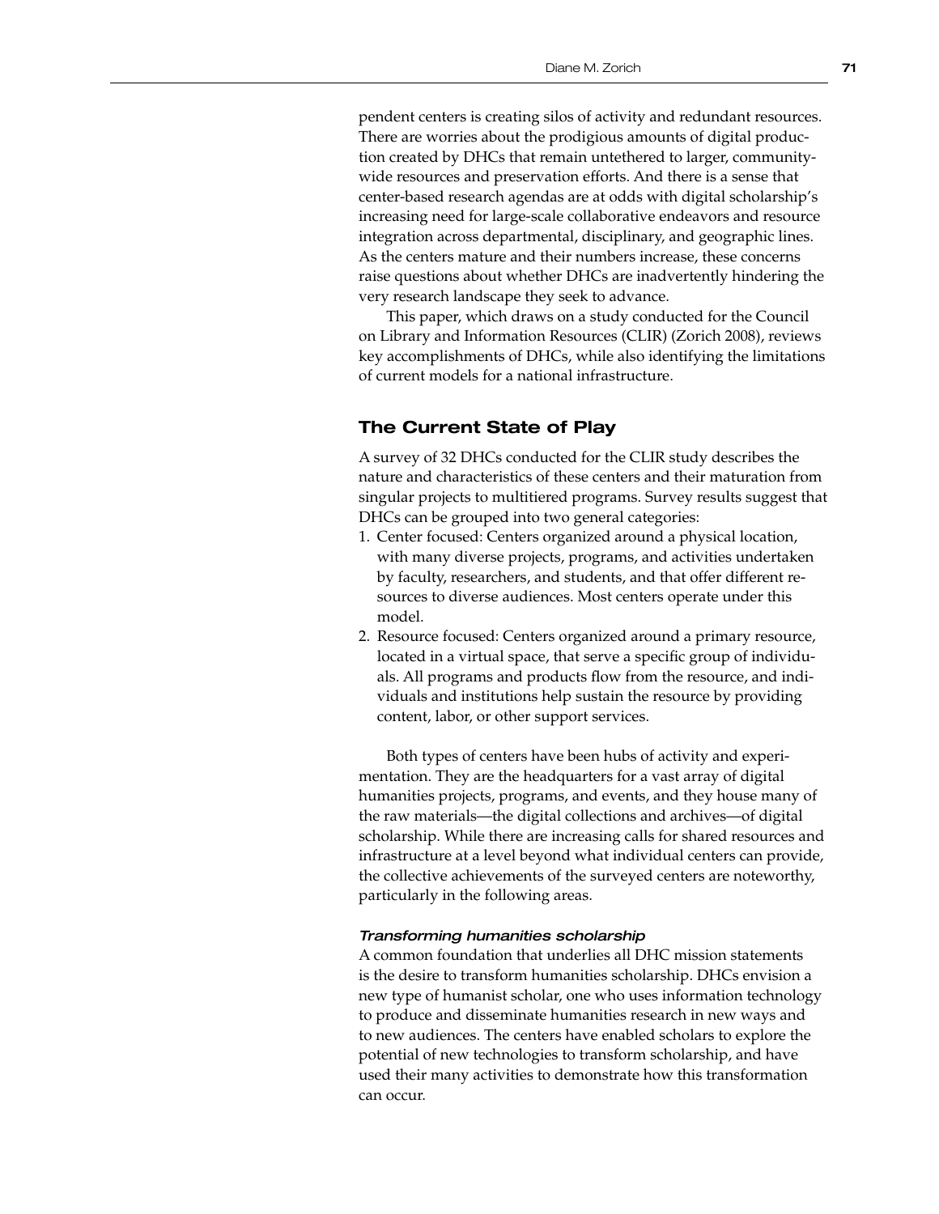pendent centers is creating silos of activity and redundant resources. There are worries about the prodigious amounts of digital production created by DHCs that remain untethered to larger, community-wide resources and preservation efforts. And there is a sense that center-based research agendas are at odds with digital scholarship's increasing need for large-scale collaborative endeavors and resource integration across departmental, disciplinary, and geographic lines. As the centers mature and their numbers increase, these concerns raise questions about whether DHCs are inadvertently hindering the very research landscape they seek to advance.

This paper, which draws on a study conducted for the Council on Library and Information Resources (CLIR) (Zorich 2008), reviews key accomplishments of DHCs, while also identifying the limitations of current models for a national infrastructure.

## The Current State of Play

A survey of 32 DHCs conducted for the CLIR study describes the nature and characteristics of these centers and their maturation from singular projects to multitiered programs. Survey results suggest that DHCs can be grouped into two general categories:

1. Center focused: Centers organized around a physical location, with many diverse projects, programs, and activities undertaken by faculty, researchers, and students, and that offer different resources to diverse audiences. Most centers operate under this model.
2. Resource focused: Centers organized around a primary resource, located in a virtual space, that serve a specific group of individuals. All programs and products flow from the resource, and individuals and institutions help sustain the resource by providing content, labor, or other support services.

Both types of centers have been hubs of activity and experimentation. They are the headquarters for a vast array of digital humanities projects, programs, and events, and they house many of the raw materials—the digital collections and archives—of digital scholarship. While there are increasing calls for shared resources and infrastructure at a level beyond what individual centers can provide, the collective achievements of the surveyed centers are noteworthy, particularly in the following areas.

### *Transforming humanities scholarship*

A common foundation that underlies all DHC mission statements is the desire to transform humanities scholarship. DHCs envision a new type of humanist scholar, one who uses information technology to produce and disseminate humanities research in new ways and to new audiences. The centers have enabled scholars to explore the potential of new technologies to transform scholarship, and have used their many activities to demonstrate how this transformation can occur.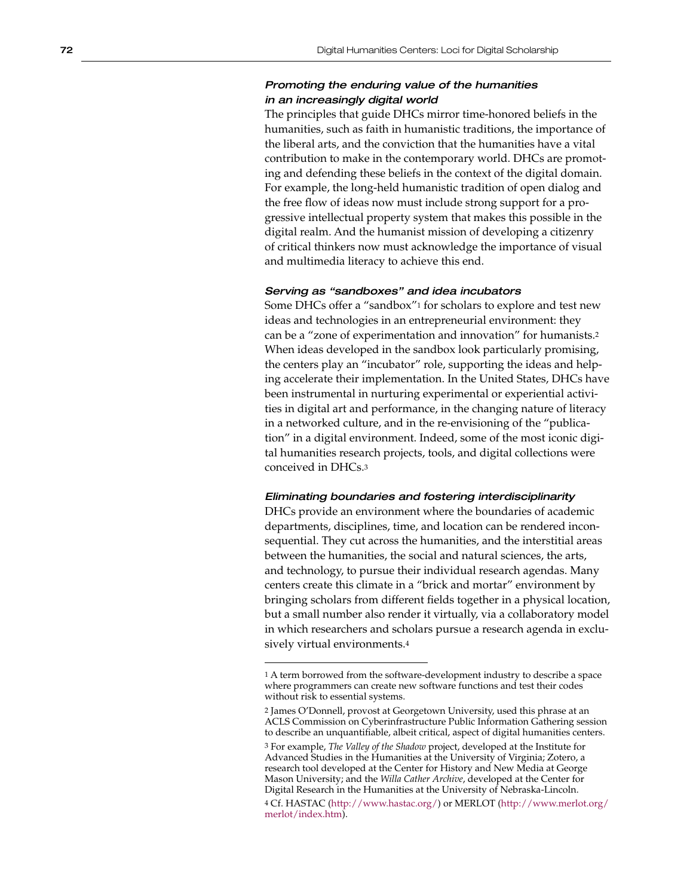### *Promoting the enduring value of the humanities in an increasingly digital world*

The principles that guide DHCs mirror time-honored beliefs in the humanities, such as faith in humanistic traditions, the importance of the liberal arts, and the conviction that the humanities have a vital contribution to make in the contemporary world. DHCs are promoting and defending these beliefs in the context of the digital domain. For example, the long-held humanistic tradition of open dialog and the free flow of ideas now must include strong support for a progressive intellectual property system that makes this possible in the digital realm. And the humanist mission of developing a citizenry of critical thinkers now must acknowledge the importance of visual and multimedia literacy to achieve this end.

### *Serving as "sandboxes" and idea incubators*

Some DHCs offer a "sandbox"[1] for scholars to explore and test new ideas and technologies in an entrepreneurial environment: they can be a "zone of experimentation and innovation" for humanists.[2] When ideas developed in the sandbox look particularly promising, the centers play an "incubator" role, supporting the ideas and helping accelerate their implementation. In the United States, DHCs have been instrumental in nurturing experimental or experiential activities in digital art and performance, in the changing nature of literacy in a networked culture, and in the re-envisioning of the "publication" in a digital environment. Indeed, some of the most iconic digital humanities research projects, tools, and digital collections were conceived in DHCs.[3]

### *Eliminating boundaries and fostering interdisciplinarity*

DHCs provide an environment where the boundaries of academic departments, disciplines, time, and location can be rendered inconsequential. They cut across the humanities, and the interstitial areas between the humanities, the social and natural sciences, the arts, and technology, to pursue their individual research agendas. Many centers create this climate in a "brick and mortar" environment by bringing scholars from different fields together in a physical location, but a small number also render it virtually, via a collaboratory model in which researchers and scholars pursue a research agenda in exclusively virtual environments.[4]

---

[1] A term borrowed from the software-development industry to describe a space where programmers can create new software functions and test their codes without risk to essential systems.

[2] James O'Donnell, provost at Georgetown University, used this phrase at an ACLS Commission on Cyberinfrastructure Public Information Gathering session to describe an unquantifiable, albeit critical, aspect of digital humanities centers.

[3] For example, *The Valley of the Shadow* project, developed at the Institute for Advanced Studies in the Humanities at the University of Virginia; Zotero, a research tool developed at the Center for History and New Media at George Mason University; and the *Willa Cather Archive*, developed at the Center for Digital Research in the Humanities at the University of Nebraska-Lincoln.

[4] Cf. HASTAC (http://www.hastac.org/) or MERLOT (http://www.merlot.org/merlot/index.htm).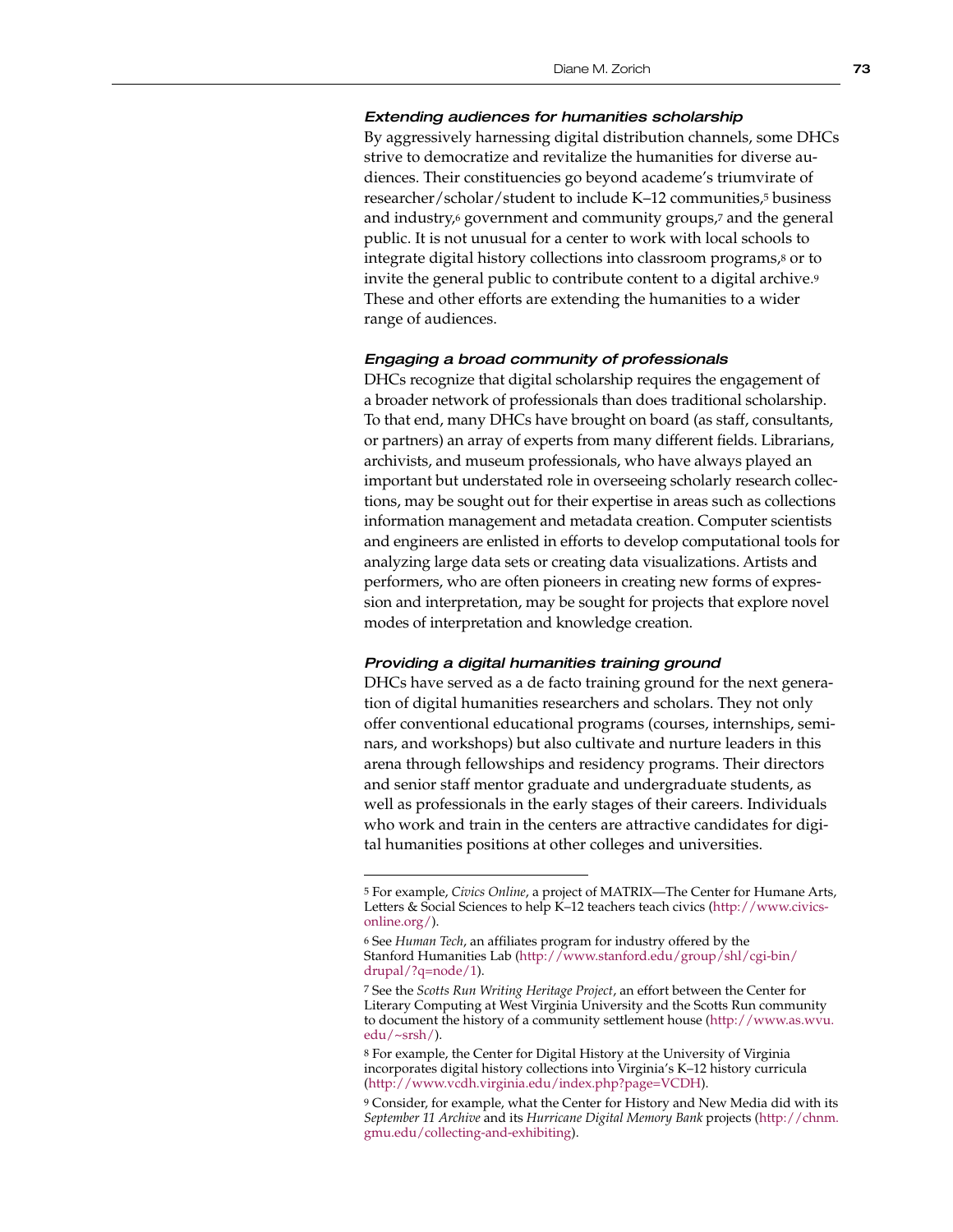### *Extending audiences for humanities scholarship*

By aggressively harnessing digital distribution channels, some DHCs strive to democratize and revitalize the humanities for diverse audiences. Their constituencies go beyond academe's triumvirate of researcher/scholar/student to include K–12 communities,[5] business and industry,[6] government and community groups,[7] and the general public. It is not unusual for a center to work with local schools to integrate digital history collections into classroom programs,[8] or to invite the general public to contribute content to a digital archive.[9] These and other efforts are extending the humanities to a wider range of audiences.

### *Engaging a broad community of professionals*

DHCs recognize that digital scholarship requires the engagement of a broader network of professionals than does traditional scholarship. To that end, many DHCs have brought on board (as staff, consultants, or partners) an array of experts from many different fields. Librarians, archivists, and museum professionals, who have always played an important but understated role in overseeing scholarly research collections, may be sought out for their expertise in areas such as collections information management and metadata creation. Computer scientists and engineers are enlisted in efforts to develop computational tools for analyzing large data sets or creating data visualizations. Artists and performers, who are often pioneers in creating new forms of expression and interpretation, may be sought for projects that explore novel modes of interpretation and knowledge creation.

### *Providing a digital humanities training ground*

DHCs have served as a de facto training ground for the next generation of digital humanities researchers and scholars. They not only offer conventional educational programs (courses, internships, seminars, and workshops) but also cultivate and nurture leaders in this arena through fellowships and residency programs. Their directors and senior staff mentor graduate and undergraduate students, as well as professionals in the early stages of their careers. Individuals who work and train in the centers are attractive candidates for digital humanities positions at other colleges and universities.

---

5 For example, *Civics Online*, a project of MATRIX—The Center for Humane Arts, Letters & Social Sciences to help K–12 teachers teach civics (http://www.civics-online.org/).

6 See *Human Tech*, an affiliates program for industry offered by the Stanford Humanities Lab (http://www.stanford.edu/group/shl/cgi-bin/drupal/?q=node/1).

7 See the *Scotts Run Writing Heritage Project*, an effort between the Center for Literary Computing at West Virginia University and the Scotts Run community to document the history of a community settlement house (http://www.as.wvu.edu/~srsh/).

8 For example, the Center for Digital History at the University of Virginia incorporates digital history collections into Virginia's K–12 history curricula (http://www.vcdh.virginia.edu/index.php?page=VCDH).

9 Consider, for example, what the Center for History and New Media did with its *September 11 Archive* and its *Hurricane Digital Memory Bank* projects (http://chnm.gmu.edu/collecting-and-exhibiting).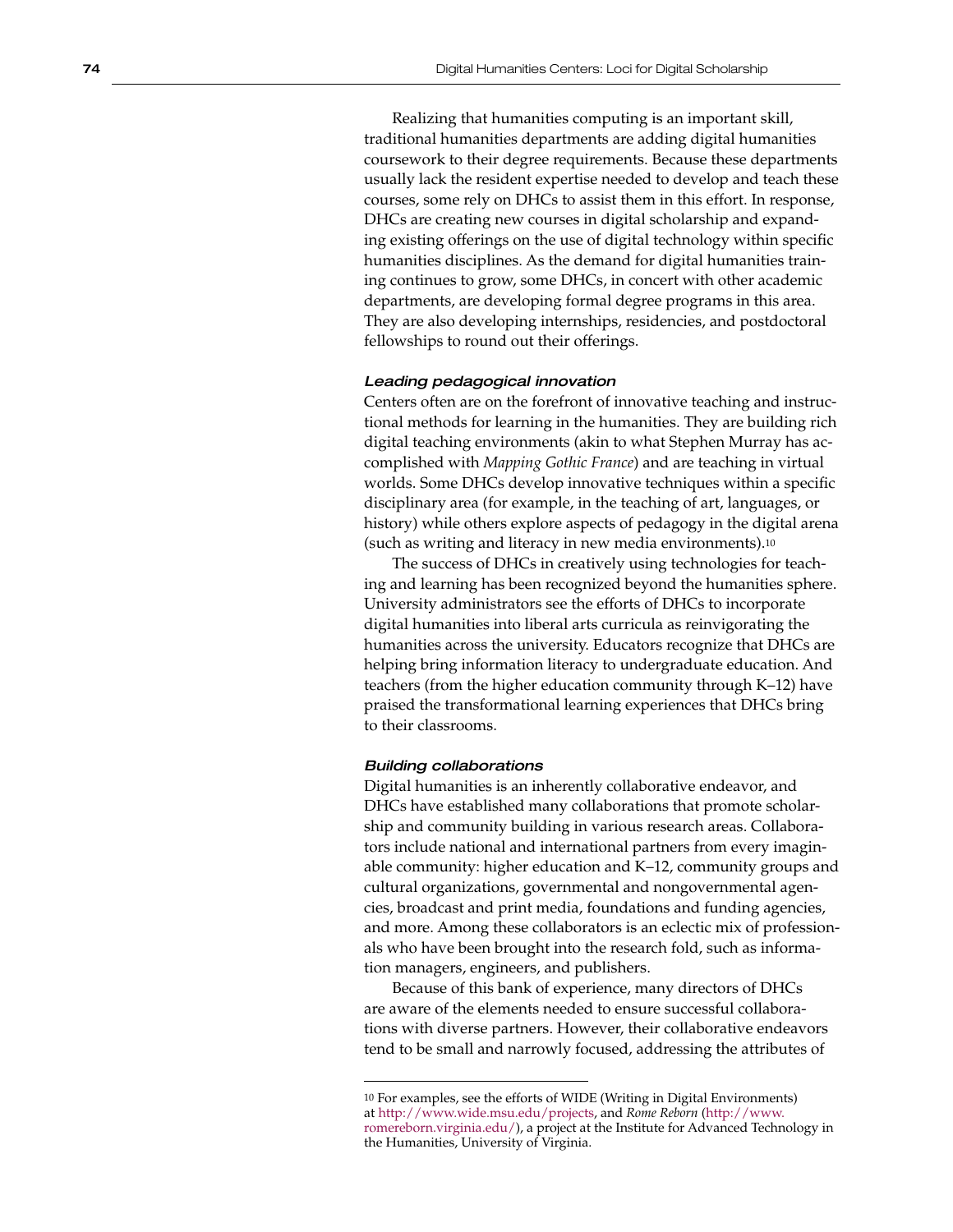Realizing that humanities computing is an important skill, traditional humanities departments are adding digital humanities coursework to their degree requirements. Because these departments usually lack the resident expertise needed to develop and teach these courses, some rely on DHCs to assist them in this effort. In response, DHCs are creating new courses in digital scholarship and expanding existing offerings on the use of digital technology within specific humanities disciplines. As the demand for digital humanities training continues to grow, some DHCs, in concert with other academic departments, are developing formal degree programs in this area. They are also developing internships, residencies, and postdoctoral fellowships to round out their offerings.

#### *Leading pedagogical innovation*

Centers often are on the forefront of innovative teaching and instructional methods for learning in the humanities. They are building rich digital teaching environments (akin to what Stephen Murray has accomplished with *Mapping Gothic France*) and are teaching in virtual worlds. Some DHCs develop innovative techniques within a specific disciplinary area (for example, in the teaching of art, languages, or history) while others explore aspects of pedagogy in the digital arena (such as writing and literacy in new media environments).[10]

The success of DHCs in creatively using technologies for teaching and learning has been recognized beyond the humanities sphere. University administrators see the efforts of DHCs to incorporate digital humanities into liberal arts curricula as reinvigorating the humanities across the university. Educators recognize that DHCs are helping bring information literacy to undergraduate education. And teachers (from the higher education community through K–12) have praised the transformational learning experiences that DHCs bring to their classrooms.

#### *Building collaborations*

Digital humanities is an inherently collaborative endeavor, and DHCs have established many collaborations that promote scholarship and community building in various research areas. Collaborators include national and international partners from every imaginable community: higher education and K–12, community groups and cultural organizations, governmental and nongovernmental agencies, broadcast and print media, foundations and funding agencies, and more. Among these collaborators is an eclectic mix of professionals who have been brought into the research fold, such as information managers, engineers, and publishers.

Because of this bank of experience, many directors of DHCs are aware of the elements needed to ensure successful collaborations with diverse partners. However, their collaborative endeavors tend to be small and narrowly focused, addressing the attributes of

---

[10] For examples, see the efforts of WIDE (Writing in Digital Environments) at http://www.wide.msu.edu/projects, and *Rome Reborn* (http://www.romereborn.virginia.edu/), a project at the Institute for Advanced Technology in the Humanities, University of Virginia.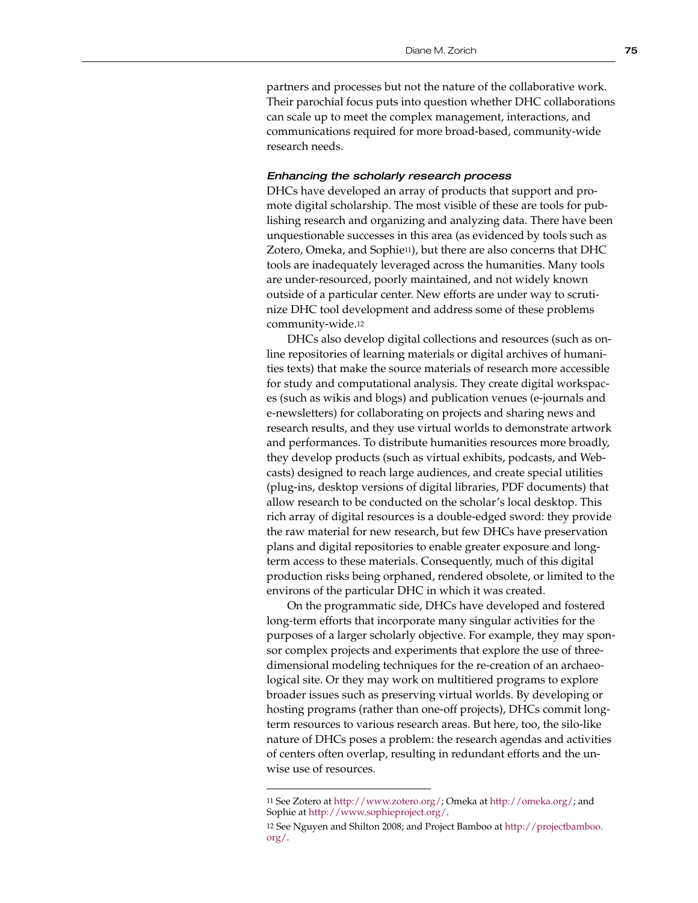partners and processes but not the nature of the collaborative work. Their parochial focus puts into question whether DHC collaborations can scale up to meet the complex management, interactions, and communications required for more broad-based, community-wide research needs.

#### *Enhancing the scholarly research process*

DHCs have developed an array of products that support and promote digital scholarship. The most visible of these are tools for publishing research and organizing and analyzing data. There have been unquestionable successes in this area (as evidenced by tools such as Zotero, Omeka, and Sophie[11]), but there are also concerns that DHC tools are inadequately leveraged across the humanities. Many tools are under-resourced, poorly maintained, and not widely known outside of a particular center. New efforts are under way to scrutinize DHC tool development and address some of these problems community-wide.[12]

DHCs also develop digital collections and resources (such as online repositories of learning materials or digital archives of humanities texts) that make the source materials of research more accessible for study and computational analysis. They create digital workspaces (such as wikis and blogs) and publication venues (e-journals and e-newsletters) for collaborating on projects and sharing news and research results, and they use virtual worlds to demonstrate artwork and performances. To distribute humanities resources more broadly, they develop products (such as virtual exhibits, podcasts, and Webcasts) designed to reach large audiences, and create special utilities (plug-ins, desktop versions of digital libraries, PDF documents) that allow research to be conducted on the scholar's local desktop. This rich array of digital resources is a double-edged sword: they provide the raw material for new research, but few DHCs have preservation plans and digital repositories to enable greater exposure and long-term access to these materials. Consequently, much of this digital production risks being orphaned, rendered obsolete, or limited to the environs of the particular DHC in which it was created.

On the programmatic side, DHCs have developed and fostered long-term efforts that incorporate many singular activities for the purposes of a larger scholarly objective. For example, they may sponsor complex projects and experiments that explore the use of three-dimensional modeling techniques for the re-creation of an archaeological site. Or they may work on multitiered programs to explore broader issues such as preserving virtual worlds. By developing or hosting programs (rather than one-off projects), DHCs commit long-term resources to various research areas. But here, too, the silo-like nature of DHCs poses a problem: the research agendas and activities of centers often overlap, resulting in redundant efforts and the unwise use of resources.

---

11 See Zotero at http://www.zotero.org/; Omeka at http://omeka.org/; and Sophie at http://www.sophieproject.org/.

12 See Nguyen and Shilton 2008; and Project Bamboo at http://projectbamboo.org/.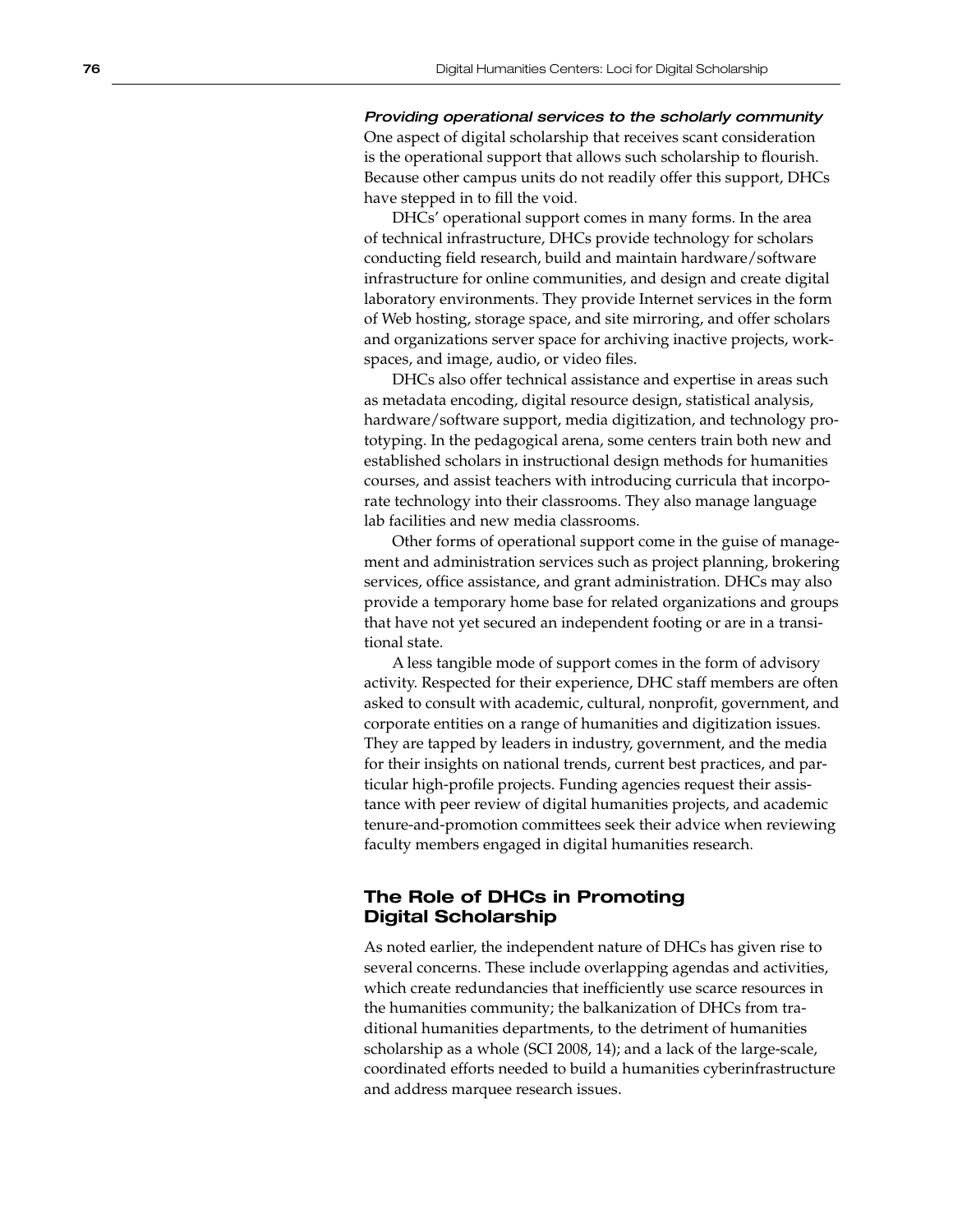***Providing operational services to the scholarly community***

One aspect of digital scholarship that receives scant consideration is the operational support that allows such scholarship to flourish. Because other campus units do not readily offer this support, DHCs have stepped in to fill the void.

DHCs' operational support comes in many forms. In the area of technical infrastructure, DHCs provide technology for scholars conducting field research, build and maintain hardware/software infrastructure for online communities, and design and create digital laboratory environments. They provide Internet services in the form of Web hosting, storage space, and site mirroring, and offer scholars and organizations server space for archiving inactive projects, workspaces, and image, audio, or video files.

DHCs also offer technical assistance and expertise in areas such as metadata encoding, digital resource design, statistical analysis, hardware/software support, media digitization, and technology prototyping. In the pedagogical arena, some centers train both new and established scholars in instructional design methods for humanities courses, and assist teachers with introducing curricula that incorporate technology into their classrooms. They also manage language lab facilities and new media classrooms.

Other forms of operational support come in the guise of management and administration services such as project planning, brokering services, office assistance, and grant administration. DHCs may also provide a temporary home base for related organizations and groups that have not yet secured an independent footing or are in a transitional state.

A less tangible mode of support comes in the form of advisory activity. Respected for their experience, DHC staff members are often asked to consult with academic, cultural, nonprofit, government, and corporate entities on a range of humanities and digitization issues. They are tapped by leaders in industry, government, and the media for their insights on national trends, current best practices, and particular high-profile projects. Funding agencies request their assistance with peer review of digital humanities projects, and academic tenure-and-promotion committees seek their advice when reviewing faculty members engaged in digital humanities research.

## The Role of DHCs in Promoting Digital Scholarship

As noted earlier, the independent nature of DHCs has given rise to several concerns. These include overlapping agendas and activities, which create redundancies that inefficiently use scarce resources in the humanities community; the balkanization of DHCs from traditional humanities departments, to the detriment of humanities scholarship as a whole (SCI 2008, 14); and a lack of the large-scale, coordinated efforts needed to build a humanities cyberinfrastructure and address marquee research issues.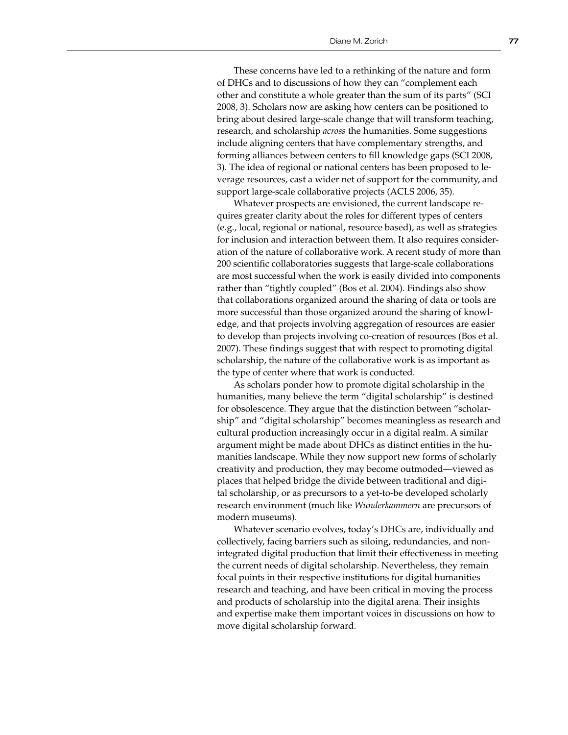These concerns have led to a rethinking of the nature and form of DHCs and to discussions of how they can "complement each other and constitute a whole greater than the sum of its parts" (SCI 2008, 3). Scholars now are asking how centers can be positioned to bring about desired large-scale change that will transform teaching, research, and scholarship *across* the humanities. Some suggestions include aligning centers that have complementary strengths, and forming alliances between centers to fill knowledge gaps (SCI 2008, 3). The idea of regional or national centers has been proposed to leverage resources, cast a wider net of support for the community, and support large-scale collaborative projects (ACLS 2006, 35).

Whatever prospects are envisioned, the current landscape requires greater clarity about the roles for different types of centers (e.g., local, regional or national, resource based), as well as strategies for inclusion and interaction between them. It also requires consideration of the nature of collaborative work. A recent study of more than 200 scientific collaboratories suggests that large-scale collaborations are most successful when the work is easily divided into components rather than "tightly coupled" (Bos et al. 2004). Findings also show that collaborations organized around the sharing of data or tools are more successful than those organized around the sharing of knowledge, and that projects involving aggregation of resources are easier to develop than projects involving co-creation of resources (Bos et al. 2007). These findings suggest that with respect to promoting digital scholarship, the nature of the collaborative work is as important as the type of center where that work is conducted.

As scholars ponder how to promote digital scholarship in the humanities, many believe the term "digital scholarship" is destined for obsolescence. They argue that the distinction between "scholarship" and "digital scholarship" becomes meaningless as research and cultural production increasingly occur in a digital realm. A similar argument might be made about DHCs as distinct entities in the humanities landscape. While they now support new forms of scholarly creativity and production, they may become outmoded—viewed as places that helped bridge the divide between traditional and digital scholarship, or as precursors to a yet-to-be developed scholarly research environment (much like *Wunderkammern* are precursors of modern museums).

Whatever scenario evolves, today's DHCs are, individually and collectively, facing barriers such as siloing, redundancies, and non-integrated digital production that limit their effectiveness in meeting the current needs of digital scholarship. Nevertheless, they remain focal points in their respective institutions for digital humanities research and teaching, and have been critical in moving the process and products of scholarship into the digital arena. Their insights and expertise make them important voices in discussions on how to move digital scholarship forward.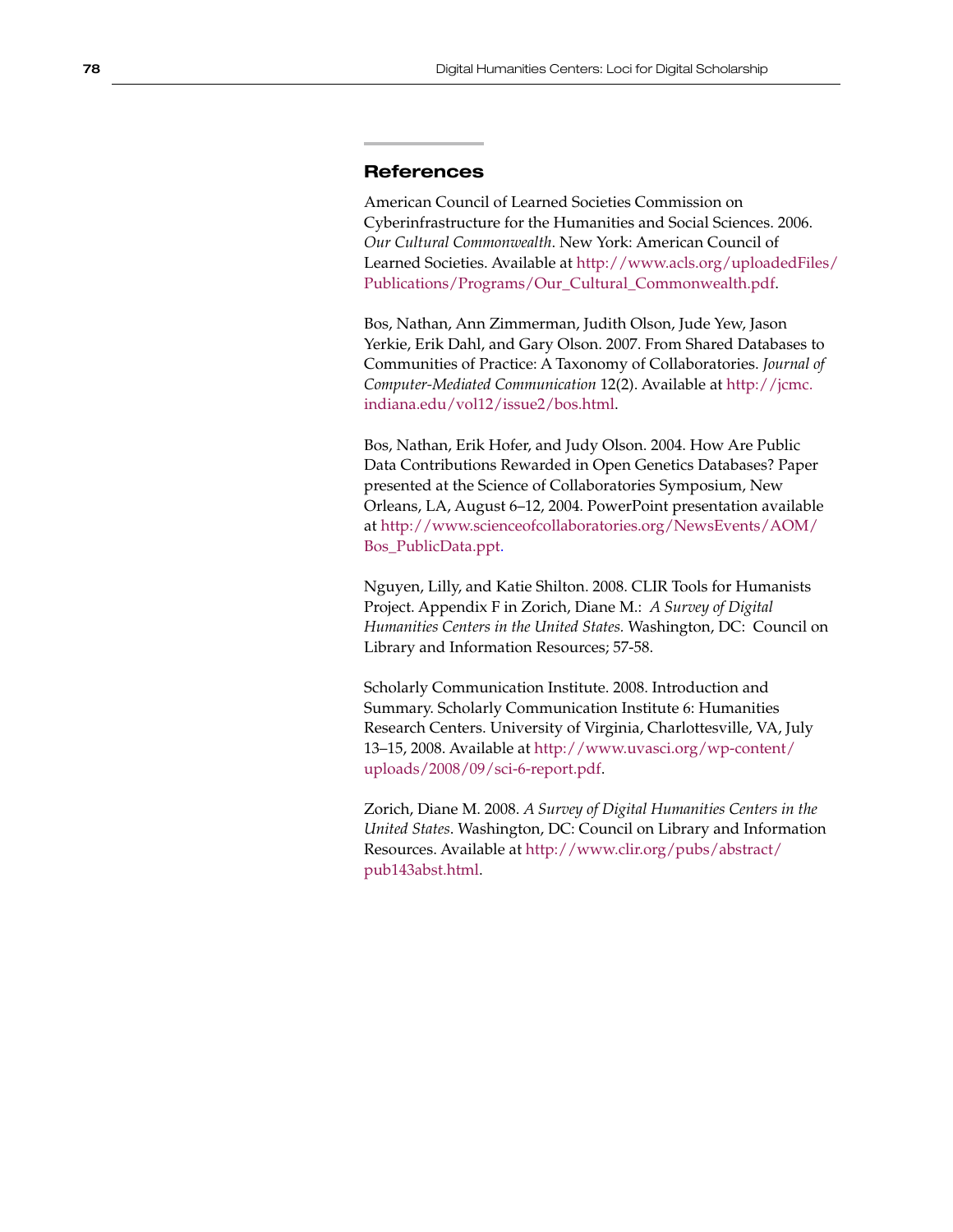## References

American Council of Learned Societies Commission on Cyberinfrastructure for the Humanities and Social Sciences. 2006. *Our Cultural Commonwealth*. New York: American Council of Learned Societies. Available at http://www.acls.org/uploadedFiles/Publications/Programs/Our_Cultural_Commonwealth.pdf.

Bos, Nathan, Ann Zimmerman, Judith Olson, Jude Yew, Jason Yerkie, Erik Dahl, and Gary Olson. 2007. From Shared Databases to Communities of Practice: A Taxonomy of Collaboratories. *Journal of Computer-Mediated Communication* 12(2). Available at http://jcmc.indiana.edu/vol12/issue2/bos.html.

Bos, Nathan, Erik Hofer, and Judy Olson. 2004. How Are Public Data Contributions Rewarded in Open Genetics Databases? Paper presented at the Science of Collaboratories Symposium, New Orleans, LA, August 6–12, 2004. PowerPoint presentation available at http://www.scienceofcollaboratories.org/NewsEvents/AOM/Bos_PublicData.ppt.

Nguyen, Lilly, and Katie Shilton. 2008. CLIR Tools for Humanists Project. Appendix F in Zorich, Diane M.: *A Survey of Digital Humanities Centers in the United States.* Washington, DC: Council on Library and Information Resources; 57-58.

Scholarly Communication Institute. 2008. Introduction and Summary. Scholarly Communication Institute 6: Humanities Research Centers. University of Virginia, Charlottesville, VA, July 13–15, 2008. Available at http://www.uvasci.org/wp-content/uploads/2008/09/sci-6-report.pdf.

Zorich, Diane M. 2008. *A Survey of Digital Humanities Centers in the United States*. Washington, DC: Council on Library and Information Resources. Available at http://www.clir.org/pubs/abstract/pub143abst.html.